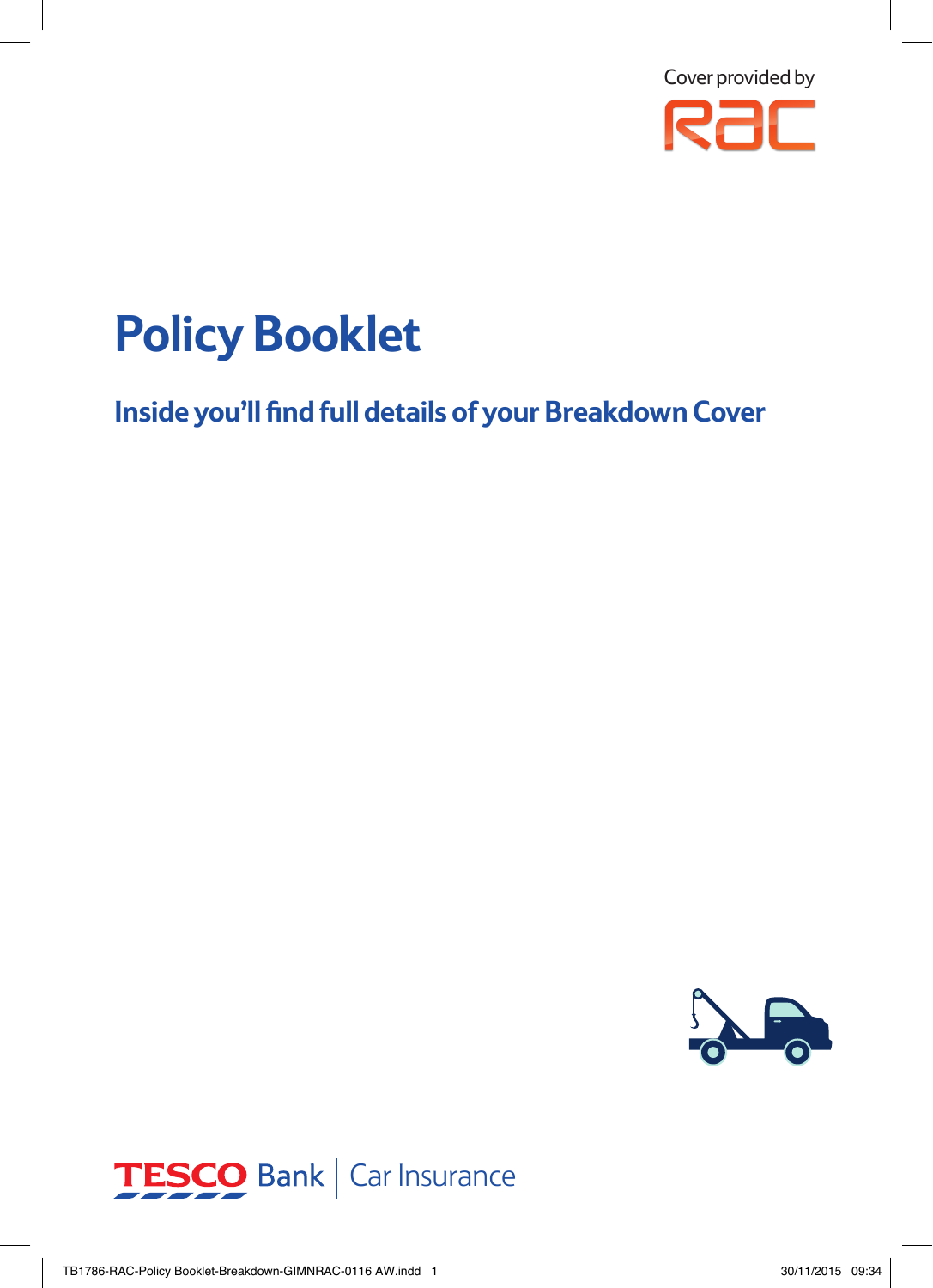Cover provided by RAC

# Policy Booklet

## Inside you'll find full details of your Breakdown Cover

TESCO Bank | Car Insurance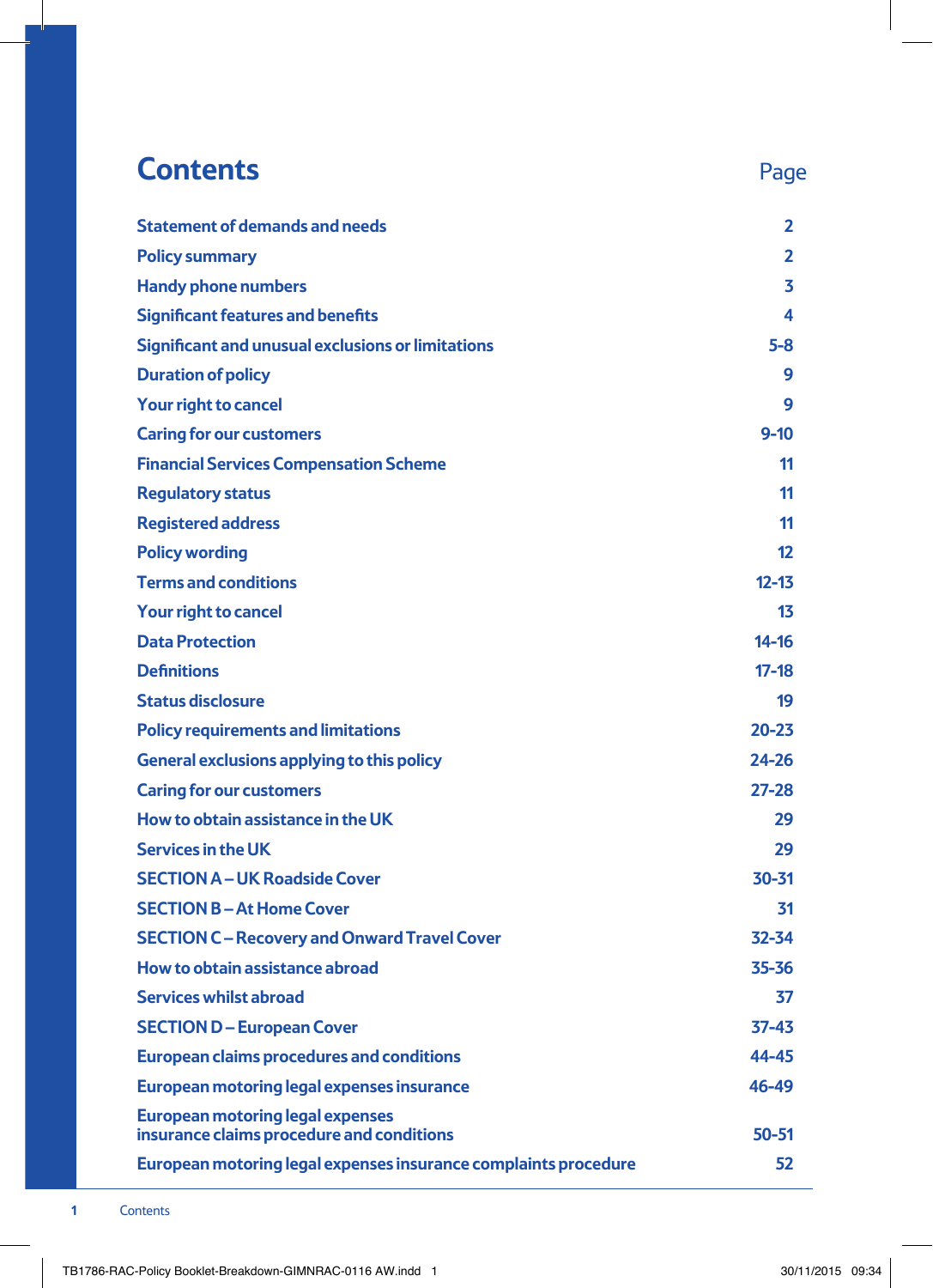# Contents

| | Page |
|---|---|
| Statement of demands and needs | 2 |
| Policy summary | 2 |
| Handy phone numbers | 3 |
| Significant features and benefits | 4 |
| Significant and unusual exclusions or limitations | 5-8 |
| Duration of policy | 9 |
| Your right to cancel | 9 |
| Caring for our customers | 9-10 |
| Financial Services Compensation Scheme | 11 |
| Regulatory status | 11 |
| Registered address | 11 |
| Policy wording | 12 |
| Terms and conditions | 12-13 |
| Your right to cancel | 13 |
| Data Protection | 14-16 |
| Definitions | 17-18 |
| Status disclosure | 19 |
| Policy requirements and limitations | 20-23 |
| General exclusions applying to this policy | 24-26 |
| Caring for our customers | 27-28 |
| How to obtain assistance in the UK | 29 |
| Services in the UK | 29 |
| SECTION A – UK Roadside Cover | 30-31 |
| SECTION B – At Home Cover | 31 |
| SECTION C – Recovery and Onward Travel Cover | 32-34 |
| How to obtain assistance abroad | 35-36 |
| Services whilst abroad | 37 |
| SECTION D – European Cover | 37-43 |
| European claims procedures and conditions | 44-45 |
| European motoring legal expenses insurance | 46-49 |
| European motoring legal expenses insurance claims procedure and conditions | 50-51 |
| European motoring legal expenses insurance complaints procedure | 52 |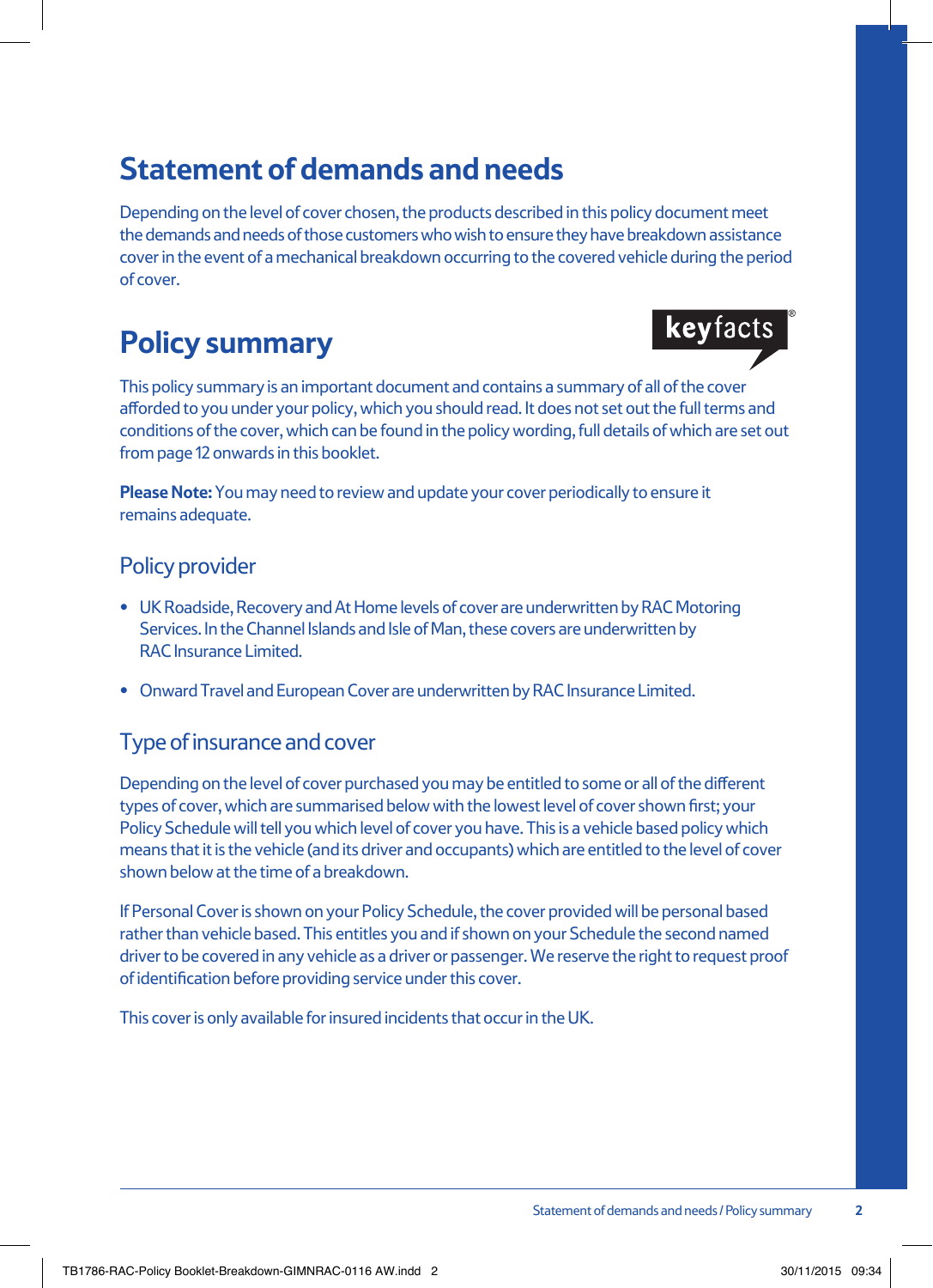# Statement of demands and needs

Depending on the level of cover chosen, the products described in this policy document meet the demands and needs of those customers who wish to ensure they have breakdown assistance cover in the event of a mechanical breakdown occurring to the covered vehicle during the period of cover.

# Policy summary

keyfacts®

This policy summary is an important document and contains a summary of all of the cover afforded to you under your policy, which you should read. It does not set out the full terms and conditions of the cover, which can be found in the policy wording, full details of which are set out from page 12 onwards in this booklet.

**Please Note:** You may need to review and update your cover periodically to ensure it remains adequate.

## Policy provider

- UK Roadside, Recovery and At Home levels of cover are underwritten by RAC Motoring Services. In the Channel Islands and Isle of Man, these covers are underwritten by RAC Insurance Limited.
- Onward Travel and European Cover are underwritten by RAC Insurance Limited.

## Type of insurance and cover

Depending on the level of cover purchased you may be entitled to some or all of the different types of cover, which are summarised below with the lowest level of cover shown first; your Policy Schedule will tell you which level of cover you have. This is a vehicle based policy which means that it is the vehicle (and its driver and occupants) which are entitled to the level of cover shown below at the time of a breakdown.

If Personal Cover is shown on your Policy Schedule, the cover provided will be personal based rather than vehicle based. This entitles you and if shown on your Schedule the second named driver to be covered in any vehicle as a driver or passenger. We reserve the right to request proof of identification before providing service under this cover.

This cover is only available for insured incidents that occur in the UK.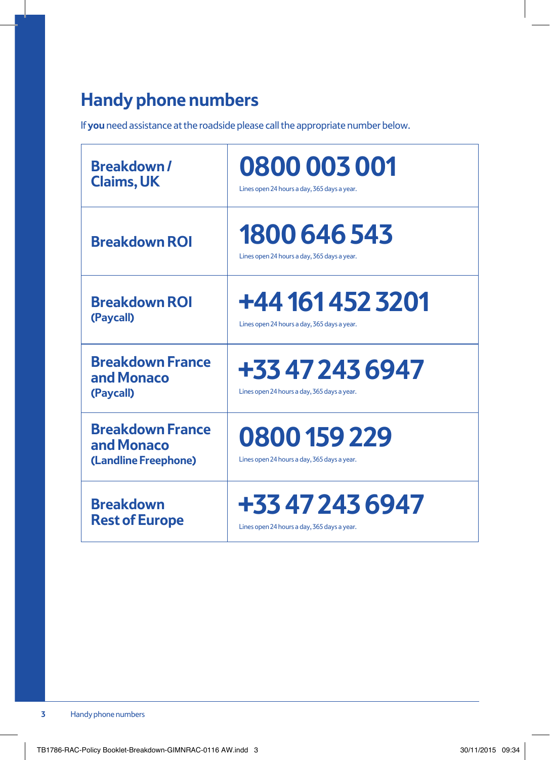## Handy phone numbers

If **you** need assistance at the roadside please call the appropriate number below.

| | |
|---|---|
| **Breakdown / Claims, UK** | **0800 003 001** Lines open 24 hours a day, 365 days a year. |
| **Breakdown ROI** | **1800 646 543** Lines open 24 hours a day, 365 days a year. |
| **Breakdown ROI (Paycall)** | **+44 161 452 3201** Lines open 24 hours a day, 365 days a year. |
| **Breakdown France and Monaco (Paycall)** | **+33 47 243 6947** Lines open 24 hours a day, 365 days a year. |
| **Breakdown France and Monaco (Landline Freephone)** | **0800 159 229** Lines open 24 hours a day, 365 days a year. |
| **Breakdown Rest of Europe** | **+33 47 243 6947** Lines open 24 hours a day, 365 days a year. |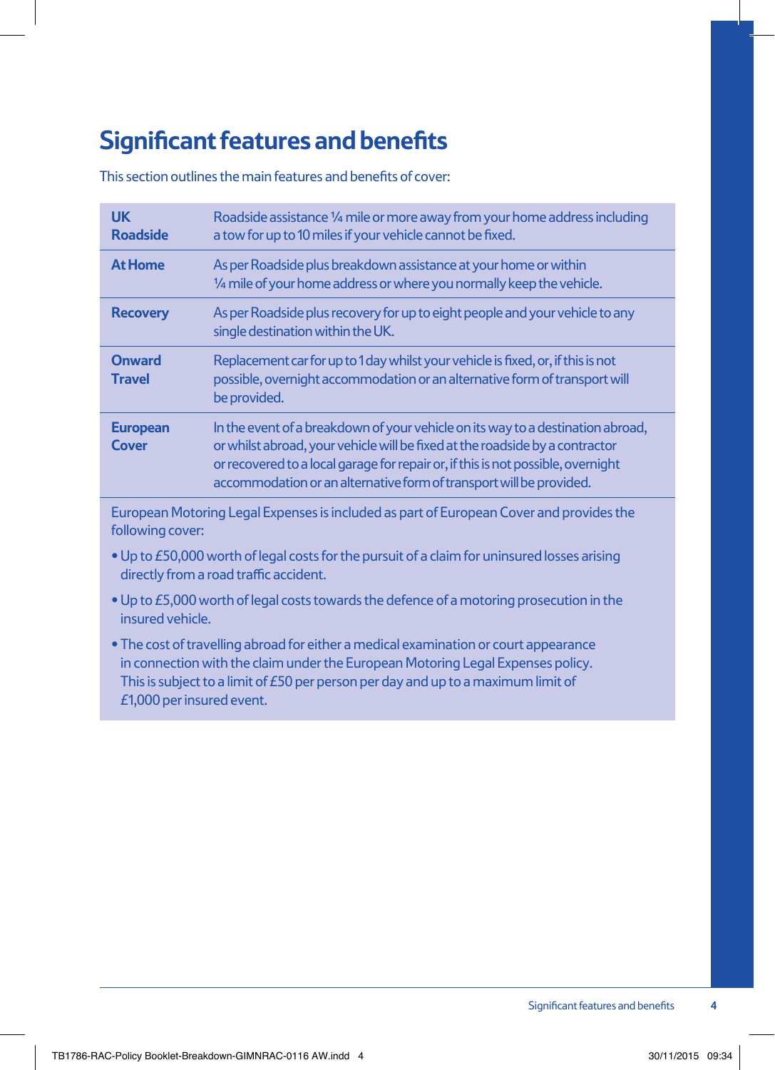# Significant features and benefits

This section outlines the main features and benefits of cover:

| | |
|---|---|
| **UK Roadside** | Roadside assistance ¼ mile or more away from your home address including a tow for up to 10 miles if your vehicle cannot be fixed. |
| **At Home** | As per Roadside plus breakdown assistance at your home or within ¼ mile of your home address or where you normally keep the vehicle. |
| **Recovery** | As per Roadside plus recovery for up to eight people and your vehicle to any single destination within the UK. |
| **Onward Travel** | Replacement car for up to 1 day whilst your vehicle is fixed, or, if this is not possible, overnight accommodation or an alternative form of transport will be provided. |
| **European Cover** | In the event of a breakdown of your vehicle on its way to a destination abroad, or whilst abroad, your vehicle will be fixed at the roadside by a contractor or recovered to a local garage for repair or, if this is not possible, overnight accommodation or an alternative form of transport will be provided. |

European Motoring Legal Expenses is included as part of European Cover and provides the following cover:

- Up to £50,000 worth of legal costs for the pursuit of a claim for uninsured losses arising directly from a road traffic accident.
- Up to £5,000 worth of legal costs towards the defence of a motoring prosecution in the insured vehicle.
- The cost of travelling abroad for either a medical examination or court appearance in connection with the claim under the European Motoring Legal Expenses policy. This is subject to a limit of £50 per person per day and up to a maximum limit of £1,000 per insured event.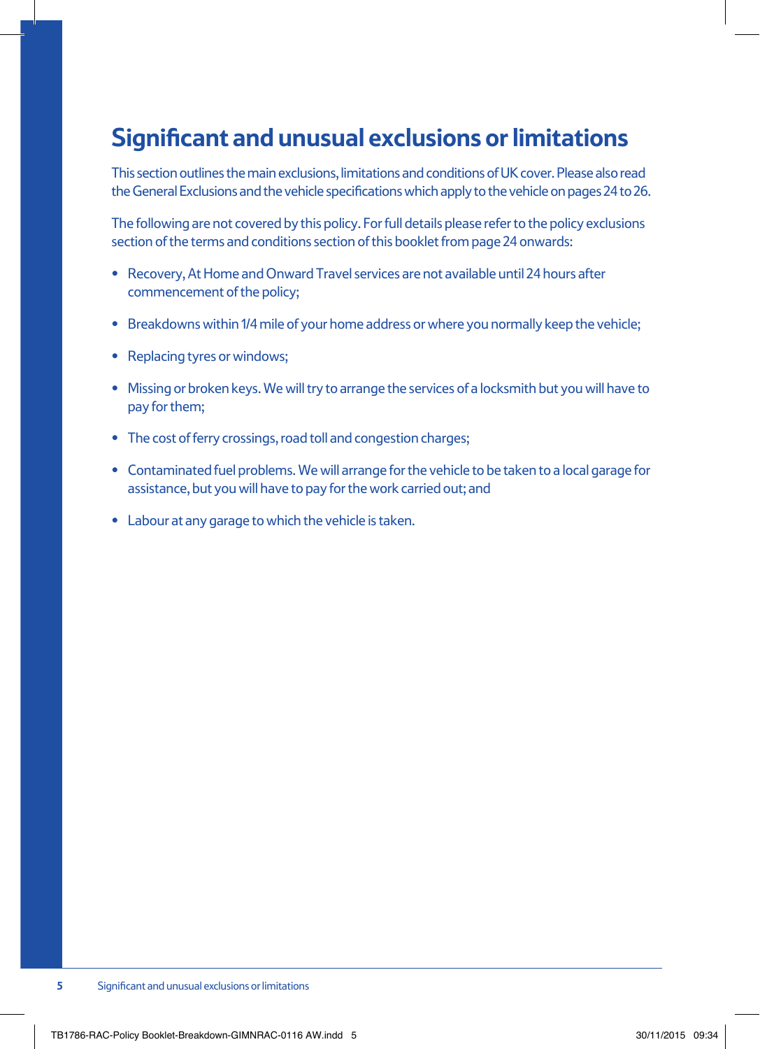# Significant and unusual exclusions or limitations

This section outlines the main exclusions, limitations and conditions of UK cover. Please also read the General Exclusions and the vehicle specifications which apply to the vehicle on pages 24 to 26.

The following are not covered by this policy. For full details please refer to the policy exclusions section of the terms and conditions section of this booklet from page 24 onwards:

- Recovery, At Home and Onward Travel services are not available until 24 hours after commencement of the policy;
- Breakdowns within 1/4 mile of your home address or where you normally keep the vehicle;
- Replacing tyres or windows;
- Missing or broken keys. We will try to arrange the services of a locksmith but you will have to pay for them;
- The cost of ferry crossings, road toll and congestion charges;
- Contaminated fuel problems. We will arrange for the vehicle to be taken to a local garage for assistance, but you will have to pay for the work carried out; and
- Labour at any garage to which the vehicle is taken.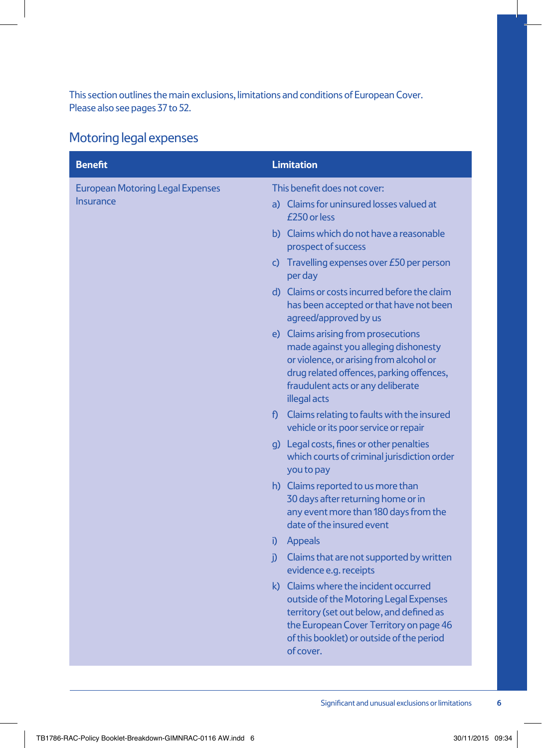This section outlines the main exclusions, limitations and conditions of European Cover. Please also see pages 37 to 52.

## Motoring legal expenses

| Benefit | Limitation |
|---|---|
| European Motoring Legal Expenses Insurance | This benefit does not cover:<br>a) Claims for uninsured losses valued at £250 or less<br>b) Claims which do not have a reasonable prospect of success<br>c) Travelling expenses over £50 per person per day<br>d) Claims or costs incurred before the claim has been accepted or that have not been agreed/approved by us<br>e) Claims arising from prosecutions made against you alleging dishonesty or violence, or arising from alcohol or drug related offences, parking offences, fraudulent acts or any deliberate illegal acts<br>f) Claims relating to faults with the insured vehicle or its poor service or repair<br>g) Legal costs, fines or other penalties which courts of criminal jurisdiction order you to pay<br>h) Claims reported to us more than 30 days after returning home or in any event more than 180 days from the date of the insured event<br>i) Appeals<br>j) Claims that are not supported by written evidence e.g. receipts<br>k) Claims where the incident occurred outside of the Motoring Legal Expenses territory (set out below, and defined as the European Cover Territory on page 46 of this booklet) or outside of the period of cover. |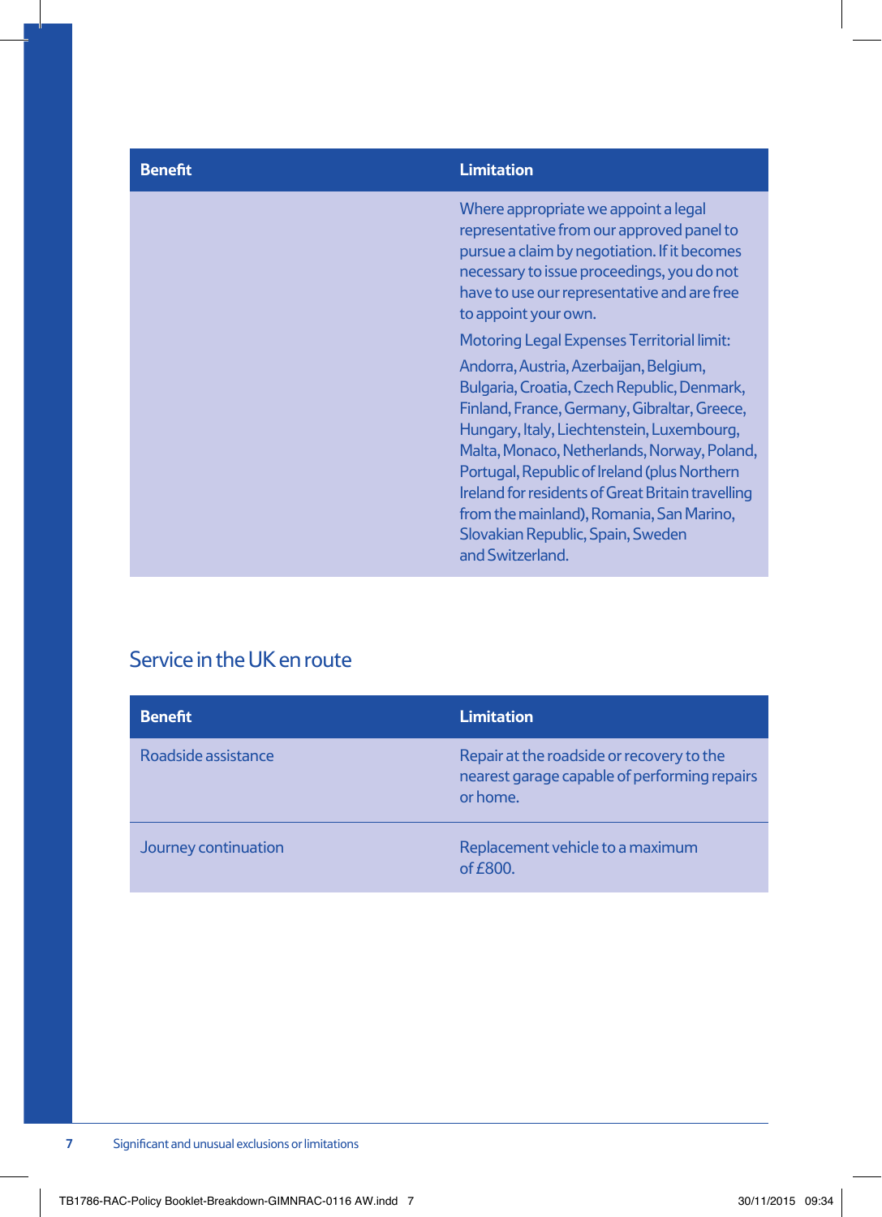| Benefit | Limitation |
| --- | --- |
| | Where appropriate we appoint a legal representative from our approved panel to pursue a claim by negotiation. If it becomes necessary to issue proceedings, you do not have to use our representative and are free to appoint your own.<br><br>Motoring Legal Expenses Territorial limit:<br><br>Andorra, Austria, Azerbaijan, Belgium, Bulgaria, Croatia, Czech Republic, Denmark, Finland, France, Germany, Gibraltar, Greece, Hungary, Italy, Liechtenstein, Luxembourg, Malta, Monaco, Netherlands, Norway, Poland, Portugal, Republic of Ireland (plus Northern Ireland for residents of Great Britain travelling from the mainland), Romania, San Marino, Slovakian Republic, Spain, Sweden and Switzerland. |

## Service in the UK en route

| Benefit | Limitation |
| --- | --- |
| Roadside assistance | Repair at the roadside or recovery to the nearest garage capable of performing repairs or home. |
| Journey continuation | Replacement vehicle to a maximum of £800. |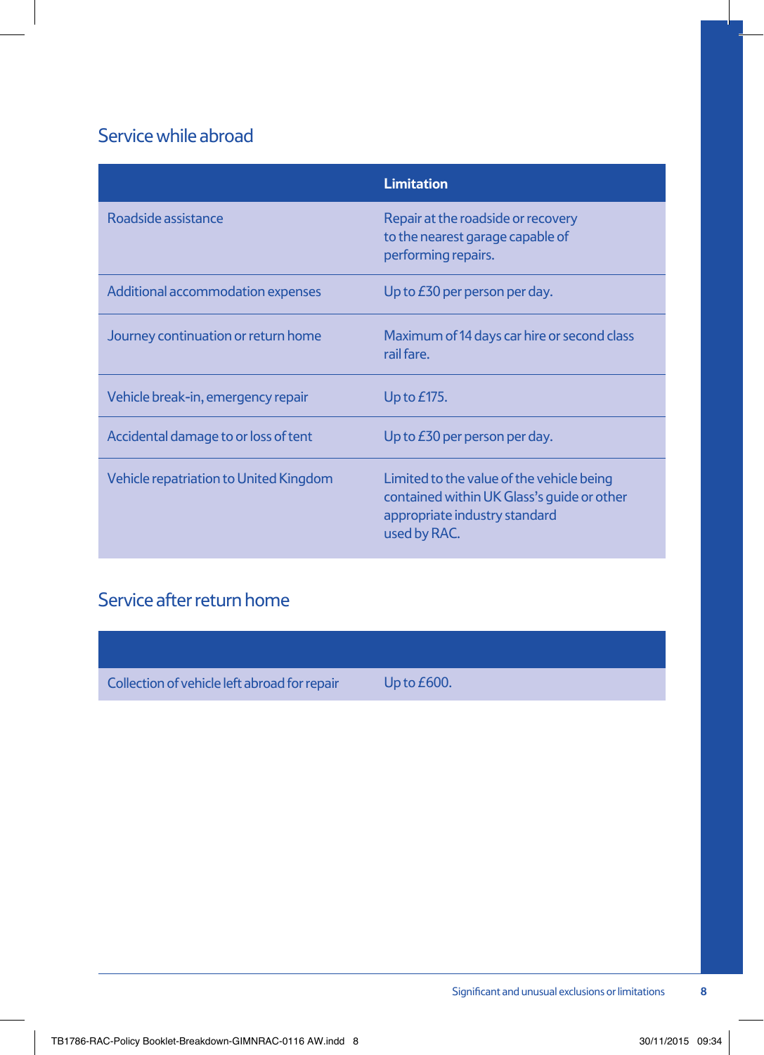## Service while abroad

| | Limitation |
|---|---|
| Roadside assistance | Repair at the roadside or recovery to the nearest garage capable of performing repairs. |
| Additional accommodation expenses | Up to £30 per person per day. |
| Journey continuation or return home | Maximum of 14 days car hire or second class rail fare. |
| Vehicle break-in, emergency repair | Up to £175. |
| Accidental damage to or loss of tent | Up to £30 per person per day. |
| Vehicle repatriation to United Kingdom | Limited to the value of the vehicle being contained within UK Glass's guide or other appropriate industry standard used by RAC. |

## Service after return home

| | |
|---|---|
| Collection of vehicle left abroad for repair | Up to £600. |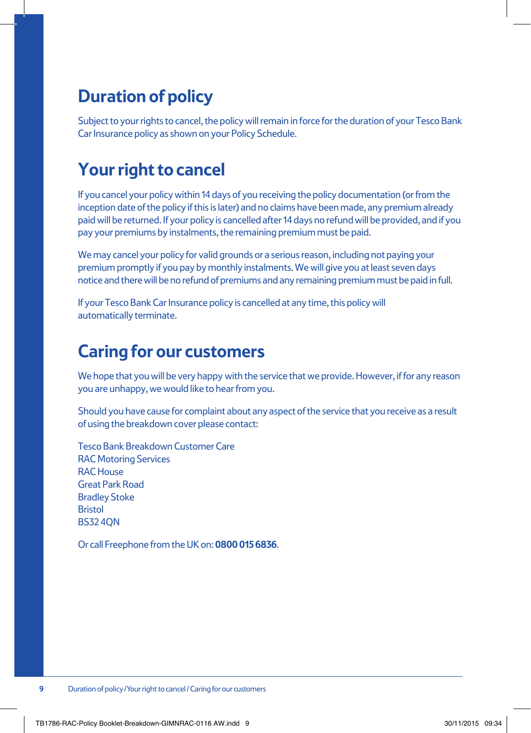# Duration of policy

Subject to your rights to cancel, the policy will remain in force for the duration of your Tesco Bank Car Insurance policy as shown on your Policy Schedule.

# Your right to cancel

If you cancel your policy within 14 days of you receiving the policy documentation (or from the inception date of the policy if this is later) and no claims have been made, any premium already paid will be returned. If your policy is cancelled after 14 days no refund will be provided, and if you pay your premiums by instalments, the remaining premium must be paid.

We may cancel your policy for valid grounds or a serious reason, including not paying your premium promptly if you pay by monthly instalments. We will give you at least seven days notice and there will be no refund of premiums and any remaining premium must be paid in full.

If your Tesco Bank Car Insurance policy is cancelled at any time, this policy will automatically terminate.

# Caring for our customers

We hope that you will be very happy with the service that we provide. However, if for any reason you are unhappy, we would like to hear from you.

Should you have cause for complaint about any aspect of the service that you receive as a result of using the breakdown cover please contact:

Tesco Bank Breakdown Customer Care
RAC Motoring Services
RAC House
Great Park Road
Bradley Stoke
Bristol
BS32 4QN

Or call Freephone from the UK on: **0800 015 6836**.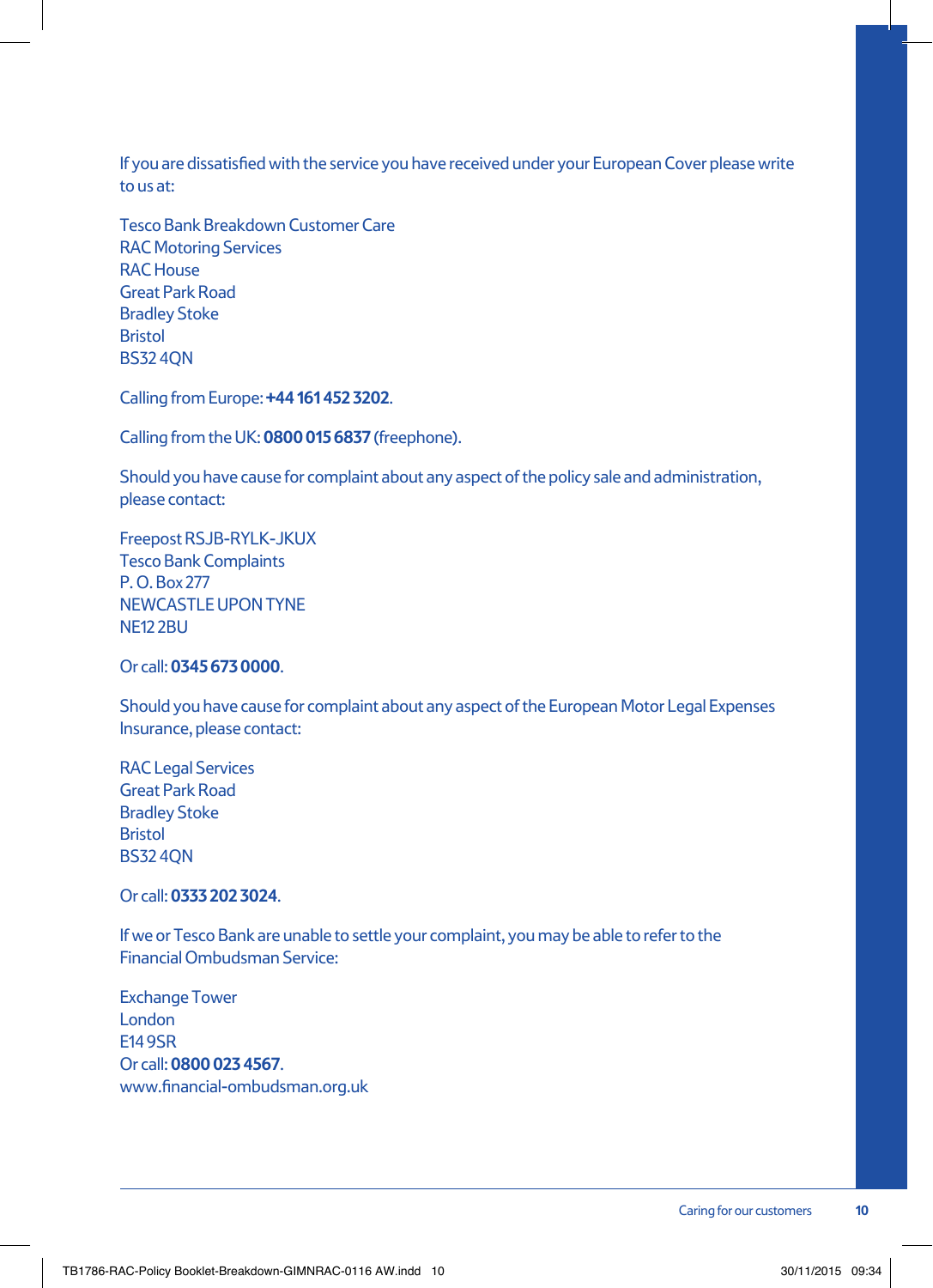If you are dissatisfied with the service you have received under your European Cover please write to us at:

Tesco Bank Breakdown Customer Care
RAC Motoring Services
RAC House
Great Park Road
Bradley Stoke
Bristol
BS32 4QN

Calling from Europe: **+44 161 452 3202**.

Calling from the UK: **0800 015 6837** (freephone).

Should you have cause for complaint about any aspect of the policy sale and administration, please contact:

Freepost RSJB-RYLK-JKUX
Tesco Bank Complaints
P. O. Box 277
NEWCASTLE UPON TYNE
NE12 2BU

Or call: **0345 673 0000**.

Should you have cause for complaint about any aspect of the European Motor Legal Expenses Insurance, please contact:

RAC Legal Services
Great Park Road
Bradley Stoke
Bristol
BS32 4QN

Or call: **0333 202 3024**.

If we or Tesco Bank are unable to settle your complaint, you may be able to refer to the Financial Ombudsman Service:

Exchange Tower
London
E14 9SR
Or call: **0800 023 4567**.
www.financial-ombudsman.org.uk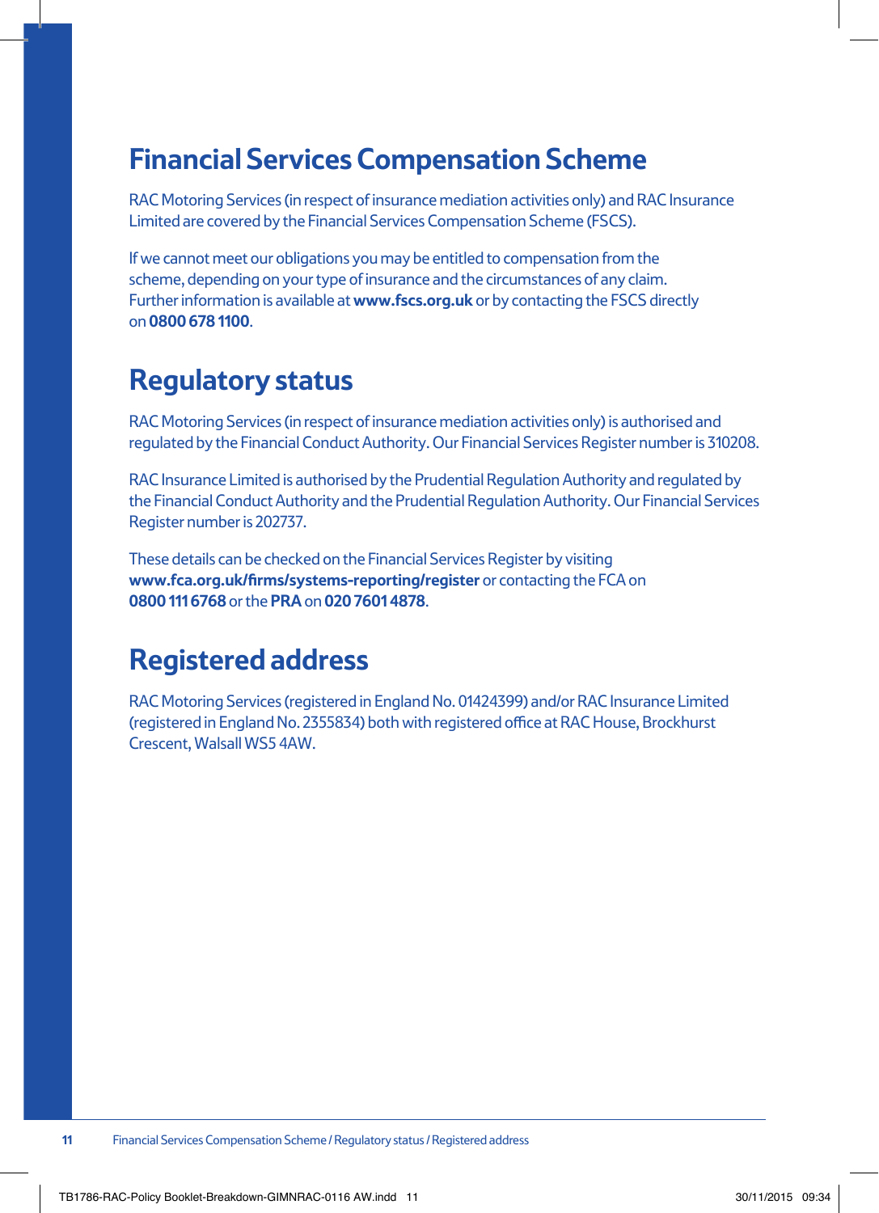## Financial Services Compensation Scheme

RAC Motoring Services (in respect of insurance mediation activities only) and RAC Insurance Limited are covered by the Financial Services Compensation Scheme (FSCS).

If we cannot meet our obligations you may be entitled to compensation from the scheme, depending on your type of insurance and the circumstances of any claim. Further information is available at **www.fscs.org.uk** or by contacting the FSCS directly on **0800 678 1100**.

## Regulatory status

RAC Motoring Services (in respect of insurance mediation activities only) is authorised and regulated by the Financial Conduct Authority. Our Financial Services Register number is 310208.

RAC Insurance Limited is authorised by the Prudential Regulation Authority and regulated by the Financial Conduct Authority and the Prudential Regulation Authority. Our Financial Services Register number is 202737.

These details can be checked on the Financial Services Register by visiting **www.fca.org.uk/firms/systems-reporting/register** or contacting the FCA on **0800 111 6768** or the **PRA** on **020 7601 4878**.

## Registered address

RAC Motoring Services (registered in England No. 01424399) and/or RAC Insurance Limited (registered in England No. 2355834) both with registered office at RAC House, Brockhurst Crescent, Walsall WS5 4AW.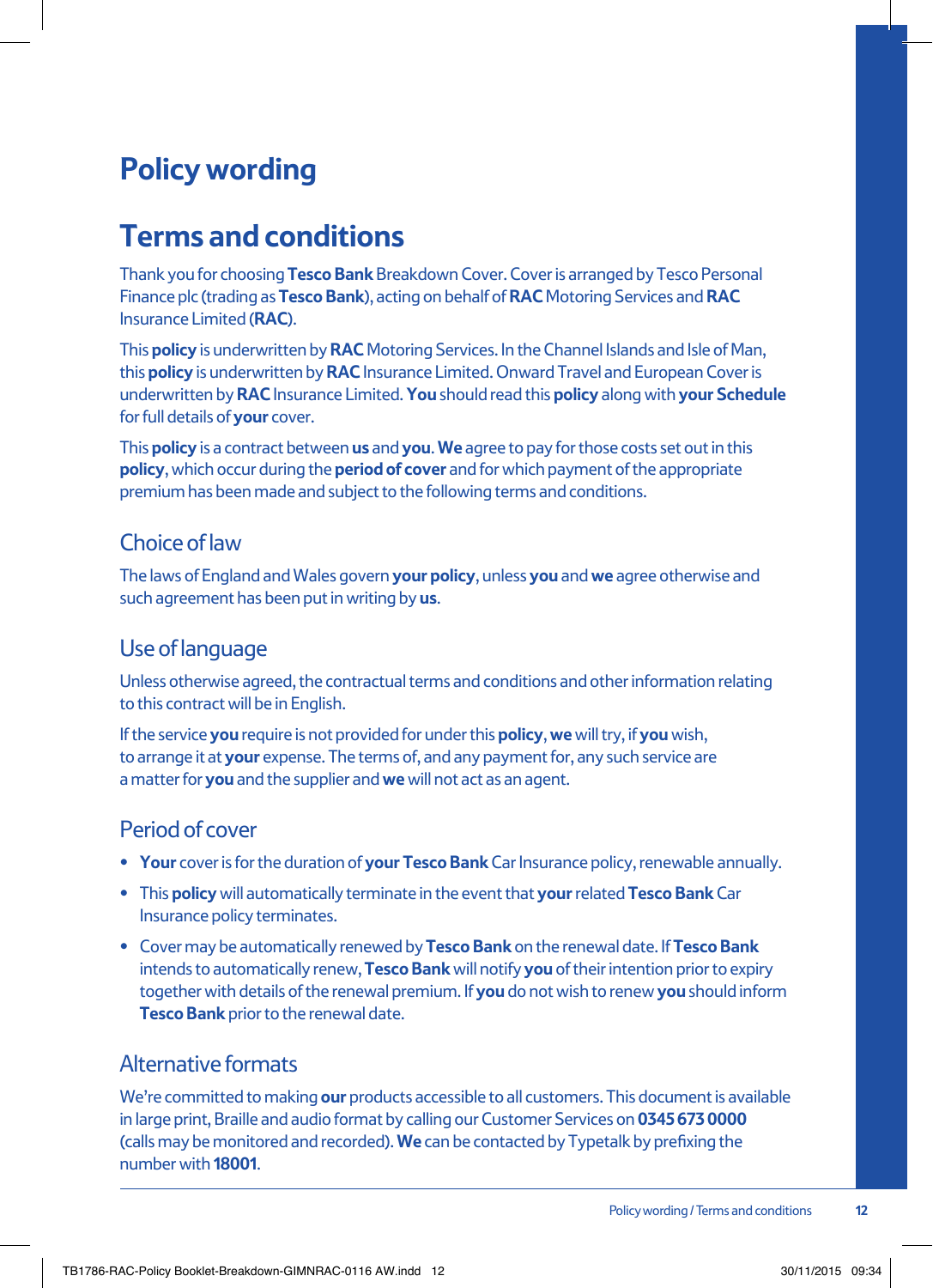# Policy wording

## Terms and conditions

Thank you for choosing **Tesco Bank** Breakdown Cover. Cover is arranged by Tesco Personal Finance plc (trading as **Tesco Bank**), acting on behalf of **RAC** Motoring Services and **RAC** Insurance Limited (**RAC**).

This **policy** is underwritten by **RAC** Motoring Services. In the Channel Islands and Isle of Man, this **policy** is underwritten by **RAC** Insurance Limited. Onward Travel and European Cover is underwritten by **RAC** Insurance Limited. **You** should read this **policy** along with **your Schedule** for full details of **your** cover.

This **policy** is a contract between **us** and **you**. **We** agree to pay for those costs set out in this **policy**, which occur during the **period of cover** and for which payment of the appropriate premium has been made and subject to the following terms and conditions.

### Choice of law

The laws of England and Wales govern **your policy**, unless **you** and **we** agree otherwise and such agreement has been put in writing by **us**.

### Use of language

Unless otherwise agreed, the contractual terms and conditions and other information relating to this contract will be in English.

If the service **you** require is not provided for under this **policy**, **we** will try, if **you** wish, to arrange it at **your** expense. The terms of, and any payment for, any such service are a matter for **you** and the supplier and **we** will not act as an agent.

### Period of cover

- **Your** cover is for the duration of **your Tesco Bank** Car Insurance policy, renewable annually.
- This **policy** will automatically terminate in the event that **your** related **Tesco Bank** Car Insurance policy terminates.
- Cover may be automatically renewed by **Tesco Bank** on the renewal date. If **Tesco Bank** intends to automatically renew, **Tesco Bank** will notify **you** of their intention prior to expiry together with details of the renewal premium. If **you** do not wish to renew **you** should inform **Tesco Bank** prior to the renewal date.

### Alternative formats

We're committed to making **our** products accessible to all customers. This document is available in large print, Braille and audio format by calling our Customer Services on **0345 673 0000** (calls may be monitored and recorded). **We** can be contacted by Typetalk by prefixing the number with **18001**.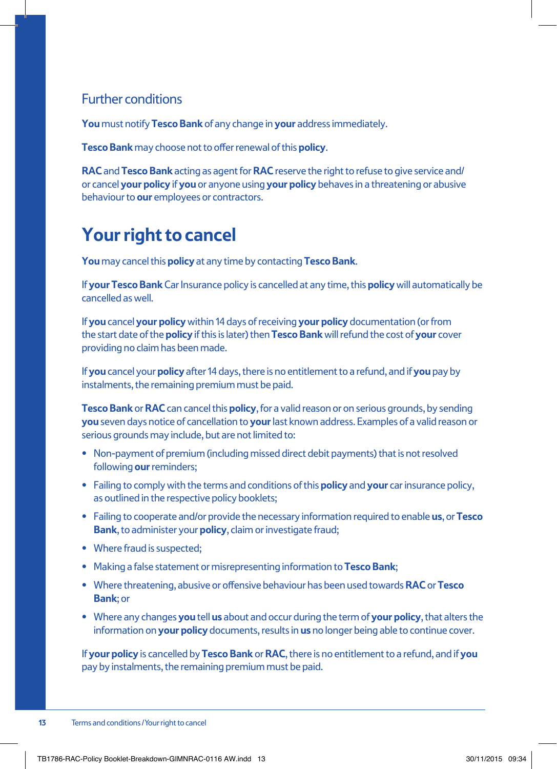## Further conditions

**You** must notify **Tesco Bank** of any change in **your** address immediately.

**Tesco Bank** may choose not to offer renewal of this **policy**.

**RAC** and **Tesco Bank** acting as agent for **RAC** reserve the right to refuse to give service and/or cancel **your policy** if **you** or anyone using **your policy** behaves in a threatening or abusive behaviour to **our** employees or contractors.

# Your right to cancel

**You** may cancel this **policy** at any time by contacting **Tesco Bank**.

If **your Tesco Bank** Car Insurance policy is cancelled at any time, this **policy** will automatically be cancelled as well.

If **you** cancel **your policy** within 14 days of receiving **your policy** documentation (or from the start date of the **policy** if this is later) then **Tesco Bank** will refund the cost of **your** cover providing no claim has been made.

If **you** cancel your **policy** after 14 days, there is no entitlement to a refund, and if **you** pay by instalments, the remaining premium must be paid.

**Tesco Bank** or **RAC** can cancel this **policy**, for a valid reason or on serious grounds, by sending **you** seven days notice of cancellation to **your** last known address. Examples of a valid reason or serious grounds may include, but are not limited to:

- Non-payment of premium (including missed direct debit payments) that is not resolved following **our** reminders;
- Failing to comply with the terms and conditions of this **policy** and **your** car insurance policy, as outlined in the respective policy booklets;
- Failing to cooperate and/or provide the necessary information required to enable **us**, or **Tesco Bank**, to administer your **policy**, claim or investigate fraud;
- Where fraud is suspected;
- Making a false statement or misrepresenting information to **Tesco Bank**;
- Where threatening, abusive or offensive behaviour has been used towards **RAC** or **Tesco Bank**; or
- Where any changes **you** tell **us** about and occur during the term of **your policy**, that alters the information on **your policy** documents, results in **us** no longer being able to continue cover.

If **your policy** is cancelled by **Tesco Bank** or **RAC**, there is no entitlement to a refund, and if **you** pay by instalments, the remaining premium must be paid.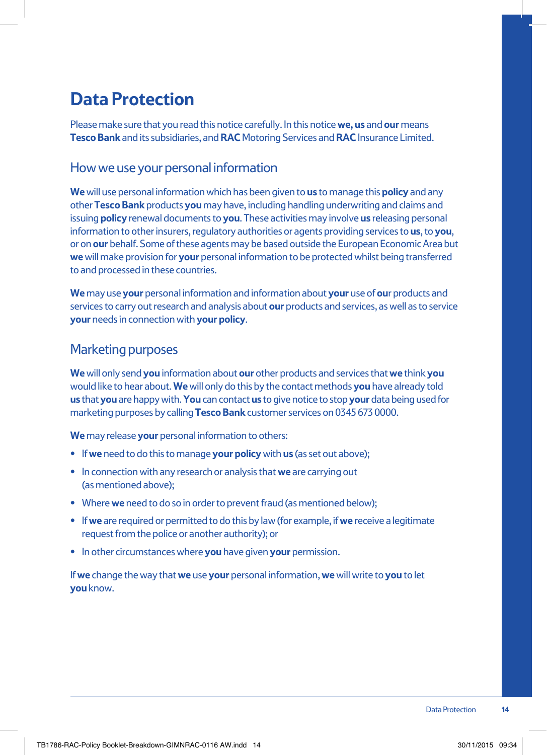# Data Protection

Please make sure that you read this notice carefully. In this notice **we, us** and **our** means **Tesco Bank** and its subsidiaries, and **RAC** Motoring Services and **RAC** Insurance Limited.

## How we use your personal information

**We** will use personal information which has been given to **us** to manage this **policy** and any other **Tesco Bank** products **you** may have, including handling underwriting and claims and issuing **policy** renewal documents to **you**. These activities may involve **us** releasing personal information to other insurers, regulatory authorities or agents providing services to **us**, to **you**, or on **our** behalf. Some of these agents may be based outside the European Economic Area but **we** will make provision for **your** personal information to be protected whilst being transferred to and processed in these countries.

**We** may use **your** personal information and information about **your** use of **our** products and services to carry out research and analysis about **our** products and services, as well as to service **your** needs in connection with **your policy**.

## Marketing purposes

**We** will only send **you** information about **our** other products and services that **we** think **you** would like to hear about. **We** will only do this by the contact methods **you** have already told **us** that **you** are happy with. **You** can contact **us** to give notice to stop **your** data being used for marketing purposes by calling **Tesco Bank** customer services on 0345 673 0000.

**We** may release **your** personal information to others:

- If **we** need to do this to manage **your policy** with **us** (as set out above);
- In connection with any research or analysis that **we** are carrying out (as mentioned above);
- Where **we** need to do so in order to prevent fraud (as mentioned below);
- If **we** are required or permitted to do this by law (for example, if **we** receive a legitimate request from the police or another authority); or
- In other circumstances where **you** have given **your** permission.

If **we** change the way that **we** use **your** personal information, **we** will write to **you** to let **you** know.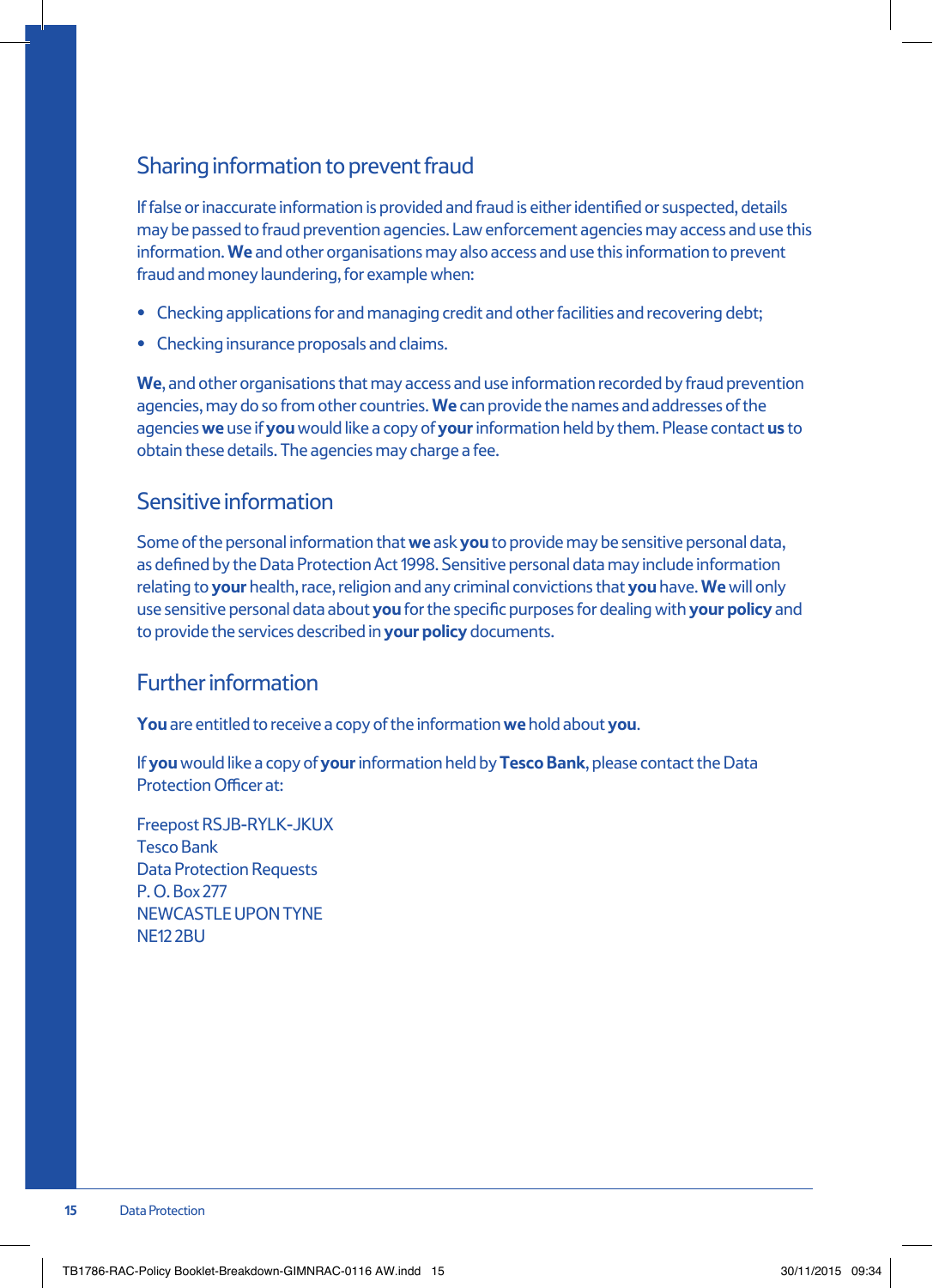## Sharing information to prevent fraud

If false or inaccurate information is provided and fraud is either identified or suspected, details may be passed to fraud prevention agencies. Law enforcement agencies may access and use this information. **We** and other organisations may also access and use this information to prevent fraud and money laundering, for example when:

- Checking applications for and managing credit and other facilities and recovering debt;
- Checking insurance proposals and claims.

**We**, and other organisations that may access and use information recorded by fraud prevention agencies, may do so from other countries. **We** can provide the names and addresses of the agencies **we** use if **you** would like a copy of **your** information held by them. Please contact **us** to obtain these details. The agencies may charge a fee.

## Sensitive information

Some of the personal information that **we** ask **you** to provide may be sensitive personal data, as defined by the Data Protection Act 1998. Sensitive personal data may include information relating to **your** health, race, religion and any criminal convictions that **you** have. **We** will only use sensitive personal data about **you** for the specific purposes for dealing with **your policy** and to provide the services described in **your policy** documents.

## Further information

**You** are entitled to receive a copy of the information **we** hold about **you**.

If **you** would like a copy of **your** information held by **Tesco Bank**, please contact the Data Protection Officer at:

Freepost RSJB-RYLK-JKUX
Tesco Bank
Data Protection Requests
P. O. Box 277
NEWCASTLE UPON TYNE
NE12 2BU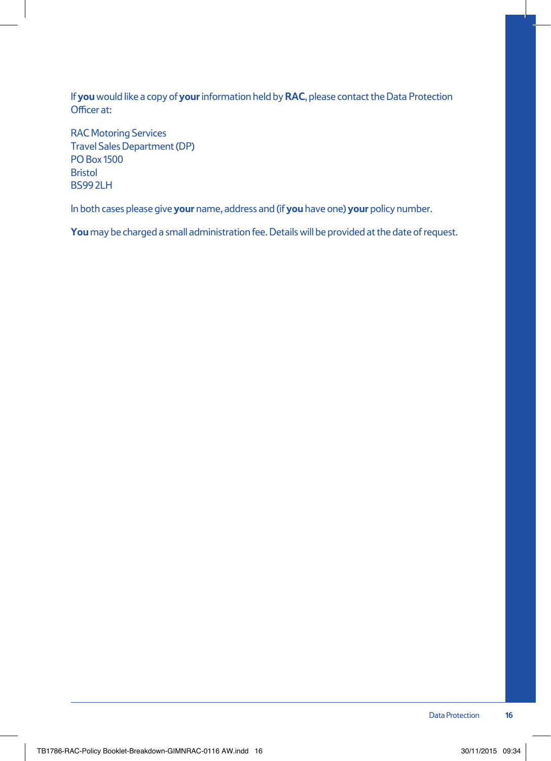If **you** would like a copy of **your** information held by **RAC**, please contact the Data Protection Officer at:

RAC Motoring Services
Travel Sales Department (DP)
PO Box 1500
Bristol
BS99 2LH

In both cases please give **your** name, address and (if **you** have one) **your** policy number.

**You** may be charged a small administration fee. Details will be provided at the date of request.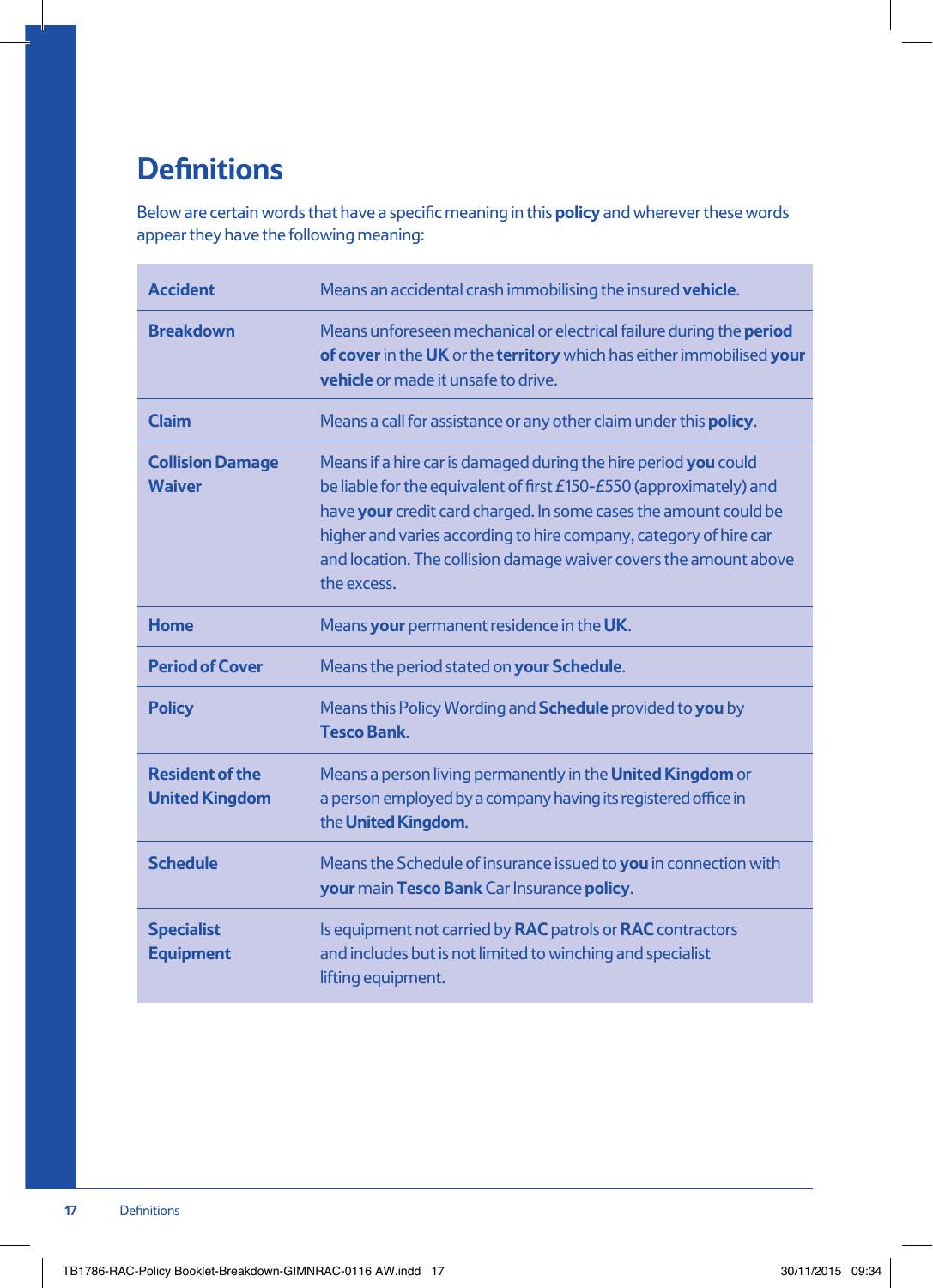# Definitions

Below are certain words that have a specific meaning in this **policy** and wherever these words appear they have the following meaning:

| | |
|---|---|
| **Accident** | Means an accidental crash immobilising the insured **vehicle**. |
| **Breakdown** | Means unforeseen mechanical or electrical failure during the **period of cover** in the **UK** or the **territory** which has either immobilised **your vehicle** or made it unsafe to drive. |
| **Claim** | Means a call for assistance or any other claim under this **policy**. |
| **Collision Damage Waiver** | Means if a hire car is damaged during the hire period **you** could be liable for the equivalent of first £150-£550 (approximately) and have **your** credit card charged. In some cases the amount could be higher and varies according to hire company, category of hire car and location. The collision damage waiver covers the amount above the excess. |
| **Home** | Means **your** permanent residence in the **UK**. |
| **Period of Cover** | Means the period stated on **your Schedule**. |
| **Policy** | Means this Policy Wording and **Schedule** provided to **you** by **Tesco Bank**. |
| **Resident of the United Kingdom** | Means a person living permanently in the **United Kingdom** or a person employed by a company having its registered office in the **United Kingdom**. |
| **Schedule** | Means the Schedule of insurance issued to **you** in connection with **your** main **Tesco Bank** Car Insurance **policy**. |
| **Specialist Equipment** | Is equipment not carried by **RAC** patrols or **RAC** contractors and includes but is not limited to winching and specialist lifting equipment. |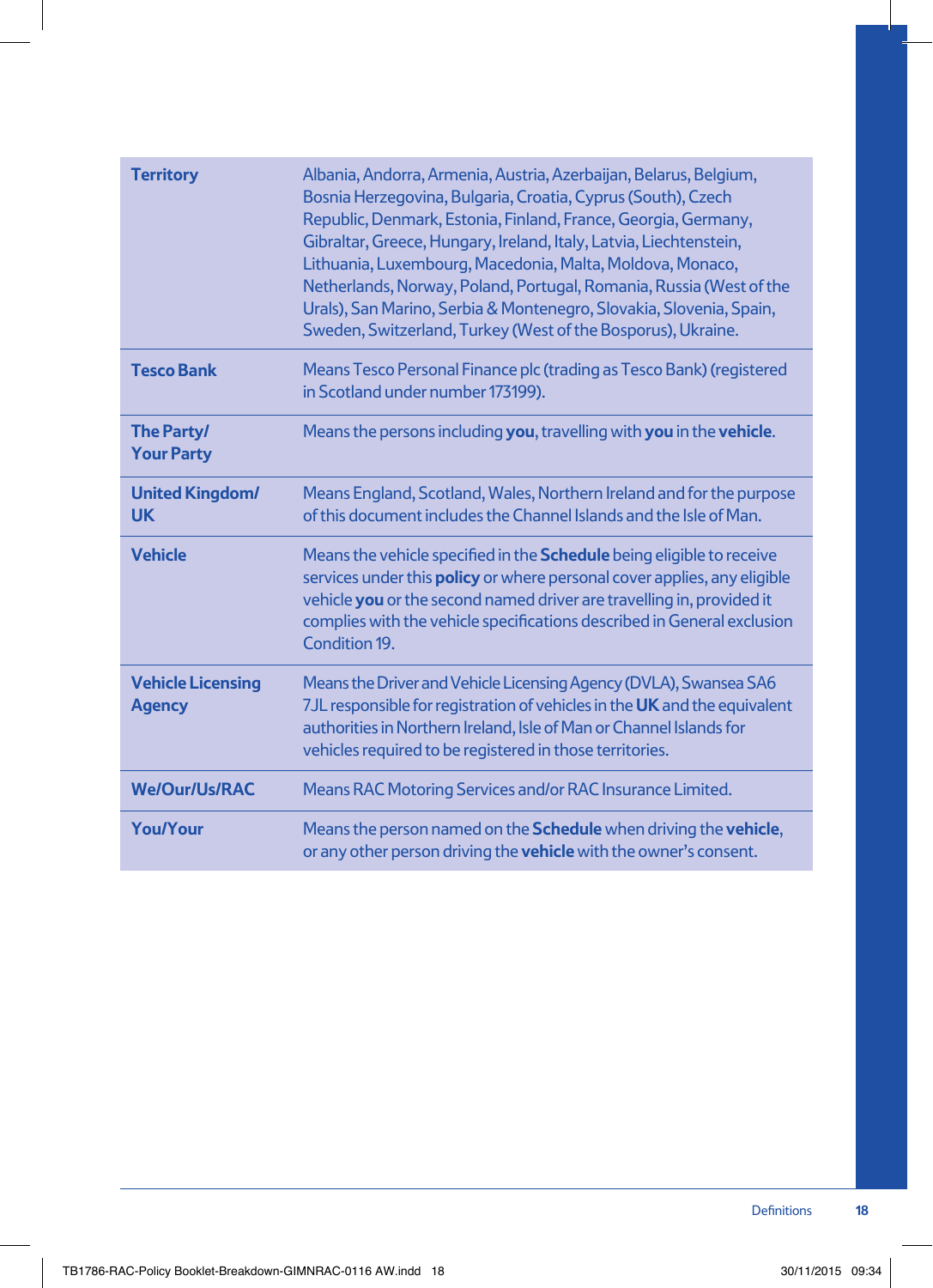| **Territory** | Albania, Andorra, Armenia, Austria, Azerbaijan, Belarus, Belgium, Bosnia Herzegovina, Bulgaria, Croatia, Cyprus (South), Czech Republic, Denmark, Estonia, Finland, France, Georgia, Germany, Gibraltar, Greece, Hungary, Ireland, Italy, Latvia, Liechtenstein, Lithuania, Luxembourg, Macedonia, Malta, Moldova, Monaco, Netherlands, Norway, Poland, Portugal, Romania, Russia (West of the Urals), San Marino, Serbia & Montenegro, Slovakia, Slovenia, Spain, Sweden, Switzerland, Turkey (West of the Bosporus), Ukraine. |
|---|---|
| **Tesco Bank** | Means Tesco Personal Finance plc (trading as Tesco Bank) (registered in Scotland under number 173199). |
| **The Party/ Your Party** | Means the persons including **you**, travelling with **you** in the **vehicle**. |
| **United Kingdom/ UK** | Means England, Scotland, Wales, Northern Ireland and for the purpose of this document includes the Channel Islands and the Isle of Man. |
| **Vehicle** | Means the vehicle specified in the **Schedule** being eligible to receive services under this **policy** or where personal cover applies, any eligible vehicle **you** or the second named driver are travelling in, provided it complies with the vehicle specifications described in General exclusion Condition 19. |
| **Vehicle Licensing Agency** | Means the Driver and Vehicle Licensing Agency (DVLA), Swansea SA6 7JL responsible for registration of vehicles in the **UK** and the equivalent authorities in Northern Ireland, Isle of Man or Channel Islands for vehicles required to be registered in those territories. |
| **We/Our/Us/RAC** | Means RAC Motoring Services and/or RAC Insurance Limited. |
| **You/Your** | Means the person named on the **Schedule** when driving the **vehicle**, or any other person driving the **vehicle** with the owner's consent. |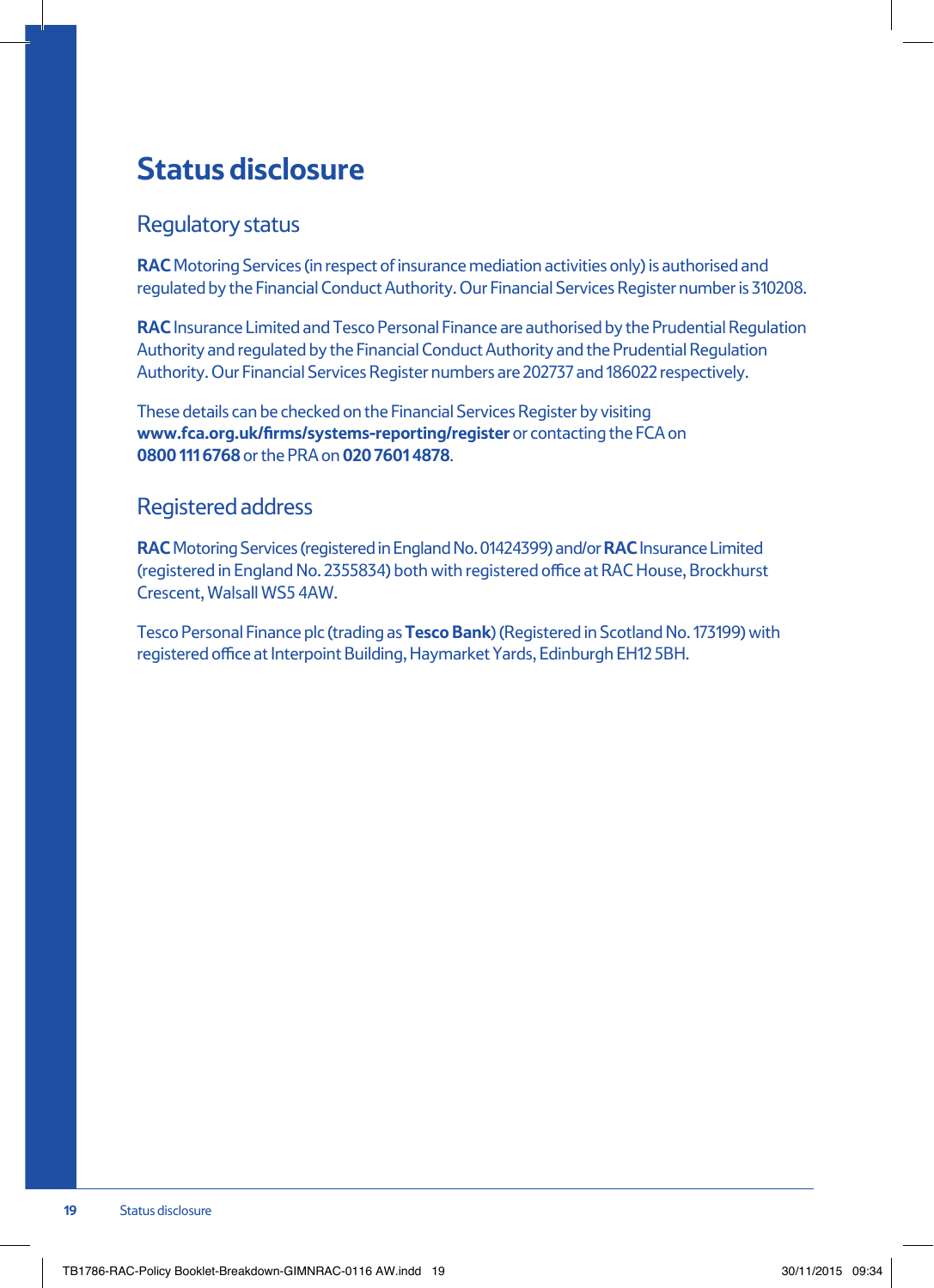# Status disclosure

## Regulatory status

**RAC** Motoring Services (in respect of insurance mediation activities only) is authorised and regulated by the Financial Conduct Authority. Our Financial Services Register number is 310208.

**RAC** Insurance Limited and Tesco Personal Finance are authorised by the Prudential Regulation Authority and regulated by the Financial Conduct Authority and the Prudential Regulation Authority. Our Financial Services Register numbers are 202737 and 186022 respectively.

These details can be checked on the Financial Services Register by visiting **www.fca.org.uk/firms/systems-reporting/register** or contacting the FCA on **0800 111 6768** or the PRA on **020 7601 4878**.

## Registered address

**RAC** Motoring Services (registered in England No. 01424399) and/or **RAC** Insurance Limited (registered in England No. 2355834) both with registered office at RAC House, Brockhurst Crescent, Walsall WS5 4AW.

Tesco Personal Finance plc (trading as **Tesco Bank**) (Registered in Scotland No. 173199) with registered office at Interpoint Building, Haymarket Yards, Edinburgh EH12 5BH.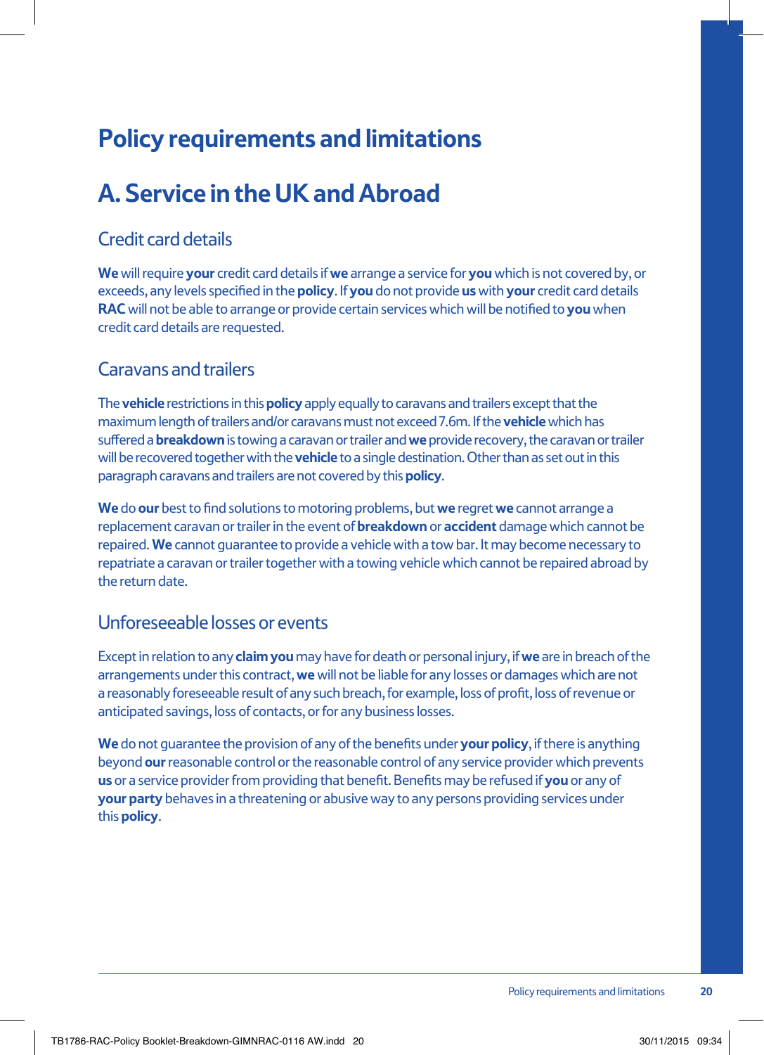# Policy requirements and limitations

## A. Service in the UK and Abroad

### Credit card details

**We** will require **your** credit card details if **we** arrange a service for **you** which is not covered by, or exceeds, any levels specified in the **policy**. If **you** do not provide **us** with **your** credit card details **RAC** will not be able to arrange or provide certain services which will be notified to **you** when credit card details are requested.

### Caravans and trailers

The **vehicle** restrictions in this **policy** apply equally to caravans and trailers except that the maximum length of trailers and/or caravans must not exceed 7.6m. If the **vehicle** which has suffered a **breakdown** is towing a caravan or trailer and **we** provide recovery, the caravan or trailer will be recovered together with the **vehicle** to a single destination. Other than as set out in this paragraph caravans and trailers are not covered by this **policy**.

**We** do **our** best to find solutions to motoring problems, but **we** regret **we** cannot arrange a replacement caravan or trailer in the event of **breakdown** or **accident** damage which cannot be repaired. **We** cannot guarantee to provide a vehicle with a tow bar. It may become necessary to repatriate a caravan or trailer together with a towing vehicle which cannot be repaired abroad by the return date.

### Unforeseeable losses or events

Except in relation to any **claim you** may have for death or personal injury, if **we** are in breach of the arrangements under this contract, **we** will not be liable for any losses or damages which are not a reasonably foreseeable result of any such breach, for example, loss of profit, loss of revenue or anticipated savings, loss of contacts, or for any business losses.

**We** do not guarantee the provision of any of the benefits under **your policy**, if there is anything beyond **our** reasonable control or the reasonable control of any service provider which prevents **us** or a service provider from providing that benefit. Benefits may be refused if **you** or any of **your party** behaves in a threatening or abusive way to any persons providing services under this **policy**.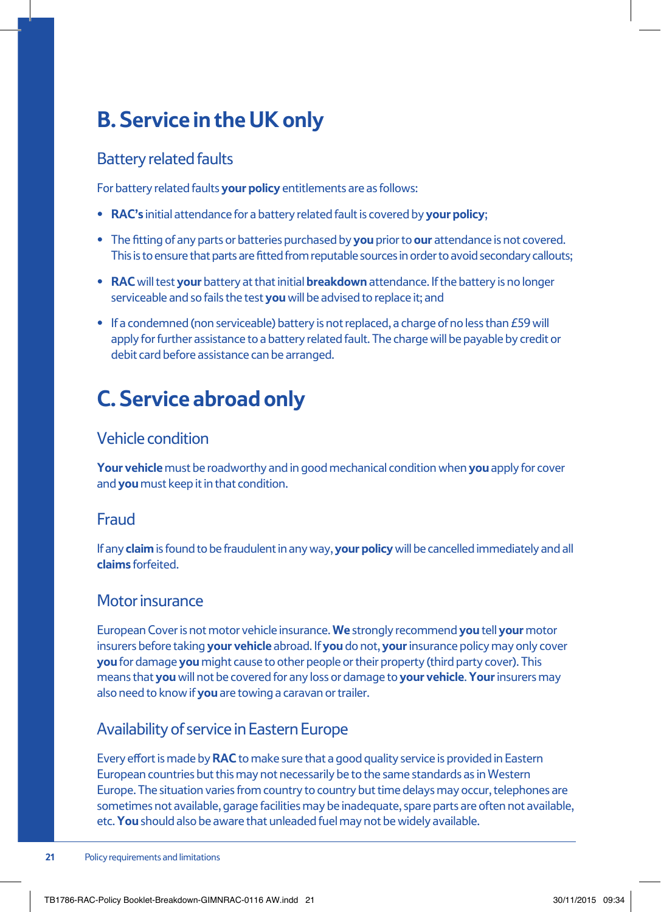# B. Service in the UK only

## Battery related faults

For battery related faults **your policy** entitlements are as follows:

- **RAC's** initial attendance for a battery related fault is covered by **your policy**;
- The fitting of any parts or batteries purchased by **you** prior to **our** attendance is not covered. This is to ensure that parts are fitted from reputable sources in order to avoid secondary callouts;
- **RAC** will test **your** battery at that initial **breakdown** attendance. If the battery is no longer serviceable and so fails the test **you** will be advised to replace it; and
- If a condemned (non serviceable) battery is not replaced, a charge of no less than £59 will apply for further assistance to a battery related fault. The charge will be payable by credit or debit card before assistance can be arranged.

# C. Service abroad only

## Vehicle condition

**Your vehicle** must be roadworthy and in good mechanical condition when **you** apply for cover and **you** must keep it in that condition.

## Fraud

If any **claim** is found to be fraudulent in any way, **your policy** will be cancelled immediately and all **claims** forfeited.

## Motor insurance

European Cover is not motor vehicle insurance. **We** strongly recommend **you** tell **your** motor insurers before taking **your vehicle** abroad. If **you** do not, **your** insurance policy may only cover **you** for damage **you** might cause to other people or their property (third party cover). This means that **you** will not be covered for any loss or damage to **your vehicle**. **Your** insurers may also need to know if **you** are towing a caravan or trailer.

## Availability of service in Eastern Europe

Every effort is made by **RAC** to make sure that a good quality service is provided in Eastern European countries but this may not necessarily be to the same standards as in Western Europe. The situation varies from country to country but time delays may occur, telephones are sometimes not available, garage facilities may be inadequate, spare parts are often not available, etc. **You** should also be aware that unleaded fuel may not be widely available.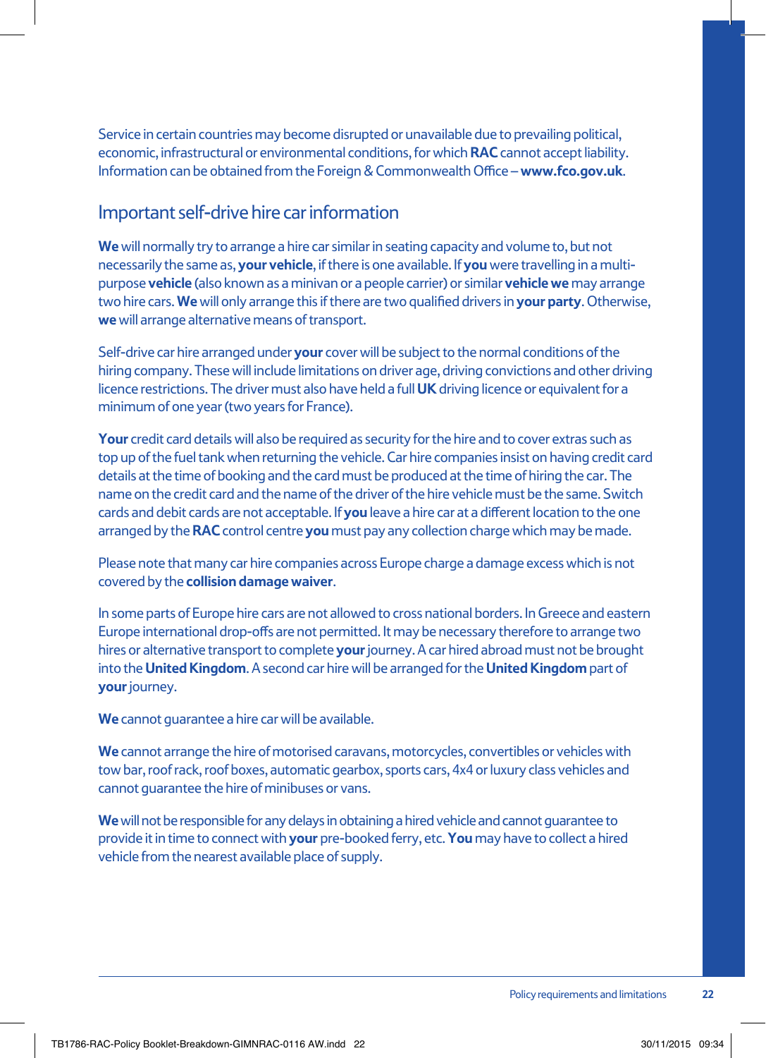Service in certain countries may become disrupted or unavailable due to prevailing political, economic, infrastructural or environmental conditions, for which **RAC** cannot accept liability. Information can be obtained from the Foreign & Commonwealth Office – **www.fco.gov.uk**.

## Important self-drive hire car information

**We** will normally try to arrange a hire car similar in seating capacity and volume to, but not necessarily the same as, **your vehicle**, if there is one available. If **you** were travelling in a multi-purpose **vehicle** (also known as a minivan or a people carrier) or similar **vehicle we** may arrange two hire cars. **We** will only arrange this if there are two qualified drivers in **your party**. Otherwise, **we** will arrange alternative means of transport.

Self-drive car hire arranged under **your** cover will be subject to the normal conditions of the hiring company. These will include limitations on driver age, driving convictions and other driving licence restrictions. The driver must also have held a full **UK** driving licence or equivalent for a minimum of one year (two years for France).

**Your** credit card details will also be required as security for the hire and to cover extras such as top up of the fuel tank when returning the vehicle. Car hire companies insist on having credit card details at the time of booking and the card must be produced at the time of hiring the car. The name on the credit card and the name of the driver of the hire vehicle must be the same. Switch cards and debit cards are not acceptable. If **you** leave a hire car at a different location to the one arranged by the **RAC** control centre **you** must pay any collection charge which may be made.

Please note that many car hire companies across Europe charge a damage excess which is not covered by the **collision damage waiver**.

In some parts of Europe hire cars are not allowed to cross national borders. In Greece and eastern Europe international drop-offs are not permitted. It may be necessary therefore to arrange two hires or alternative transport to complete **your** journey. A car hired abroad must not be brought into the **United Kingdom**. A second car hire will be arranged for the **United Kingdom** part of **your** journey.

**We** cannot guarantee a hire car will be available.

**We** cannot arrange the hire of motorised caravans, motorcycles, convertibles or vehicles with tow bar, roof rack, roof boxes, automatic gearbox, sports cars, 4x4 or luxury class vehicles and cannot guarantee the hire of minibuses or vans.

**We** will not be responsible for any delays in obtaining a hired vehicle and cannot guarantee to provide it in time to connect with **your** pre-booked ferry, etc. **You** may have to collect a hired vehicle from the nearest available place of supply.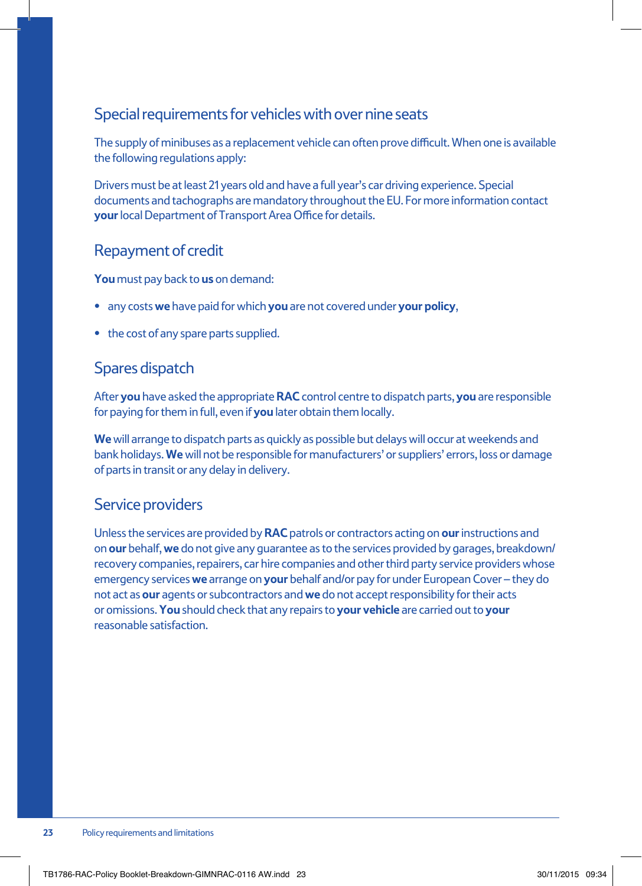## Special requirements for vehicles with over nine seats

The supply of minibuses as a replacement vehicle can often prove difficult. When one is available the following regulations apply:

Drivers must be at least 21 years old and have a full year's car driving experience. Special documents and tachographs are mandatory throughout the EU. For more information contact **your** local Department of Transport Area Office for details.

## Repayment of credit

**You** must pay back to **us** on demand:

- any costs **we** have paid for which **you** are not covered under **your policy**,
- the cost of any spare parts supplied.

## Spares dispatch

After **you** have asked the appropriate **RAC** control centre to dispatch parts, **you** are responsible for paying for them in full, even if **you** later obtain them locally.

**We** will arrange to dispatch parts as quickly as possible but delays will occur at weekends and bank holidays. **We** will not be responsible for manufacturers' or suppliers' errors, loss or damage of parts in transit or any delay in delivery.

## Service providers

Unless the services are provided by **RAC** patrols or contractors acting on **our** instructions and on **our** behalf, **we** do not give any guarantee as to the services provided by garages, breakdown/recovery companies, repairers, car hire companies and other third party service providers whose emergency services **we** arrange on **your** behalf and/or pay for under European Cover – they do not act as **our** agents or subcontractors and **we** do not accept responsibility for their acts or omissions. **You** should check that any repairs to **your vehicle** are carried out to **your** reasonable satisfaction.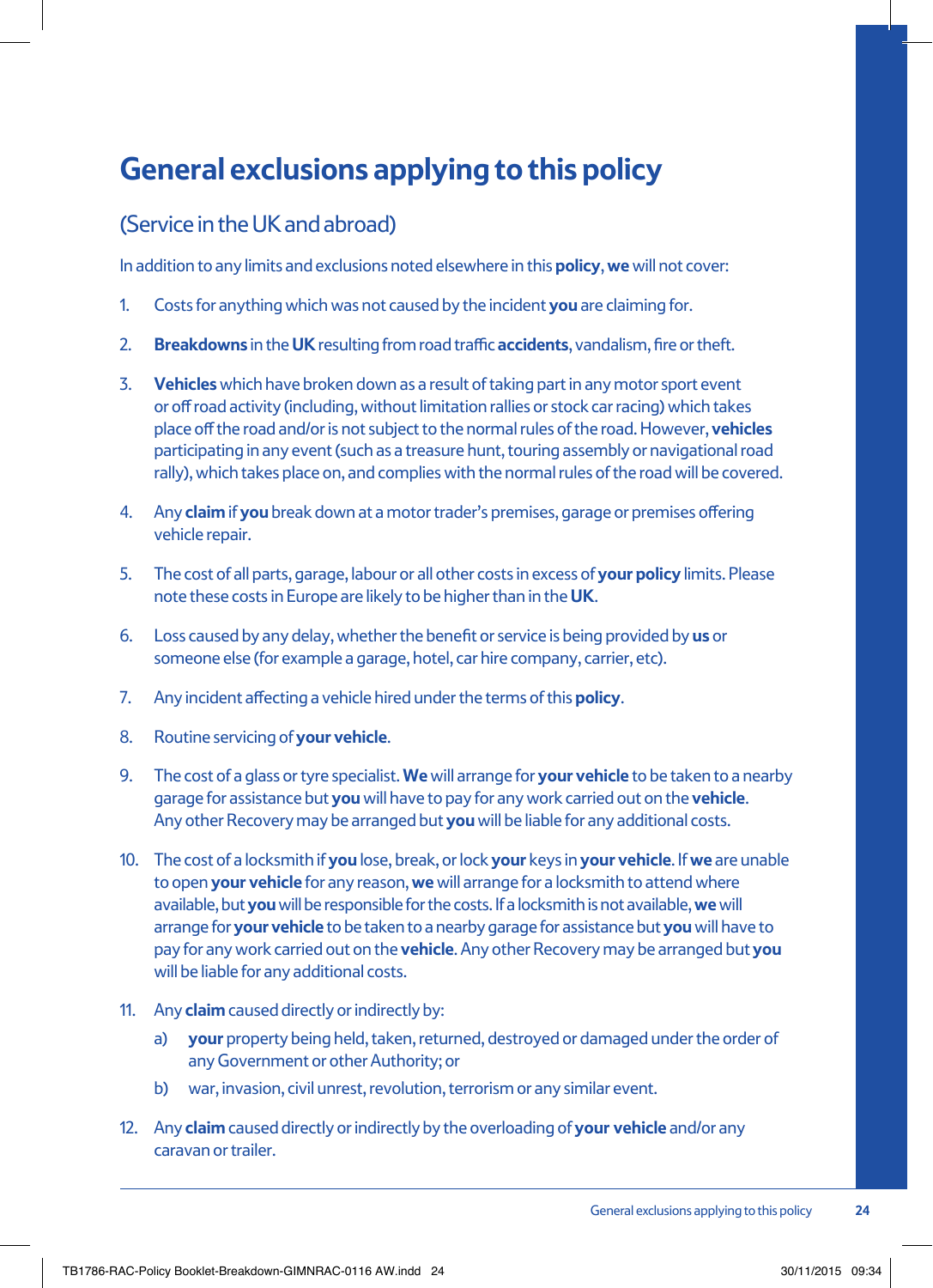# General exclusions applying to this policy

## (Service in the UK and abroad)

In addition to any limits and exclusions noted elsewhere in this **policy**, **we** will not cover:

1. Costs for anything which was not caused by the incident **you** are claiming for.
2. **Breakdowns** in the **UK** resulting from road traffic **accidents**, vandalism, fire or theft.
3. **Vehicles** which have broken down as a result of taking part in any motor sport event or off road activity (including, without limitation rallies or stock car racing) which takes place off the road and/or is not subject to the normal rules of the road. However, **vehicles** participating in any event (such as a treasure hunt, touring assembly or navigational road rally), which takes place on, and complies with the normal rules of the road will be covered.
4. Any **claim** if **you** break down at a motor trader's premises, garage or premises offering vehicle repair.
5. The cost of all parts, garage, labour or all other costs in excess of **your policy** limits. Please note these costs in Europe are likely to be higher than in the **UK**.
6. Loss caused by any delay, whether the benefit or service is being provided by **us** or someone else (for example a garage, hotel, car hire company, carrier, etc).
7. Any incident affecting a vehicle hired under the terms of this **policy**.
8. Routine servicing of **your vehicle**.
9. The cost of a glass or tyre specialist. **We** will arrange for **your vehicle** to be taken to a nearby garage for assistance but **you** will have to pay for any work carried out on the **vehicle**. Any other Recovery may be arranged but **you** will be liable for any additional costs.
10. The cost of a locksmith if **you** lose, break, or lock **your** keys in **your vehicle**. If **we** are unable to open **your vehicle** for any reason, **we** will arrange for a locksmith to attend where available, but **you** will be responsible for the costs. If a locksmith is not available, **we** will arrange for **your vehicle** to be taken to a nearby garage for assistance but **you** will have to pay for any work carried out on the **vehicle**. Any other Recovery may be arranged but **you** will be liable for any additional costs.
11. Any **claim** caused directly or indirectly by:
    a) **your** property being held, taken, returned, destroyed or damaged under the order of any Government or other Authority; or
    b) war, invasion, civil unrest, revolution, terrorism or any similar event.
12. Any **claim** caused directly or indirectly by the overloading of **your vehicle** and/or any caravan or trailer.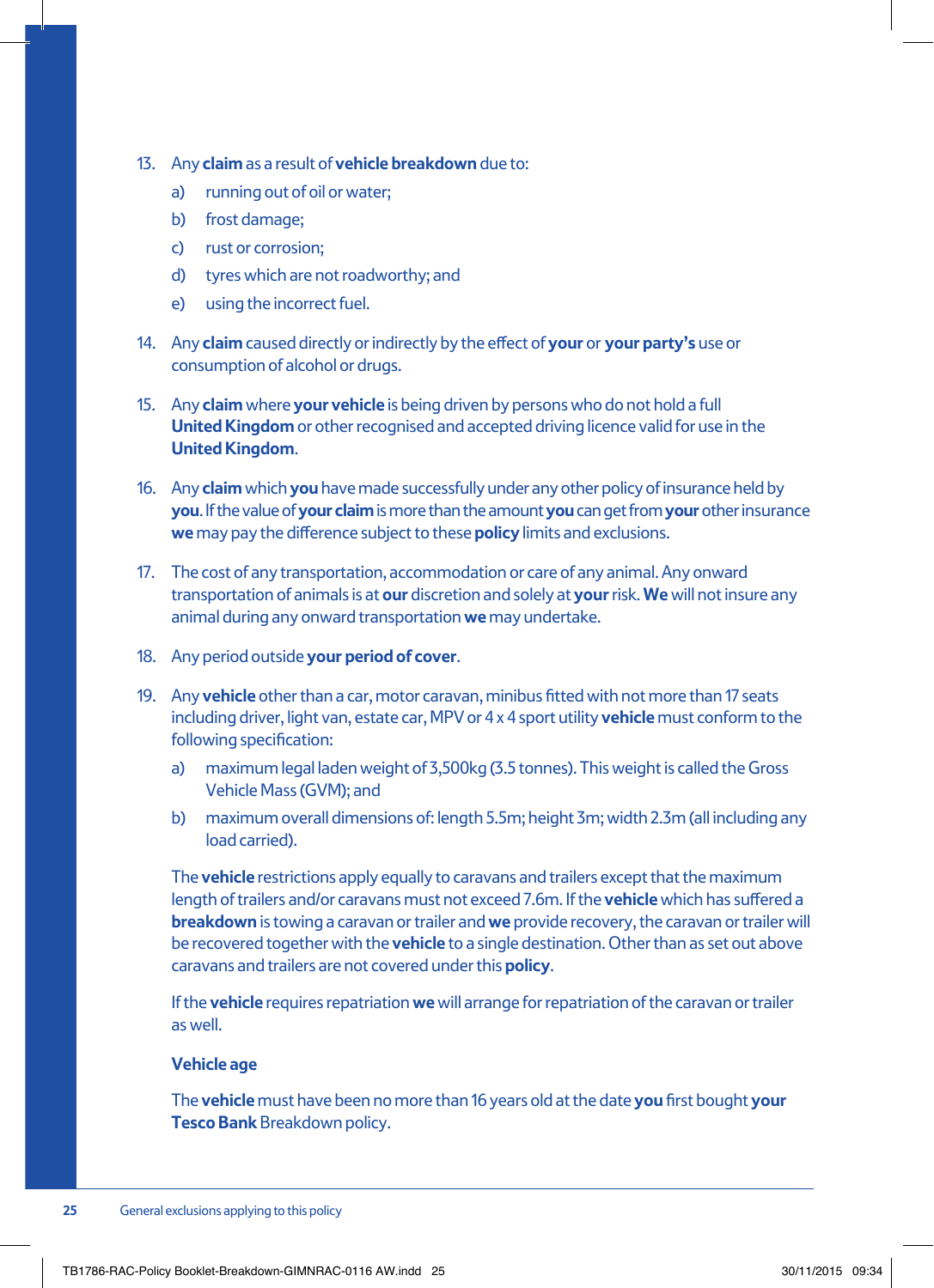13. Any **claim** as a result of **vehicle breakdown** due to:
    a) running out of oil or water;
    b) frost damage;
    c) rust or corrosion;
    d) tyres which are not roadworthy; and
    e) using the incorrect fuel.

14. Any **claim** caused directly or indirectly by the effect of **your** or **your party's** use or consumption of alcohol or drugs.

15. Any **claim** where **your vehicle** is being driven by persons who do not hold a full **United Kingdom** or other recognised and accepted driving licence valid for use in the **United Kingdom**.

16. Any **claim** which **you** have made successfully under any other policy of insurance held by **you**. If the value of **your claim** is more than the amount **you** can get from **your** other insurance **we** may pay the difference subject to these **policy** limits and exclusions.

17. The cost of any transportation, accommodation or care of any animal. Any onward transportation of animals is at **our** discretion and solely at **your** risk. **We** will not insure any animal during any onward transportation **we** may undertake.

18. Any period outside **your period of cover**.

19. Any **vehicle** other than a car, motor caravan, minibus fitted with not more than 17 seats including driver, light van, estate car, MPV or 4 x 4 sport utility **vehicle** must conform to the following specification:
    a) maximum legal laden weight of 3,500kg (3.5 tonnes). This weight is called the Gross Vehicle Mass (GVM); and
    b) maximum overall dimensions of: length 5.5m; height 3m; width 2.3m (all including any load carried).

    The **vehicle** restrictions apply equally to caravans and trailers except that the maximum length of trailers and/or caravans must not exceed 7.6m. If the **vehicle** which has suffered a **breakdown** is towing a caravan or trailer and **we** provide recovery, the caravan or trailer will be recovered together with the **vehicle** to a single destination. Other than as set out above caravans and trailers are not covered under this **policy**.

    If the **vehicle** requires repatriation **we** will arrange for repatriation of the caravan or trailer as well.

    **Vehicle age**

    The **vehicle** must have been no more than 16 years old at the date **you** first bought **your Tesco Bank** Breakdown policy.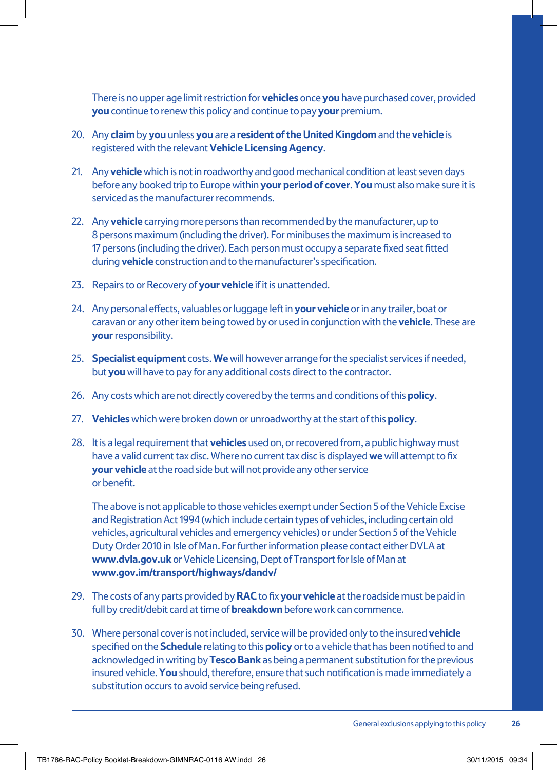There is no upper age limit restriction for **vehicles** once **you** have purchased cover, provided **you** continue to renew this policy and continue to pay **your** premium.

20. Any **claim** by **you** unless **you** are a **resident of the United Kingdom** and the **vehicle** is registered with the relevant **Vehicle Licensing Agency**.

21. Any **vehicle** which is not in roadworthy and good mechanical condition at least seven days before any booked trip to Europe within **your period of cover**. **You** must also make sure it is serviced as the manufacturer recommends.

22. Any **vehicle** carrying more persons than recommended by the manufacturer, up to 8 persons maximum (including the driver). For minibuses the maximum is increased to 17 persons (including the driver). Each person must occupy a separate fixed seat fitted during **vehicle** construction and to the manufacturer's specification.

23. Repairs to or Recovery of **your vehicle** if it is unattended.

24. Any personal effects, valuables or luggage left in **your vehicle** or in any trailer, boat or caravan or any other item being towed by or used in conjunction with the **vehicle**. These are **your** responsibility.

25. **Specialist equipment** costs. **We** will however arrange for the specialist services if needed, but **you** will have to pay for any additional costs direct to the contractor.

26. Any costs which are not directly covered by the terms and conditions of this **policy**.

27. **Vehicles** which were broken down or unroadworthy at the start of this **policy**.

28. It is a legal requirement that **vehicles** used on, or recovered from, a public highway must have a valid current tax disc. Where no current tax disc is displayed **we** will attempt to fix **your vehicle** at the road side but will not provide any other service or benefit.

    The above is not applicable to those vehicles exempt under Section 5 of the Vehicle Excise and Registration Act 1994 (which include certain types of vehicles, including certain old vehicles, agricultural vehicles and emergency vehicles) or under Section 5 of the Vehicle Duty Order 2010 in Isle of Man. For further information please contact either DVLA at **www.dvla.gov.uk** or Vehicle Licensing, Dept of Transport for Isle of Man at **www.gov.im/transport/highways/dandv/**

29. The costs of any parts provided by **RAC** to fix **your vehicle** at the roadside must be paid in full by credit/debit card at time of **breakdown** before work can commence.

30. Where personal cover is not included, service will be provided only to the insured **vehicle** specified on the **Schedule** relating to this **policy** or to a vehicle that has been notified to and acknowledged in writing by **Tesco Bank** as being a permanent substitution for the previous insured vehicle. **You** should, therefore, ensure that such notification is made immediately a substitution occurs to avoid service being refused.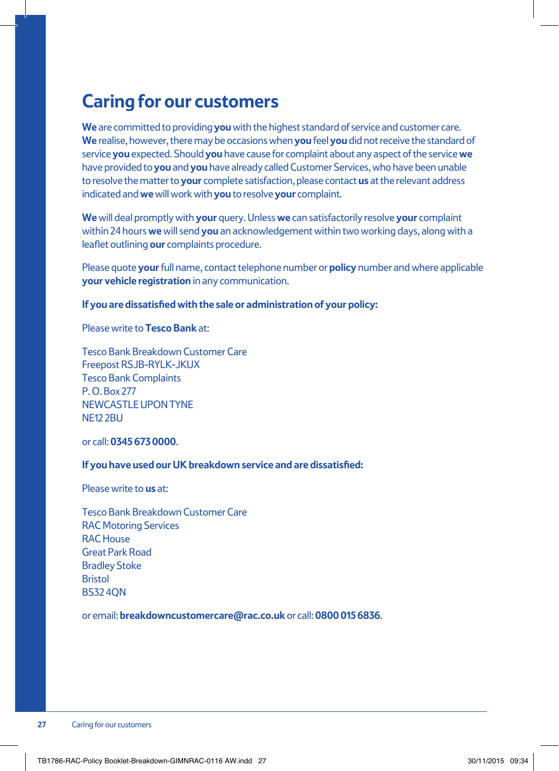# Caring for our customers

**We** are committed to providing **you** with the highest standard of service and customer care. **We** realise, however, there may be occasions when **you** feel **you** did not receive the standard of service **you** expected. Should **you** have cause for complaint about any aspect of the service **we** have provided to **you** and **you** have already called Customer Services, who have been unable to resolve the matter to **your** complete satisfaction, please contact **us** at the relevant address indicated and **we** will work with **you** to resolve **your** complaint.

**We** will deal promptly with **your** query. Unless **we** can satisfactorily resolve **your** complaint within 24 hours **we** will send **you** an acknowledgement within two working days, along with a leaflet outlining **our** complaints procedure.

Please quote **your** full name, contact telephone number or **policy** number and where applicable **your vehicle registration** in any communication.

**If you are dissatisfied with the sale or administration of your policy:**

Please write to **Tesco Bank** at:

Tesco Bank Breakdown Customer Care
Freepost RSJB-RYLK-JKUX
Tesco Bank Complaints
P. O. Box 277
NEWCASTLE UPON TYNE
NE12 2BU

or call: **0345 673 0000**.

**If you have used our UK breakdown service and are dissatisfied:**

Please write to **us** at:

Tesco Bank Breakdown Customer Care
RAC Motoring Services
RAC House
Great Park Road
Bradley Stoke
Bristol
BS32 4QN

or email: **breakdowncustomercare@rac.co.uk** or call: **0800 015 6836**.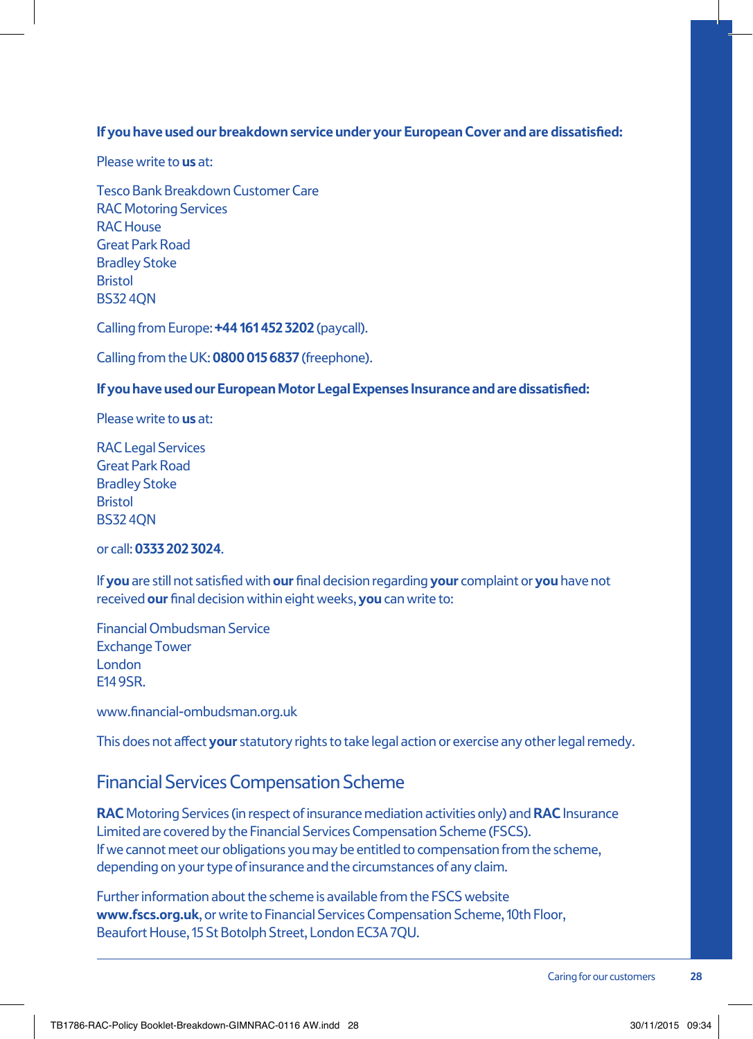**If you have used our breakdown service under your European Cover and are dissatisfied:**

Please write to **us** at:

Tesco Bank Breakdown Customer Care
RAC Motoring Services
RAC House
Great Park Road
Bradley Stoke
Bristol
BS32 4QN

Calling from Europe: **+44 161 452 3202** (paycall).

Calling from the UK: **0800 015 6837** (freephone).

**If you have used our European Motor Legal Expenses Insurance and are dissatisfied:**

Please write to **us** at:

RAC Legal Services
Great Park Road
Bradley Stoke
Bristol
BS32 4QN

or call: **0333 202 3024**.

If **you** are still not satisfied with **our** final decision regarding **your** complaint or **you** have not received **our** final decision within eight weeks, **you** can write to:

Financial Ombudsman Service
Exchange Tower
London
E14 9SR.

www.financial-ombudsman.org.uk

This does not affect **your** statutory rights to take legal action or exercise any other legal remedy.

## Financial Services Compensation Scheme

**RAC** Motoring Services (in respect of insurance mediation activities only) and **RAC** Insurance Limited are covered by the Financial Services Compensation Scheme (FSCS).
If we cannot meet our obligations you may be entitled to compensation from the scheme, depending on your type of insurance and the circumstances of any claim.

Further information about the scheme is available from the FSCS website **www.fscs.org.uk**, or write to Financial Services Compensation Scheme, 10th Floor, Beaufort House, 15 St Botolph Street, London EC3A 7QU.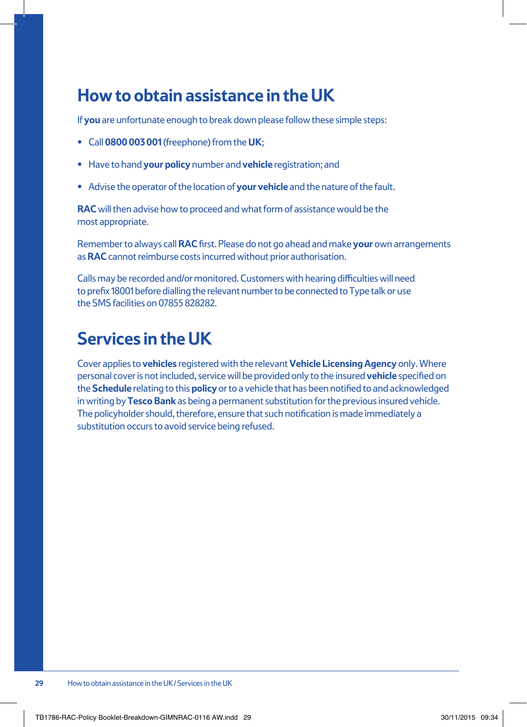# How to obtain assistance in the UK

If **you** are unfortunate enough to break down please follow these simple steps:

- Call **0800 003 001** (freephone) from the **UK**;
- Have to hand **your policy** number and **vehicle** registration; and
- Advise the operator of the location of **your vehicle** and the nature of the fault.

**RAC** will then advise how to proceed and what form of assistance would be the most appropriate.

Remember to always call **RAC** first. Please do not go ahead and make **your** own arrangements as **RAC** cannot reimburse costs incurred without prior authorisation.

Calls may be recorded and/or monitored. Customers with hearing difficulties will need to prefix 18001 before dialling the relevant number to be connected to Type talk or use the SMS facilities on 07855 828282.

# Services in the UK

Cover applies to **vehicles** registered with the relevant **Vehicle Licensing Agency** only. Where personal cover is not included, service will be provided only to the insured **vehicle** specified on the **Schedule** relating to this **policy** or to a vehicle that has been notified to and acknowledged in writing by **Tesco Bank** as being a permanent substitution for the previous insured vehicle. The policyholder should, therefore, ensure that such notification is made immediately a substitution occurs to avoid service being refused.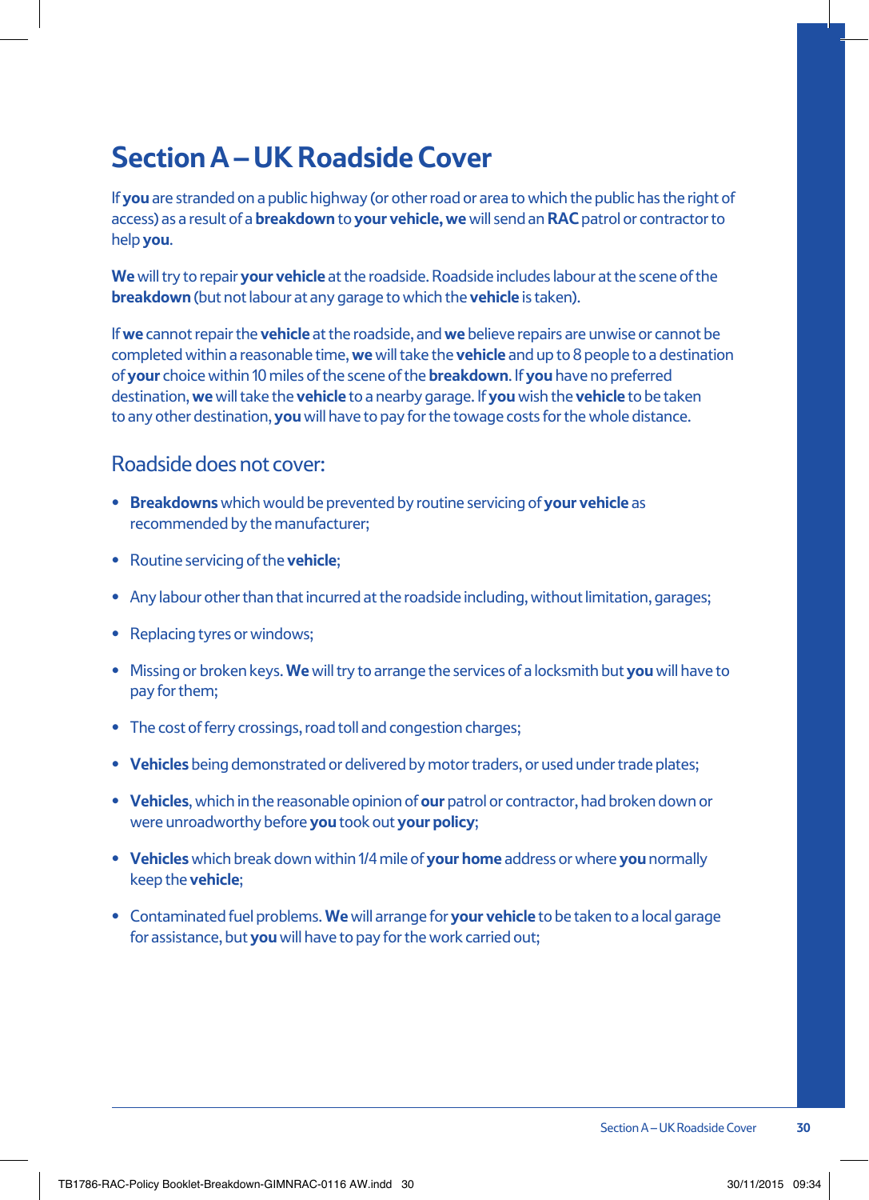# Section A – UK Roadside Cover

If **you** are stranded on a public highway (or other road or area to which the public has the right of access) as a result of a **breakdown** to **your vehicle, we** will send an **RAC** patrol or contractor to help **you**.

**We** will try to repair **your vehicle** at the roadside. Roadside includes labour at the scene of the **breakdown** (but not labour at any garage to which the **vehicle** is taken).

If **we** cannot repair the **vehicle** at the roadside, and **we** believe repairs are unwise or cannot be completed within a reasonable time, **we** will take the **vehicle** and up to 8 people to a destination of **your** choice within 10 miles of the scene of the **breakdown**. If **you** have no preferred destination, **we** will take the **vehicle** to a nearby garage. If **you** wish the **vehicle** to be taken to any other destination, **you** will have to pay for the towage costs for the whole distance.

## Roadside does not cover:

- **Breakdowns** which would be prevented by routine servicing of **your vehicle** as recommended by the manufacturer;
- Routine servicing of the **vehicle**;
- Any labour other than that incurred at the roadside including, without limitation, garages;
- Replacing tyres or windows;
- Missing or broken keys. **We** will try to arrange the services of a locksmith but **you** will have to pay for them;
- The cost of ferry crossings, road toll and congestion charges;
- **Vehicles** being demonstrated or delivered by motor traders, or used under trade plates;
- **Vehicles**, which in the reasonable opinion of **our** patrol or contractor, had broken down or were unroadworthy before **you** took out **your policy**;
- **Vehicles** which break down within 1/4 mile of **your home** address or where **you** normally keep the **vehicle**;
- Contaminated fuel problems. **We** will arrange for **your vehicle** to be taken to a local garage for assistance, but **you** will have to pay for the work carried out;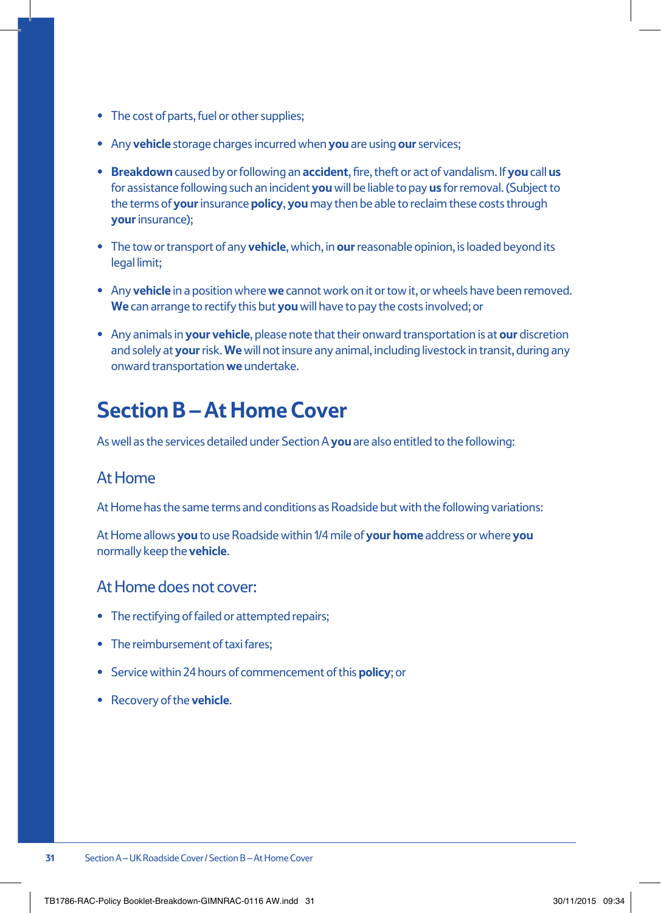- The cost of parts, fuel or other supplies;
- Any **vehicle** storage charges incurred when **you** are using **our** services;
- **Breakdown** caused by or following an **accident**, fire, theft or act of vandalism. If **you** call **us** for assistance following such an incident **you** will be liable to pay **us** for removal. (Subject to the terms of **your** insurance **policy**, **you** may then be able to reclaim these costs through **your** insurance);
- The tow or transport of any **vehicle**, which, in **our** reasonable opinion, is loaded beyond its legal limit;
- Any **vehicle** in a position where **we** cannot work on it or tow it, or wheels have been removed. **We** can arrange to rectify this but **you** will have to pay the costs involved; or
- Any animals in **your vehicle**, please note that their onward transportation is at **our** discretion and solely at **your** risk. **We** will not insure any animal, including livestock in transit, during any onward transportation **we** undertake.

# Section B – At Home Cover

As well as the services detailed under Section A **you** are also entitled to the following:

## At Home

At Home has the same terms and conditions as Roadside but with the following variations:

At Home allows **you** to use Roadside within 1/4 mile of **your home** address or where **you** normally keep the **vehicle**.

## At Home does not cover:

- The rectifying of failed or attempted repairs;
- The reimbursement of taxi fares;
- Service within 24 hours of commencement of this **policy**; or
- Recovery of the **vehicle**.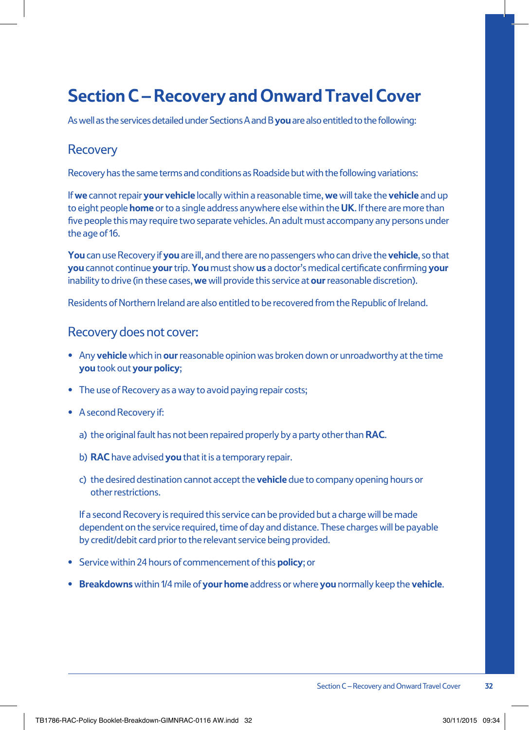# Section C – Recovery and Onward Travel Cover

As well as the services detailed under Sections A and B **you** are also entitled to the following:

## Recovery

Recovery has the same terms and conditions as Roadside but with the following variations:

If **we** cannot repair **your vehicle** locally within a reasonable time, **we** will take the **vehicle** and up to eight people **home** or to a single address anywhere else within the **UK**. If there are more than five people this may require two separate vehicles. An adult must accompany any persons under the age of 16.

**You** can use Recovery if **you** are ill, and there are no passengers who can drive the **vehicle**, so that **you** cannot continue **your** trip. **You** must show **us** a doctor's medical certificate confirming **your** inability to drive (in these cases, **we** will provide this service at **our** reasonable discretion).

Residents of Northern Ireland are also entitled to be recovered from the Republic of Ireland.

## Recovery does not cover:

- Any **vehicle** which in **our** reasonable opinion was broken down or unroadworthy at the time **you** took out **your policy**;
- The use of Recovery as a way to avoid paying repair costs;
- A second Recovery if:

  a) the original fault has not been repaired properly by a party other than **RAC**.

  b) **RAC** have advised **you** that it is a temporary repair.

  c) the desired destination cannot accept the **vehicle** due to company opening hours or other restrictions.

  If a second Recovery is required this service can be provided but a charge will be made dependent on the service required, time of day and distance. These charges will be payable by credit/debit card prior to the relevant service being provided.

- Service within 24 hours of commencement of this **policy**; or
- **Breakdowns** within 1/4 mile of **your home** address or where **you** normally keep the **vehicle**.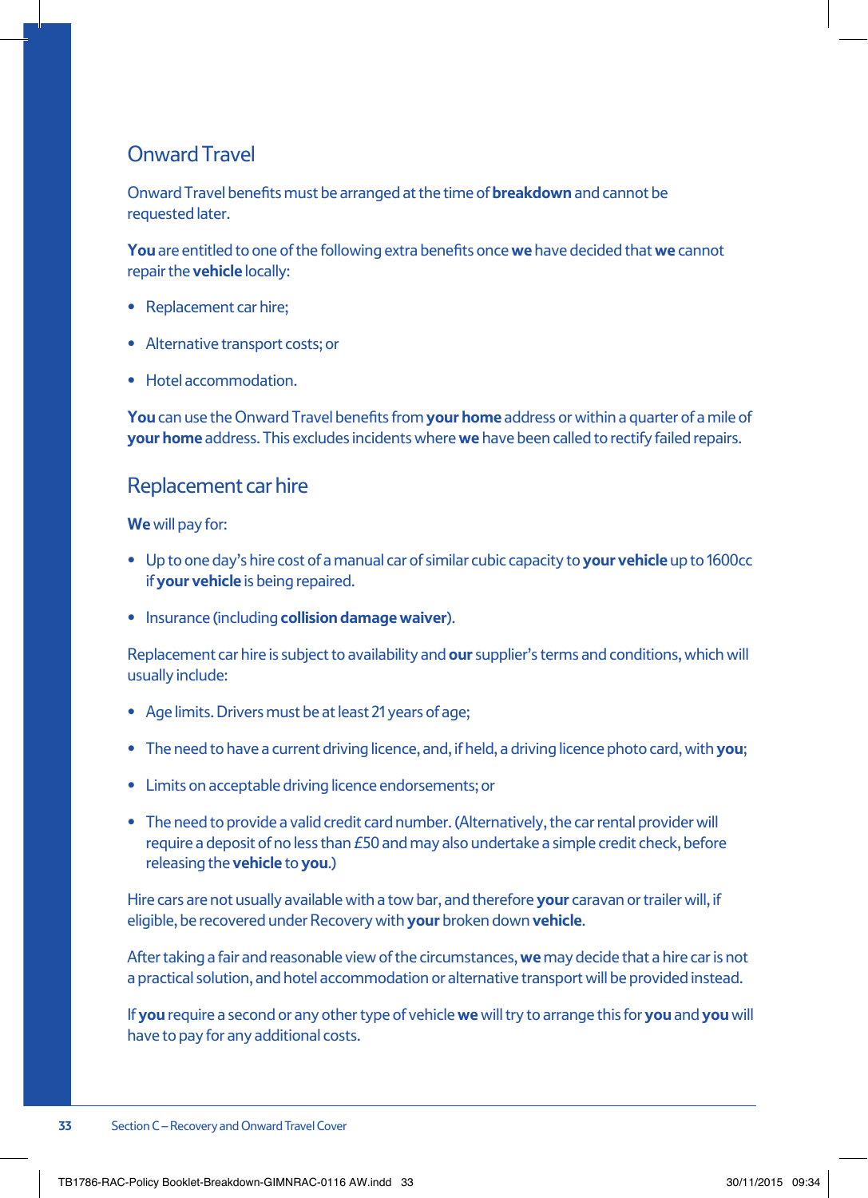## Onward Travel

Onward Travel benefits must be arranged at the time of **breakdown** and cannot be requested later.

**You** are entitled to one of the following extra benefits once **we** have decided that **we** cannot repair the **vehicle** locally:

- Replacement car hire;
- Alternative transport costs; or
- Hotel accommodation.

**You** can use the Onward Travel benefits from **your home** address or within a quarter of a mile of **your home** address. This excludes incidents where **we** have been called to rectify failed repairs.

## Replacement car hire

**We** will pay for:

- Up to one day's hire cost of a manual car of similar cubic capacity to **your vehicle** up to 1600cc if **your vehicle** is being repaired.
- Insurance (including **collision damage waiver**).

Replacement car hire is subject to availability and **our** supplier's terms and conditions, which will usually include:

- Age limits. Drivers must be at least 21 years of age;
- The need to have a current driving licence, and, if held, a driving licence photo card, with **you**;
- Limits on acceptable driving licence endorsements; or
- The need to provide a valid credit card number. (Alternatively, the car rental provider will require a deposit of no less than £50 and may also undertake a simple credit check, before releasing the **vehicle** to **you**.)

Hire cars are not usually available with a tow bar, and therefore **your** caravan or trailer will, if eligible, be recovered under Recovery with **your** broken down **vehicle**.

After taking a fair and reasonable view of the circumstances, **we** may decide that a hire car is not a practical solution, and hotel accommodation or alternative transport will be provided instead.

If **you** require a second or any other type of vehicle **we** will try to arrange this for **you** and **you** will have to pay for any additional costs.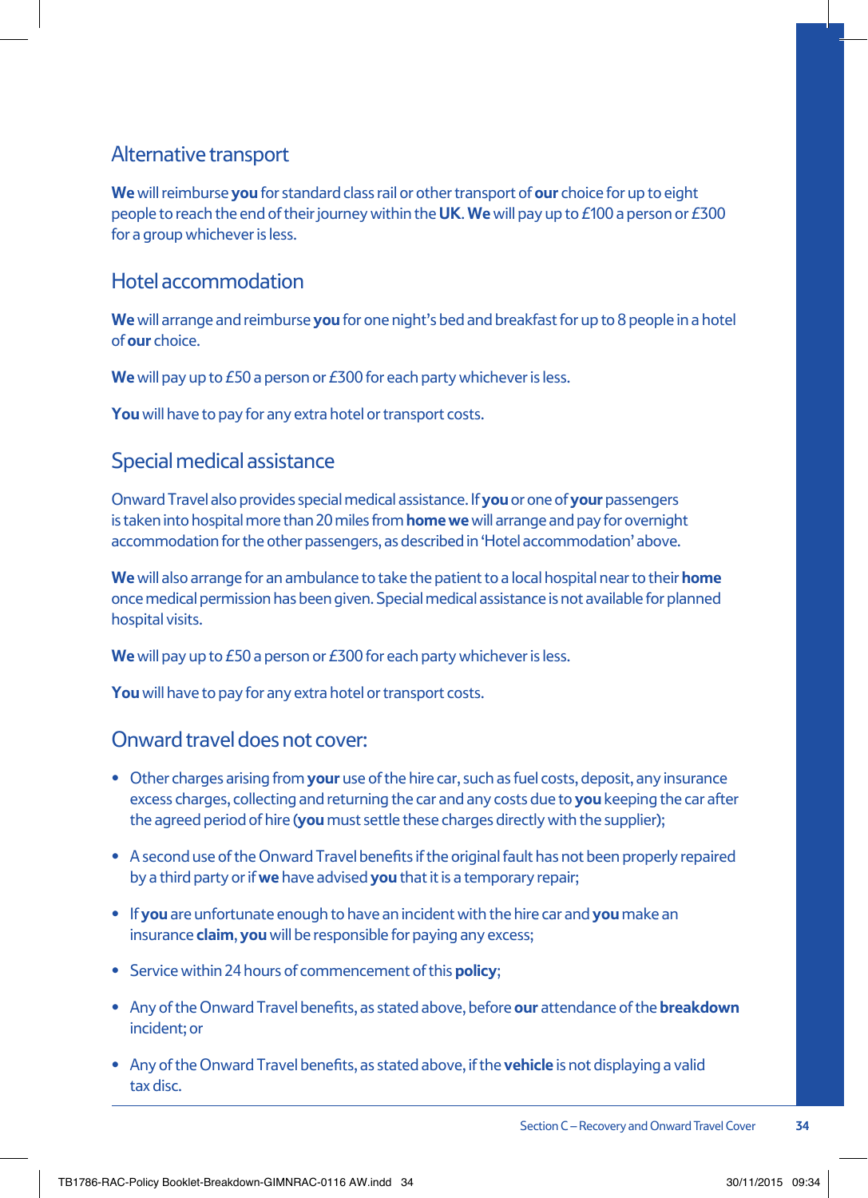## Alternative transport

**We** will reimburse **you** for standard class rail or other transport of **our** choice for up to eight people to reach the end of their journey within the **UK**. **We** will pay up to £100 a person or £300 for a group whichever is less.

## Hotel accommodation

**We** will arrange and reimburse **you** for one night's bed and breakfast for up to 8 people in a hotel of **our** choice.

**We** will pay up to £50 a person or £300 for each party whichever is less.

**You** will have to pay for any extra hotel or transport costs.

## Special medical assistance

Onward Travel also provides special medical assistance. If **you** or one of **your** passengers is taken into hospital more than 20 miles from **home we** will arrange and pay for overnight accommodation for the other passengers, as described in 'Hotel accommodation' above.

**We** will also arrange for an ambulance to take the patient to a local hospital near to their **home** once medical permission has been given. Special medical assistance is not available for planned hospital visits.

**We** will pay up to £50 a person or £300 for each party whichever is less.

**You** will have to pay for any extra hotel or transport costs.

## Onward travel does not cover:

- Other charges arising from **your** use of the hire car, such as fuel costs, deposit, any insurance excess charges, collecting and returning the car and any costs due to **you** keeping the car after the agreed period of hire (**you** must settle these charges directly with the supplier);
- A second use of the Onward Travel benefits if the original fault has not been properly repaired by a third party or if **we** have advised **you** that it is a temporary repair;
- If **you** are unfortunate enough to have an incident with the hire car and **you** make an insurance **claim, you** will be responsible for paying any excess;
- Service within 24 hours of commencement of this **policy**;
- Any of the Onward Travel benefits, as stated above, before **our** attendance of the **breakdown** incident; or
- Any of the Onward Travel benefits, as stated above, if the **vehicle** is not displaying a valid tax disc.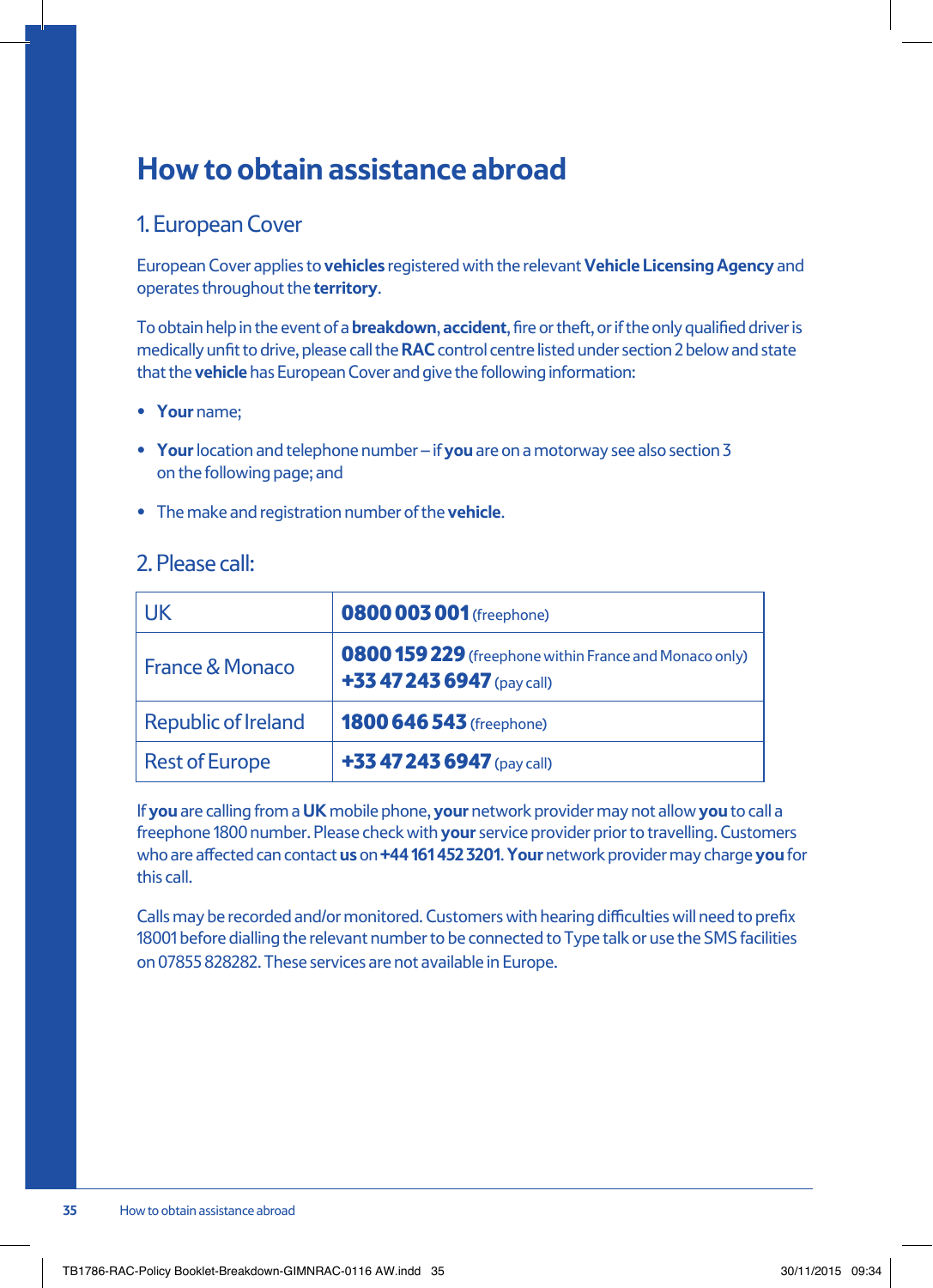# How to obtain assistance abroad

## 1. European Cover

European Cover applies to **vehicles** registered with the relevant **Vehicle Licensing Agency** and operates throughout the **territory**.

To obtain help in the event of a **breakdown**, **accident**, fire or theft, or if the only qualified driver is medically unfit to drive, please call the **RAC** control centre listed under section 2 below and state that the **vehicle** has European Cover and give the following information:

- **Your** name;
- **Your** location and telephone number – if **you** are on a motorway see also section 3 on the following page; and
- The make and registration number of the **vehicle**.

## 2. Please call:

| | |
|---|---|
| UK | **0800 003 001** (freephone) |
| France & Monaco | **0800 159 229** (freephone within France and Monaco only) **+33 47 243 6947** (pay call) |
| Republic of Ireland | **1800 646 543** (freephone) |
| Rest of Europe | **+33 47 243 6947** (pay call) |

If **you** are calling from a **UK** mobile phone, **your** network provider may not allow **you** to call a freephone 1800 number. Please check with **your** service provider prior to travelling. Customers who are affected can contact **us** on **+44 161 452 3201**. **Your** network provider may charge **you** for this call.

Calls may be recorded and/or monitored. Customers with hearing difficulties will need to prefix 18001 before dialling the relevant number to be connected to Type talk or use the SMS facilities on 07855 828282. These services are not available in Europe.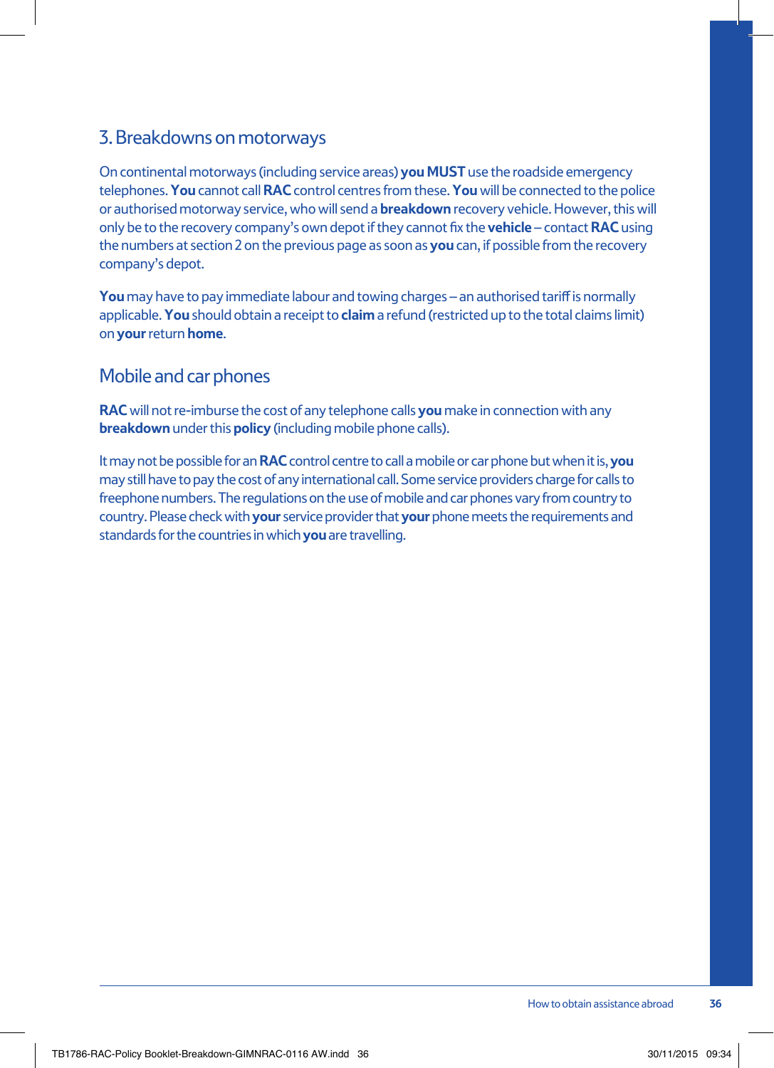## 3. Breakdowns on motorways

On continental motorways (including service areas) **you MUST** use the roadside emergency telephones. **You** cannot call **RAC** control centres from these. **You** will be connected to the police or authorised motorway service, who will send a **breakdown** recovery vehicle. However, this will only be to the recovery company's own depot if they cannot fix the **vehicle** – contact **RAC** using the numbers at section 2 on the previous page as soon as **you** can, if possible from the recovery company's depot.

**You** may have to pay immediate labour and towing charges – an authorised tariff is normally applicable. **You** should obtain a receipt to **claim** a refund (restricted up to the total claims limit) on **your** return **home**.

## Mobile and car phones

**RAC** will not re-imburse the cost of any telephone calls **you** make in connection with any **breakdown** under this **policy** (including mobile phone calls).

It may not be possible for an **RAC** control centre to call a mobile or car phone but when it is, **you** may still have to pay the cost of any international call. Some service providers charge for calls to freephone numbers. The regulations on the use of mobile and car phones vary from country to country. Please check with **your** service provider that **your** phone meets the requirements and standards for the countries in which **you** are travelling.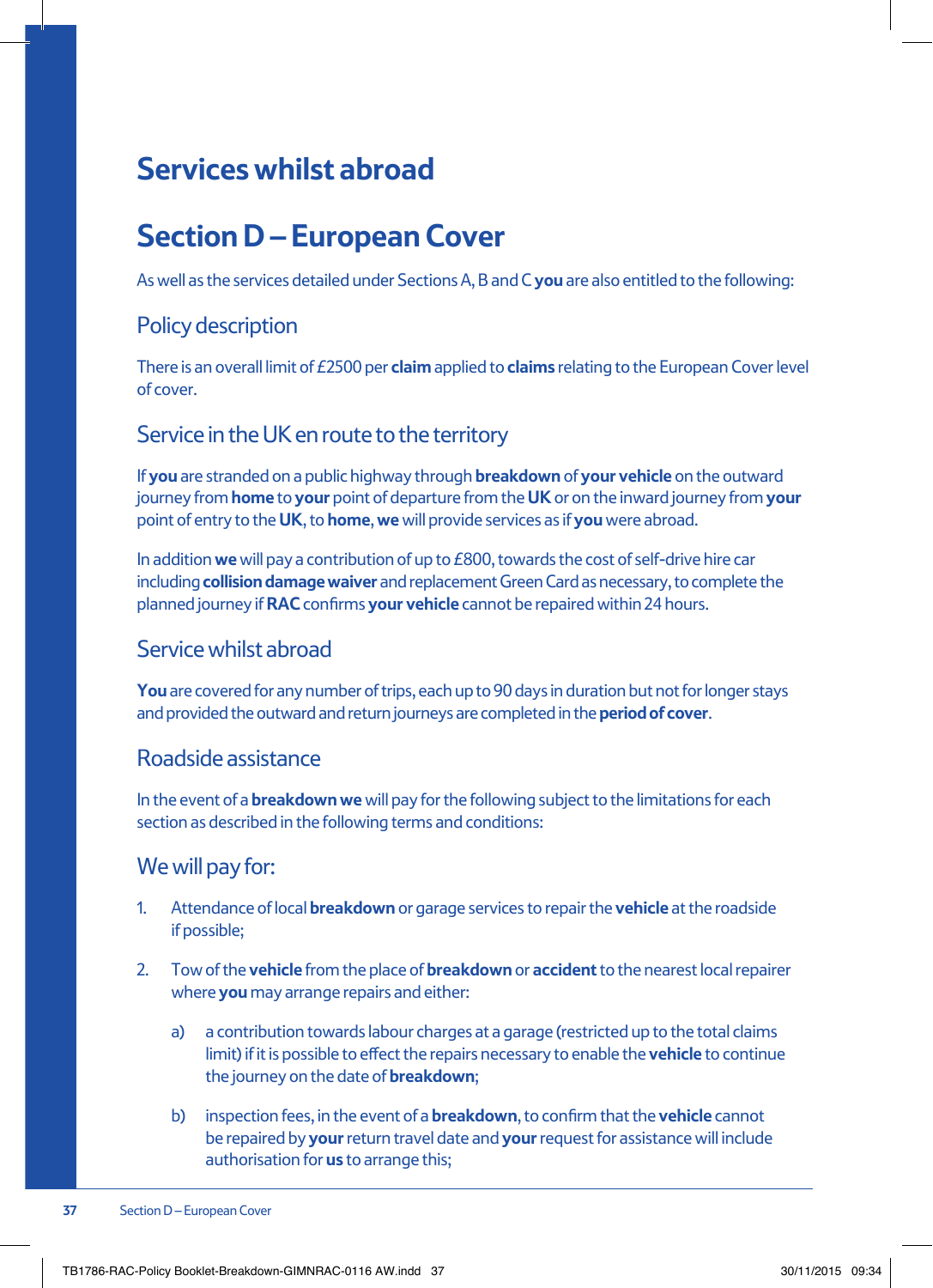# Services whilst abroad

## Section D – European Cover

As well as the services detailed under Sections A, B and C **you** are also entitled to the following:

### Policy description

There is an overall limit of £2500 per **claim** applied to **claims** relating to the European Cover level of cover.

### Service in the UK en route to the territory

If **you** are stranded on a public highway through **breakdown** of **your vehicle** on the outward journey from **home** to **your** point of departure from the **UK** or on the inward journey from **your** point of entry to the **UK**, to **home**, **we** will provide services as if **you** were abroad.

In addition **we** will pay a contribution of up to £800, towards the cost of self-drive hire car including **collision damage waiver** and replacement Green Card as necessary, to complete the planned journey if **RAC** confirms **your vehicle** cannot be repaired within 24 hours.

### Service whilst abroad

**You** are covered for any number of trips, each up to 90 days in duration but not for longer stays and provided the outward and return journeys are completed in the **period of cover**.

### Roadside assistance

In the event of a **breakdown we** will pay for the following subject to the limitations for each section as described in the following terms and conditions:

### We will pay for:

1. Attendance of local **breakdown** or garage services to repair the **vehicle** at the roadside if possible;

2. Tow of the **vehicle** from the place of **breakdown** or **accident** to the nearest local repairer where **you** may arrange repairs and either:

   a) a contribution towards labour charges at a garage (restricted up to the total claims limit) if it is possible to effect the repairs necessary to enable the **vehicle** to continue the journey on the date of **breakdown**;

   b) inspection fees, in the event of a **breakdown**, to confirm that the **vehicle** cannot be repaired by **your** return travel date and **your** request for assistance will include authorisation for **us** to arrange this;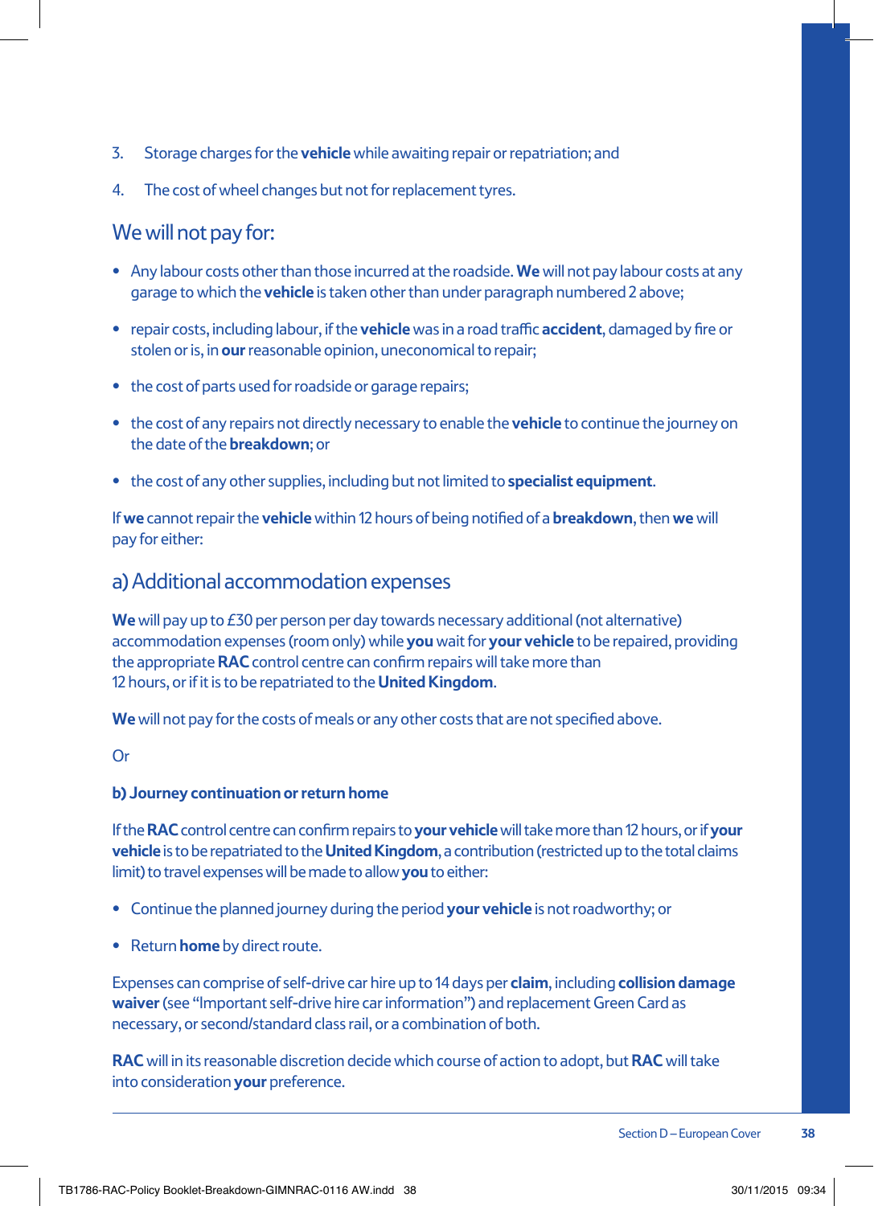3. Storage charges for the **vehicle** while awaiting repair or repatriation; and

4. The cost of wheel changes but not for replacement tyres.

## We will not pay for:

- Any labour costs other than those incurred at the roadside. **We** will not pay labour costs at any garage to which the **vehicle** is taken other than under paragraph numbered 2 above;
- repair costs, including labour, if the **vehicle** was in a road traffic **accident**, damaged by fire or stolen or is, in **our** reasonable opinion, uneconomical to repair;
- the cost of parts used for roadside or garage repairs;
- the cost of any repairs not directly necessary to enable the **vehicle** to continue the journey on the date of the **breakdown**; or
- the cost of any other supplies, including but not limited to **specialist equipment**.

If **we** cannot repair the **vehicle** within 12 hours of being notified of a **breakdown**, then **we** will pay for either:

## a) Additional accommodation expenses

**We** will pay up to £30 per person per day towards necessary additional (not alternative) accommodation expenses (room only) while **you** wait for **your vehicle** to be repaired, providing the appropriate **RAC** control centre can confirm repairs will take more than 12 hours, or if it is to be repatriated to the **United Kingdom**.

**We** will not pay for the costs of meals or any other costs that are not specified above.

Or

**b) Journey continuation or return home**

If the **RAC** control centre can confirm repairs to **your vehicle** will take more than 12 hours, or if **your vehicle** is to be repatriated to the **United Kingdom**, a contribution (restricted up to the total claims limit) to travel expenses will be made to allow **you** to either:

- Continue the planned journey during the period **your vehicle** is not roadworthy; or
- Return **home** by direct route.

Expenses can comprise of self-drive car hire up to 14 days per **claim**, including **collision damage waiver** (see "Important self-drive hire car information") and replacement Green Card as necessary, or second/standard class rail, or a combination of both.

**RAC** will in its reasonable discretion decide which course of action to adopt, but **RAC** will take into consideration **your** preference.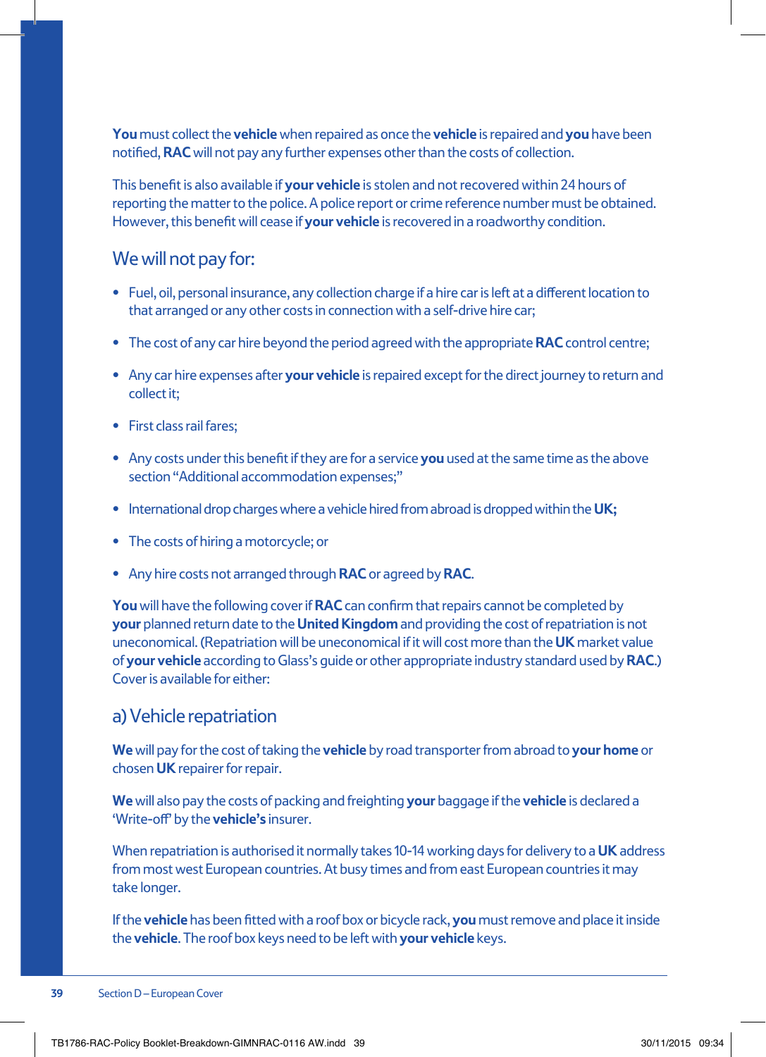**You** must collect the **vehicle** when repaired as once the **vehicle** is repaired and **you** have been notified, **RAC** will not pay any further expenses other than the costs of collection.

This benefit is also available if **your vehicle** is stolen and not recovered within 24 hours of reporting the matter to the police. A police report or crime reference number must be obtained. However, this benefit will cease if **your vehicle** is recovered in a roadworthy condition.

## We will not pay for:

- Fuel, oil, personal insurance, any collection charge if a hire car is left at a different location to that arranged or any other costs in connection with a self-drive hire car;
- The cost of any car hire beyond the period agreed with the appropriate **RAC** control centre;
- Any car hire expenses after **your vehicle** is repaired except for the direct journey to return and collect it;
- First class rail fares;
- Any costs under this benefit if they are for a service **you** used at the same time as the above section "Additional accommodation expenses;"
- International drop charges where a vehicle hired from abroad is dropped within the **UK;**
- The costs of hiring a motorcycle; or
- Any hire costs not arranged through **RAC** or agreed by **RAC**.

**You** will have the following cover if **RAC** can confirm that repairs cannot be completed by **your** planned return date to the **United Kingdom** and providing the cost of repatriation is not uneconomical. (Repatriation will be uneconomical if it will cost more than the **UK** market value of **your vehicle** according to Glass's guide or other appropriate industry standard used by **RAC**.) Cover is available for either:

## a) Vehicle repatriation

**We** will pay for the cost of taking the **vehicle** by road transporter from abroad to **your home** or chosen **UK** repairer for repair.

**We** will also pay the costs of packing and freighting **your** baggage if the **vehicle** is declared a 'Write-off' by the **vehicle's** insurer.

When repatriation is authorised it normally takes 10-14 working days for delivery to a **UK** address from most west European countries. At busy times and from east European countries it may take longer.

If the **vehicle** has been fitted with a roof box or bicycle rack, **you** must remove and place it inside the **vehicle**. The roof box keys need to be left with **your vehicle** keys.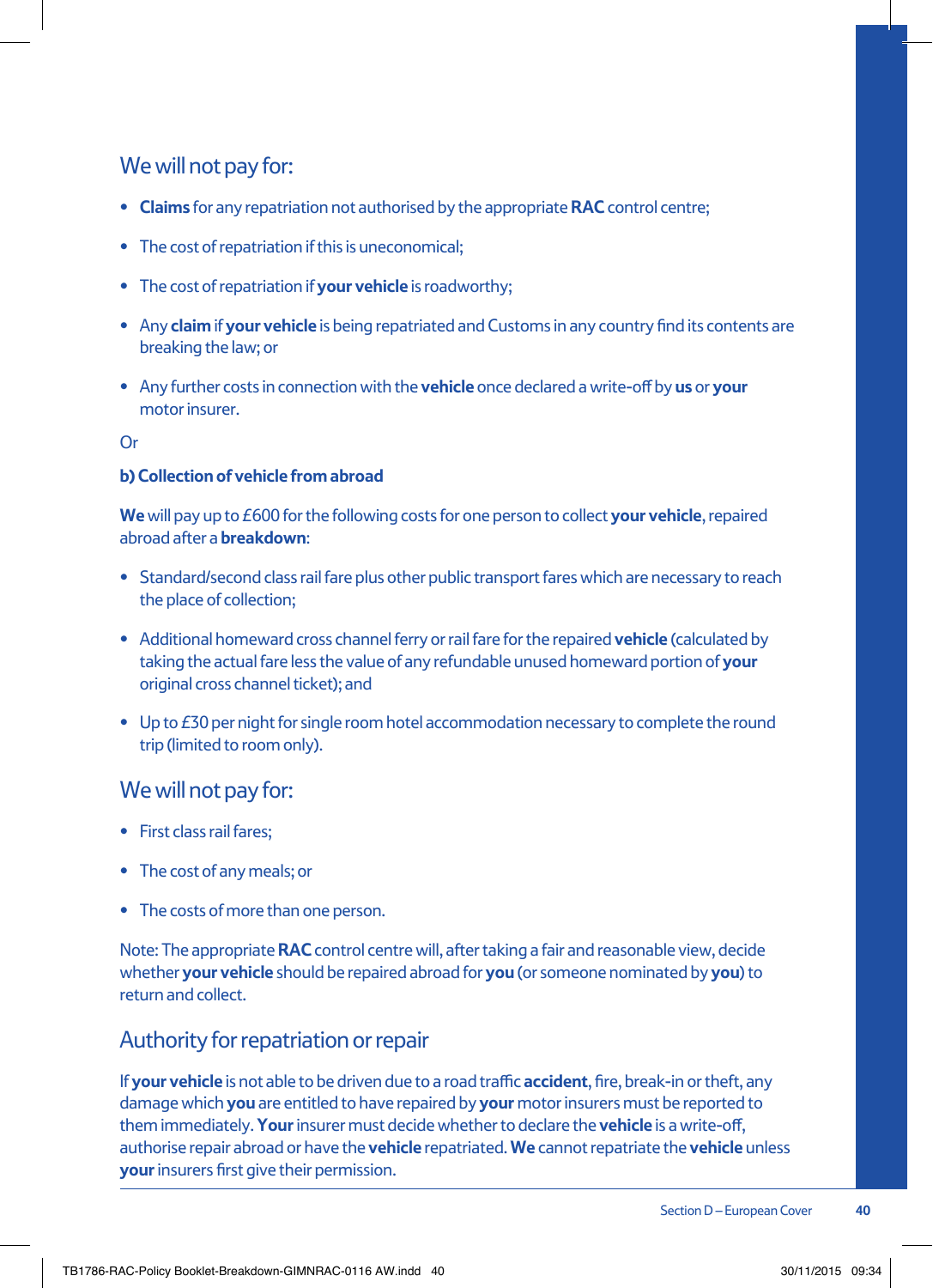## We will not pay for:

- **Claims** for any repatriation not authorised by the appropriate **RAC** control centre;
- The cost of repatriation if this is uneconomical;
- The cost of repatriation if **your vehicle** is roadworthy;
- Any **claim** if **your vehicle** is being repatriated and Customs in any country find its contents are breaking the law; or
- Any further costs in connection with the **vehicle** once declared a write-off by **us** or **your** motor insurer.

Or

**b) Collection of vehicle from abroad**

**We** will pay up to £600 for the following costs for one person to collect **your vehicle**, repaired abroad after a **breakdown**:

- Standard/second class rail fare plus other public transport fares which are necessary to reach the place of collection;
- Additional homeward cross channel ferry or rail fare for the repaired **vehicle** (calculated by taking the actual fare less the value of any refundable unused homeward portion of **your** original cross channel ticket); and
- Up to £30 per night for single room hotel accommodation necessary to complete the round trip (limited to room only).

## We will not pay for:

- First class rail fares;
- The cost of any meals; or
- The costs of more than one person.

Note: The appropriate **RAC** control centre will, after taking a fair and reasonable view, decide whether **your vehicle** should be repaired abroad for **you** (or someone nominated by **you**) to return and collect.

## Authority for repatriation or repair

If **your vehicle** is not able to be driven due to a road traffic **accident**, fire, break-in or theft, any damage which **you** are entitled to have repaired by **your** motor insurers must be reported to them immediately. **Your** insurer must decide whether to declare the **vehicle** is a write-off, authorise repair abroad or have the **vehicle** repatriated. **We** cannot repatriate the **vehicle** unless **your** insurers first give their permission.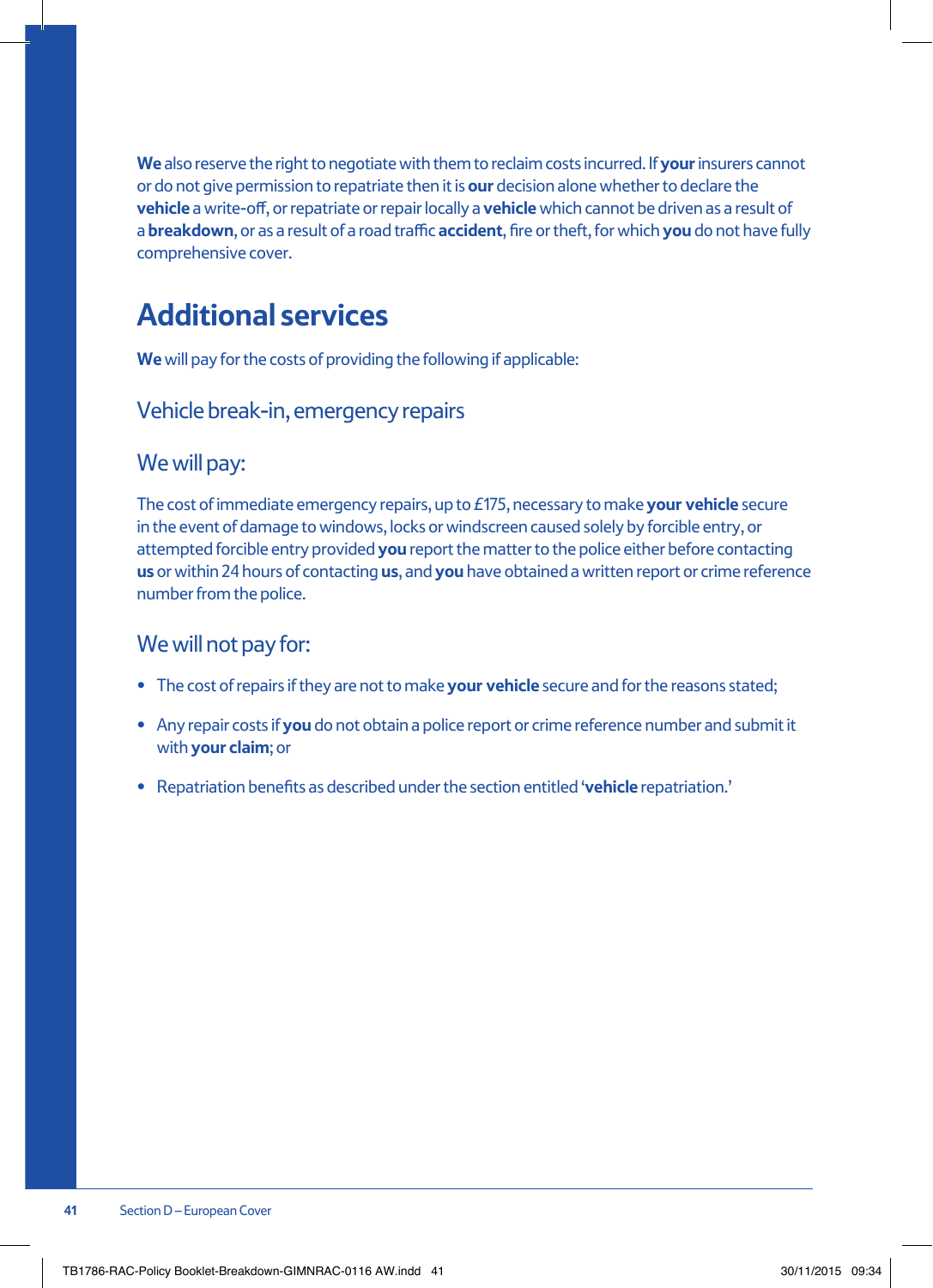**We** also reserve the right to negotiate with them to reclaim costs incurred. If **your** insurers cannot or do not give permission to repatriate then it is **our** decision alone whether to declare the **vehicle** a write-off, or repatriate or repair locally a **vehicle** which cannot be driven as a result of a **breakdown**, or as a result of a road traffic **accident**, fire or theft, for which **you** do not have fully comprehensive cover.

# Additional services

**We** will pay for the costs of providing the following if applicable:

## Vehicle break-in, emergency repairs

### We will pay:

The cost of immediate emergency repairs, up to £175, necessary to make **your vehicle** secure in the event of damage to windows, locks or windscreen caused solely by forcible entry, or attempted forcible entry provided **you** report the matter to the police either before contacting **us** or within 24 hours of contacting **us**, and **you** have obtained a written report or crime reference number from the police.

### We will not pay for:

- The cost of repairs if they are not to make **your vehicle** secure and for the reasons stated;
- Any repair costs if **you** do not obtain a police report or crime reference number and submit it with **your claim**; or
- Repatriation benefits as described under the section entitled '**vehicle** repatriation.'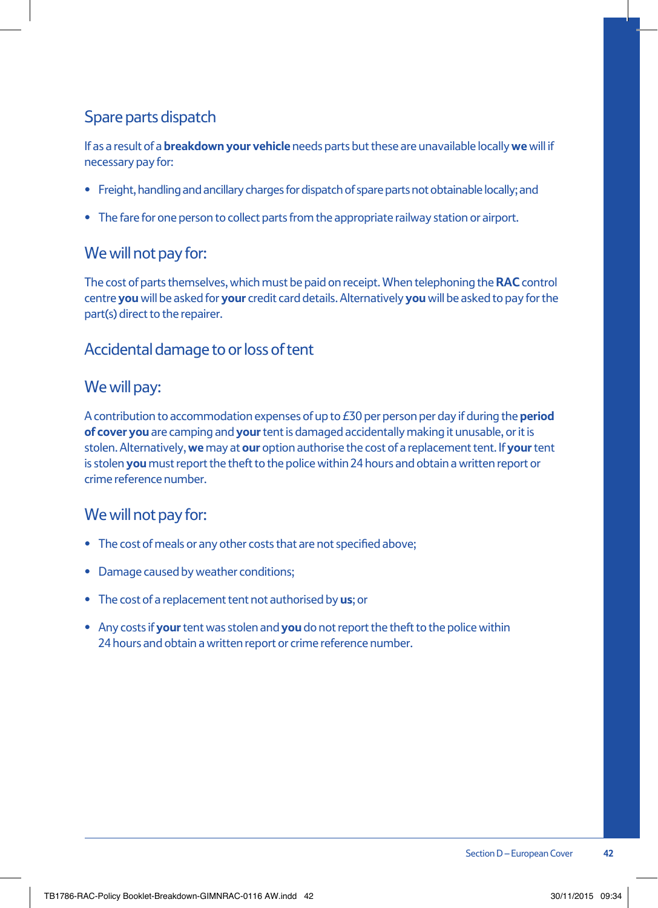## Spare parts dispatch

If as a result of a **breakdown your vehicle** needs parts but these are unavailable locally **we** will if necessary pay for:

- Freight, handling and ancillary charges for dispatch of spare parts not obtainable locally; and
- The fare for one person to collect parts from the appropriate railway station or airport.

## We will not pay for:

The cost of parts themselves, which must be paid on receipt. When telephoning the **RAC** control centre **you** will be asked for **your** credit card details. Alternatively **you** will be asked to pay for the part(s) direct to the repairer.

## Accidental damage to or loss of tent

## We will pay:

A contribution to accommodation expenses of up to £30 per person per day if during the **period of cover you** are camping and **your** tent is damaged accidentally making it unusable, or it is stolen. Alternatively, **we** may at **our** option authorise the cost of a replacement tent. If **your** tent is stolen **you** must report the theft to the police within 24 hours and obtain a written report or crime reference number.

## We will not pay for:

- The cost of meals or any other costs that are not specified above;
- Damage caused by weather conditions;
- The cost of a replacement tent not authorised by **us**; or
- Any costs if **your** tent was stolen and **you** do not report the theft to the police within 24 hours and obtain a written report or crime reference number.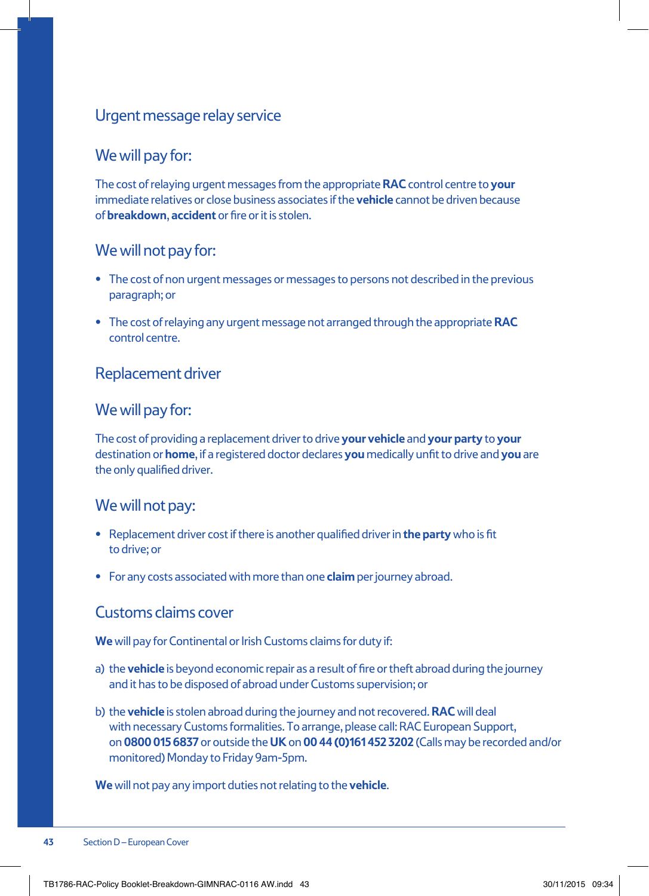## Urgent message relay service

### We will pay for:

The cost of relaying urgent messages from the appropriate **RAC** control centre to **your** immediate relatives or close business associates if the **vehicle** cannot be driven because of **breakdown**, **accident** or fire or it is stolen.

### We will not pay for:

- The cost of non urgent messages or messages to persons not described in the previous paragraph; or
- The cost of relaying any urgent message not arranged through the appropriate **RAC** control centre.

## Replacement driver

### We will pay for:

The cost of providing a replacement driver to drive **your vehicle** and **your party** to **your** destination or **home**, if a registered doctor declares **you** medically unfit to drive and **you** are the only qualified driver.

### We will not pay:

- Replacement driver cost if there is another qualified driver in **the party** who is fit to drive; or
- For any costs associated with more than one **claim** per journey abroad.

## Customs claims cover

**We** will pay for Continental or Irish Customs claims for duty if:

a) the **vehicle** is beyond economic repair as a result of fire or theft abroad during the journey and it has to be disposed of abroad under Customs supervision; or

b) the **vehicle** is stolen abroad during the journey and not recovered. **RAC** will deal with necessary Customs formalities. To arrange, please call: RAC European Support, on **0800 015 6837** or outside the **UK** on **00 44 (0)161 452 3202** (Calls may be recorded and/or monitored) Monday to Friday 9am-5pm.

**We** will not pay any import duties not relating to the **vehicle**.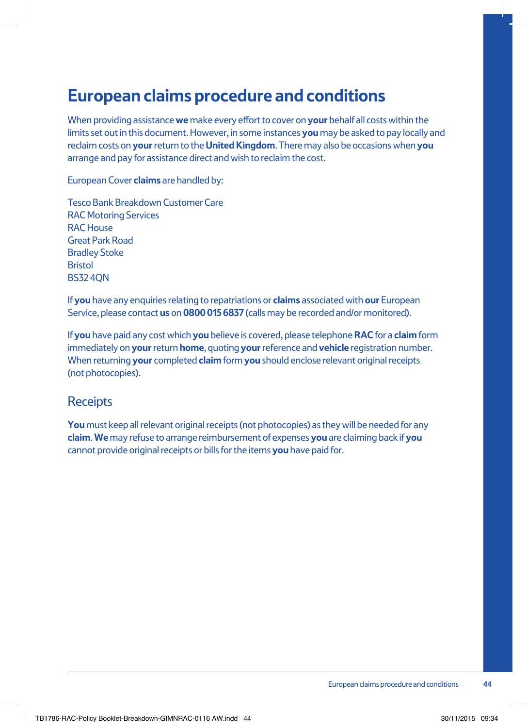# European claims procedure and conditions

When providing assistance **we** make every effort to cover on **your** behalf all costs within the limits set out in this document. However, in some instances **you** may be asked to pay locally and reclaim costs on **your** return to the **United Kingdom**. There may also be occasions when **you** arrange and pay for assistance direct and wish to reclaim the cost.

European Cover **claims** are handled by:

Tesco Bank Breakdown Customer Care
RAC Motoring Services
RAC House
Great Park Road
Bradley Stoke
Bristol
BS32 4QN

If **you** have any enquiries relating to repatriations or **claims** associated with **our** European Service, please contact **us** on **0800 015 6837** (calls may be recorded and/or monitored).

If **you** have paid any cost which **you** believe is covered, please telephone **RAC** for a **claim** form immediately on **your** return **home**, quoting **your** reference and **vehicle** registration number. When returning **your** completed **claim** form **you** should enclose relevant original receipts (not photocopies).

## Receipts

**You** must keep all relevant original receipts (not photocopies) as they will be needed for any **claim**. **We** may refuse to arrange reimbursement of expenses **you** are claiming back if **you** cannot provide original receipts or bills for the items **you** have paid for.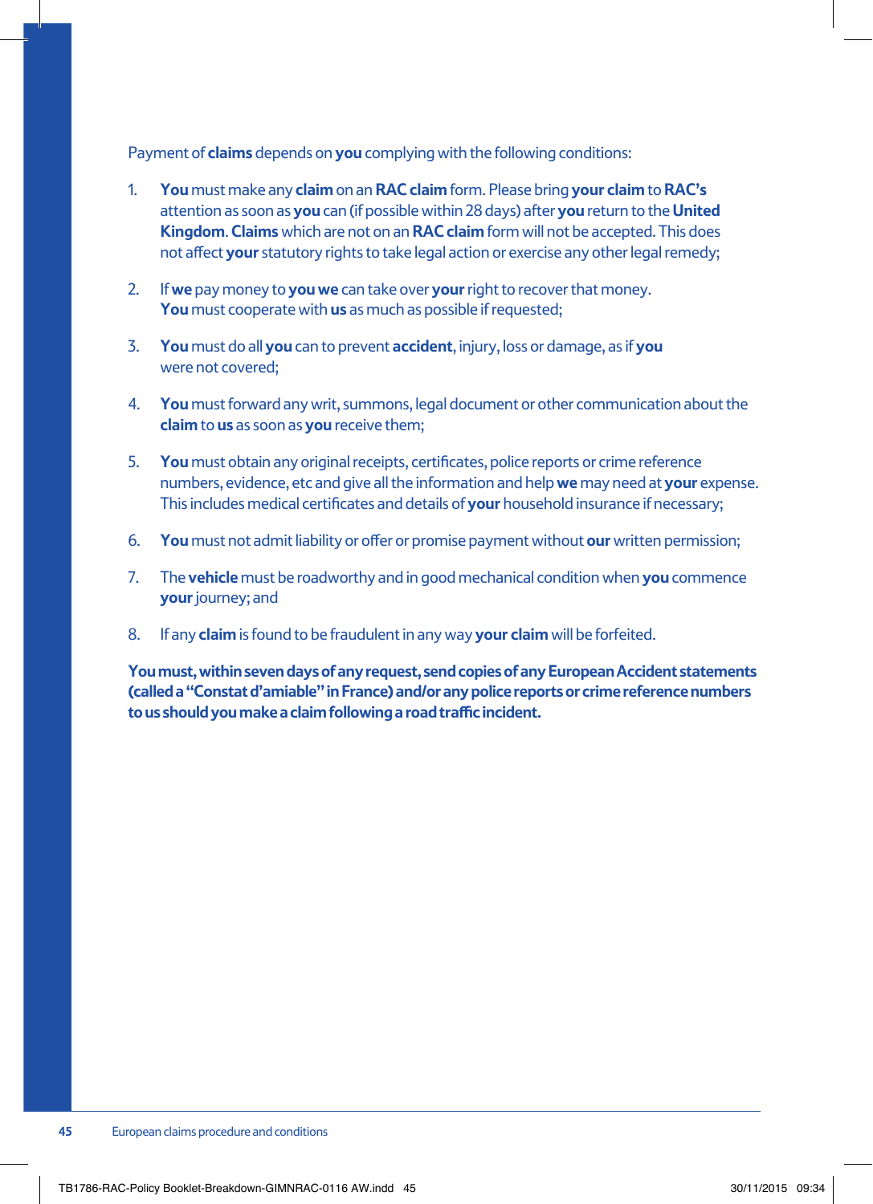Payment of **claims** depends on **you** complying with the following conditions:

1. **You** must make any **claim** on an **RAC claim** form. Please bring **your claim** to **RAC's** attention as soon as **you** can (if possible within 28 days) after **you** return to the **United Kingdom**. **Claims** which are not on an **RAC claim** form will not be accepted. This does not affect **your** statutory rights to take legal action or exercise any other legal remedy;

2. If **we** pay money to **you we** can take over **your** right to recover that money. **You** must cooperate with **us** as much as possible if requested;

3. **You** must do all **you** can to prevent **accident**, injury, loss or damage, as if **you** were not covered;

4. **You** must forward any writ, summons, legal document or other communication about the **claim** to **us** as soon as **you** receive them;

5. **You** must obtain any original receipts, certificates, police reports or crime reference numbers, evidence, etc and give all the information and help **we** may need at **your** expense. This includes medical certificates and details of **your** household insurance if necessary;

6. **You** must not admit liability or offer or promise payment without **our** written permission;

7. The **vehicle** must be roadworthy and in good mechanical condition when **you** commence **your** journey; and

8. If any **claim** is found to be fraudulent in any way **your claim** will be forfeited.

**You must, within seven days of any request, send copies of any European Accident statements (called a "Constat d'amiable" in France) and/or any police reports or crime reference numbers to us should you make a claim following a road traffic incident.**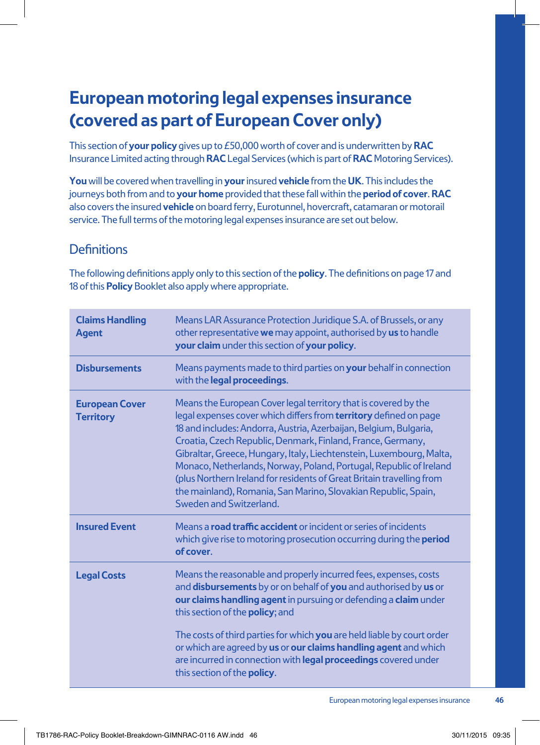# European motoring legal expenses insurance (covered as part of European Cover only)

This section of **your policy** gives up to £50,000 worth of cover and is underwritten by **RAC** Insurance Limited acting through **RAC** Legal Services (which is part of **RAC** Motoring Services).

**You** will be covered when travelling in **your** insured **vehicle** from the **UK**. This includes the journeys both from and to **your home** provided that these fall within the **period of cover**. **RAC** also covers the insured **vehicle** on board ferry, Eurotunnel, hovercraft, catamaran or motorail service. The full terms of the motoring legal expenses insurance are set out below.

## Definitions

The following definitions apply only to this section of the **policy**. The definitions on page 17 and 18 of this **Policy** Booklet also apply where appropriate.

| | |
|---|---|
| **Claims Handling Agent** | Means LAR Assurance Protection Juridique S.A. of Brussels, or any other representative **we** may appoint, authorised by **us** to handle **your claim** under this section of **your policy**. |
| **Disbursements** | Means payments made to third parties on **your** behalf in connection with the **legal proceedings**. |
| **European Cover Territory** | Means the European Cover legal territory that is covered by the legal expenses cover which differs from **territory** defined on page 18 and includes: Andorra, Austria, Azerbaijan, Belgium, Bulgaria, Croatia, Czech Republic, Denmark, Finland, France, Germany, Gibraltar, Greece, Hungary, Italy, Liechtenstein, Luxembourg, Malta, Monaco, Netherlands, Norway, Poland, Portugal, Republic of Ireland (plus Northern Ireland for residents of Great Britain travelling from the mainland), Romania, San Marino, Slovakian Republic, Spain, Sweden and Switzerland. |
| **Insured Event** | Means a **road traffic accident** or incident or series of incidents which give rise to motoring prosecution occurring during the **period of cover**. |
| **Legal Costs** | Means the reasonable and properly incurred fees, expenses, costs and **disbursements** by or on behalf of **you** and authorised by **us** or **our claims handling agent** in pursuing or defending a **claim** under this section of the **policy**; and<br><br>The costs of third parties for which **you** are held liable by court order or which are agreed by **us** or **our claims handling agent** and which are incurred in connection with **legal proceedings** covered under this section of the **policy**. |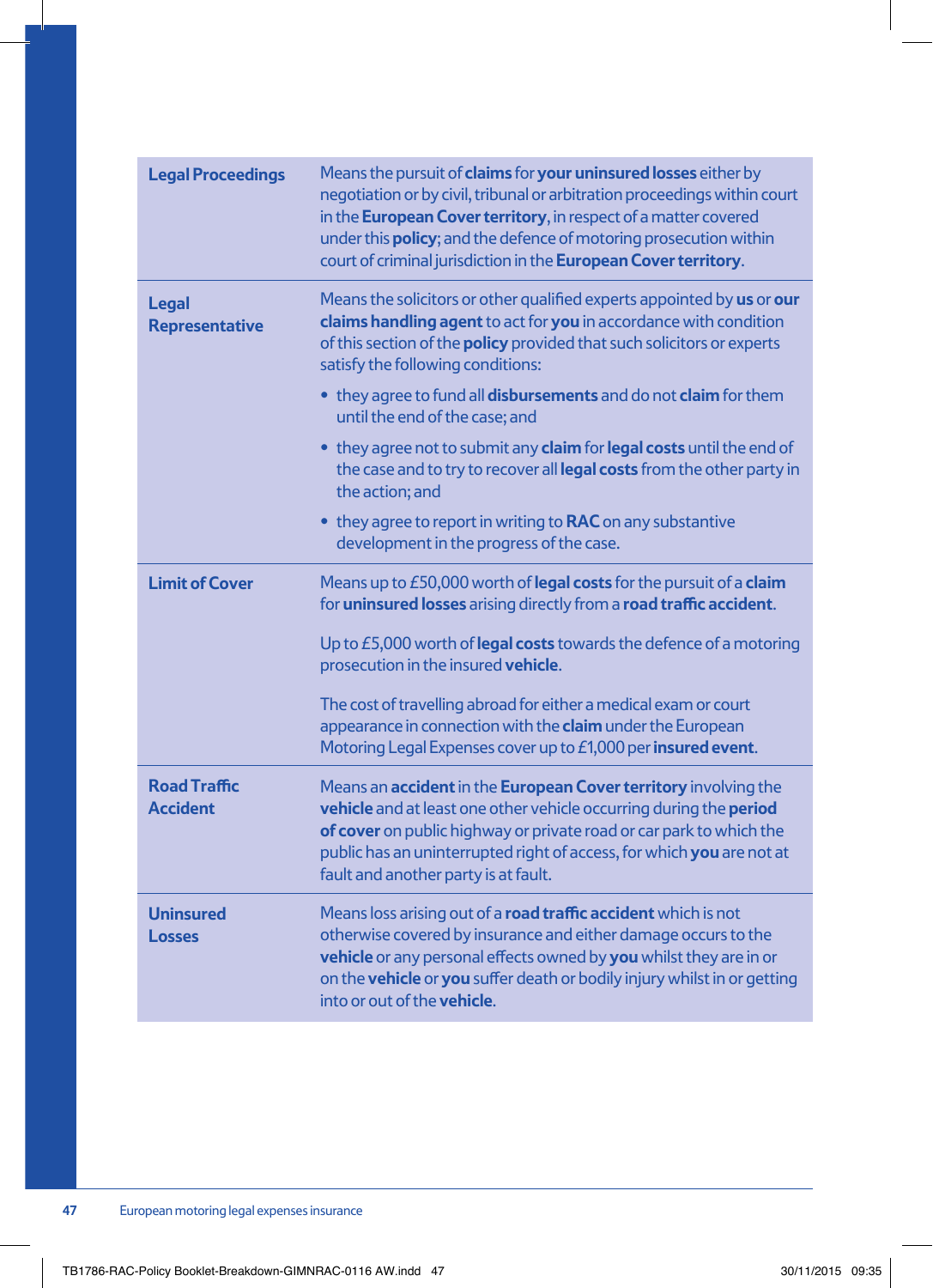| | |
|---|---|
| **Legal Proceedings** | Means the pursuit of **claims** for **your uninsured losses** either by negotiation or by civil, tribunal or arbitration proceedings within court in the **European Cover territory**, in respect of a matter covered under this **policy**; and the defence of motoring prosecution within court of criminal jurisdiction in the **European Cover territory**. |
| **Legal Representative** | Means the solicitors or other qualified experts appointed by **us** or **our claims handling agent** to act for **you** in accordance with condition of this section of the **policy** provided that such solicitors or experts satisfy the following conditions:<br>• they agree to fund all **disbursements** and do not **claim** for them until the end of the case; and<br>• they agree not to submit any **claim** for **legal costs** until the end of the case and to try to recover all **legal costs** from the other party in the action; and<br>• they agree to report in writing to **RAC** on any substantive development in the progress of the case. |
| **Limit of Cover** | Means up to £50,000 worth of **legal costs** for the pursuit of a **claim** for **uninsured losses** arising directly from a **road traffic accident**.<br><br>Up to £5,000 worth of **legal costs** towards the defence of a motoring prosecution in the insured **vehicle**.<br><br>The cost of travelling abroad for either a medical exam or court appearance in connection with the **claim** under the European Motoring Legal Expenses cover up to £1,000 per **insured event**. |
| **Road Traffic Accident** | Means an **accident** in the **European Cover territory** involving the **vehicle** and at least one other vehicle occurring during the **period of cover** on public highway or private road or car park to which the public has an uninterrupted right of access, for which **you** are not at fault and another party is at fault. |
| **Uninsured Losses** | Means loss arising out of a **road traffic accident** which is not otherwise covered by insurance and either damage occurs to the **vehicle** or any personal effects owned by **you** whilst they are in or on the **vehicle** or **you** suffer death or bodily injury whilst in or getting into or out of the **vehicle**. |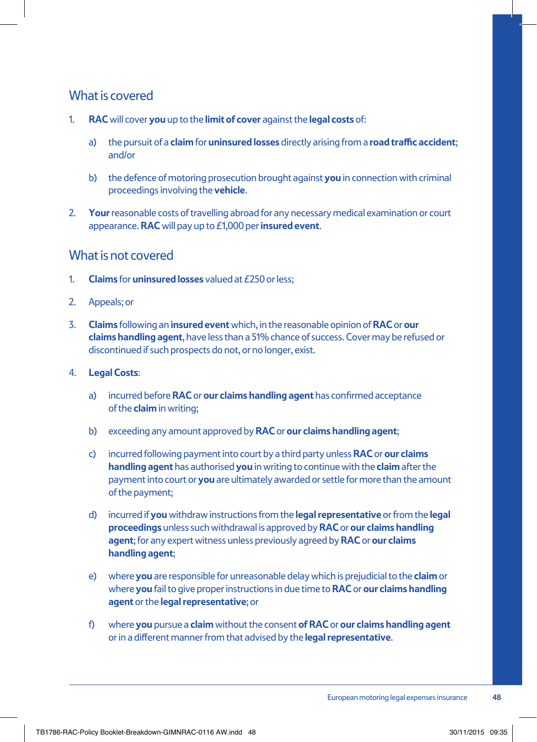## What is covered

1. **RAC** will cover **you** up to the **limit of cover** against the **legal costs** of:

   a) the pursuit of a **claim** for **uninsured losses** directly arising from a **road traffic accident**; and/or

   b) the defence of motoring prosecution brought against **you** in connection with criminal proceedings involving the **vehicle**.

2. **Your** reasonable costs of travelling abroad for any necessary medical examination or court appearance. **RAC** will pay up to £1,000 per **insured event**.

## What is not covered

1. **Claims** for **uninsured losses** valued at £250 or less;

2. Appeals; or

3. **Claims** following an **insured event** which, in the reasonable opinion of **RAC** or **our claims handling agent**, have less than a 51% chance of success. Cover may be refused or discontinued if such prospects do not, or no longer, exist.

4. **Legal Costs**:

   a) incurred before **RAC** or **our claims handling agent** has confirmed acceptance of the **claim** in writing;

   b) exceeding any amount approved by **RAC** or **our claims handling agent**;

   c) incurred following payment into court by a third party unless **RAC** or **our claims handling agent** has authorised **you** in writing to continue with the **claim** after the payment into court or **you** are ultimately awarded or settle for more than the amount of the payment;

   d) incurred if **you** withdraw instructions from the **legal representative** or from the **legal proceedings** unless such withdrawal is approved by **RAC** or **our claims handling agent**; for any expert witness unless previously agreed by **RAC** or **our claims handling agent**;

   e) where **you** are responsible for unreasonable delay which is prejudicial to the **claim** or where **you** fail to give proper instructions in due time to **RAC** or **our claims handling agent** or the **legal representative**; or

   f) where **you** pursue a **claim** without the consent **of RAC** or **our claims handling agent** or in a different manner from that advised by the **legal representative**.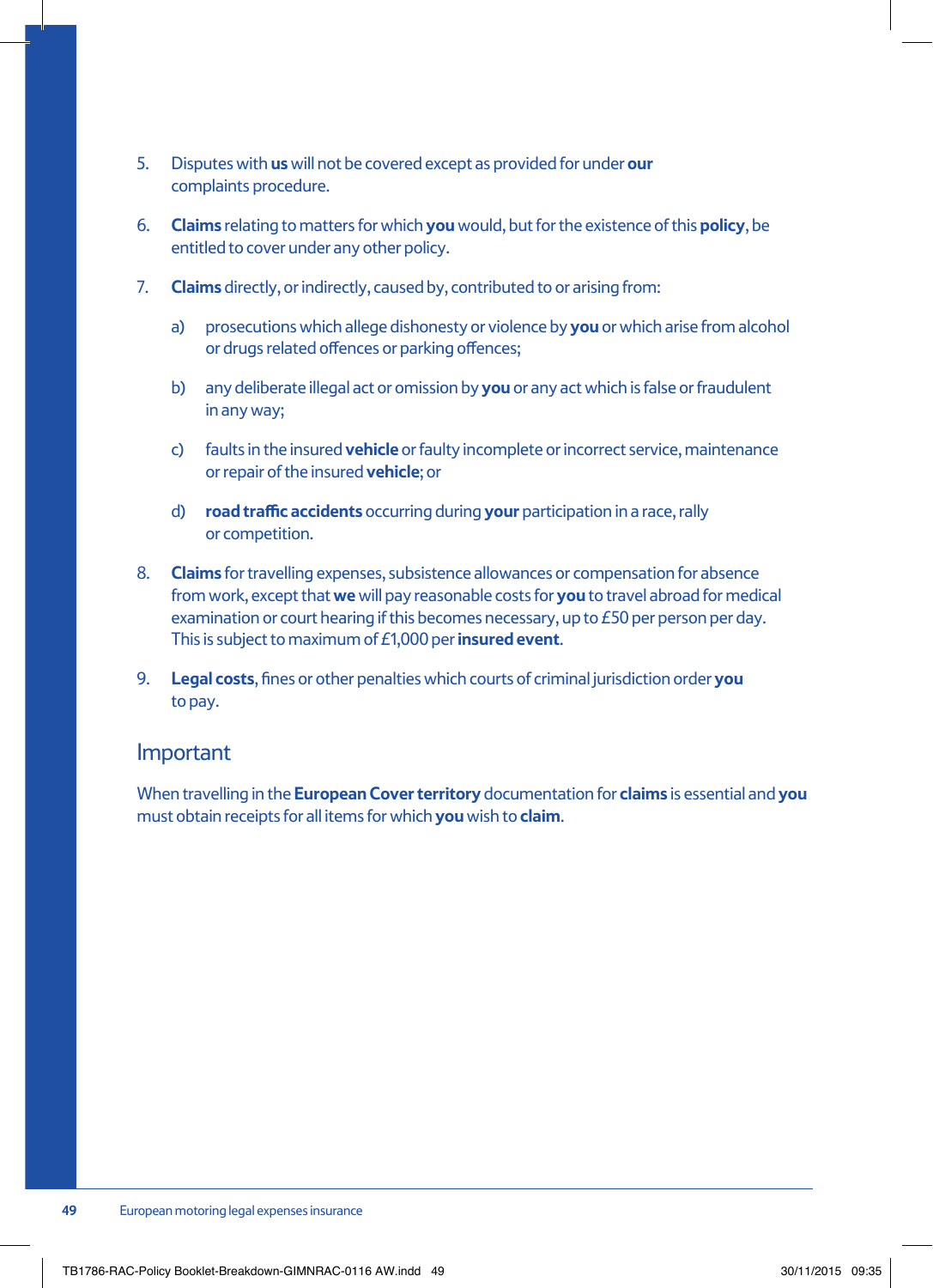5. Disputes with **us** will not be covered except as provided for under **our** complaints procedure.

6. **Claims** relating to matters for which **you** would, but for the existence of this **policy**, be entitled to cover under any other policy.

7. **Claims** directly, or indirectly, caused by, contributed to or arising from:

   a) prosecutions which allege dishonesty or violence by **you** or which arise from alcohol or drugs related offences or parking offences;

   b) any deliberate illegal act or omission by **you** or any act which is false or fraudulent in any way;

   c) faults in the insured **vehicle** or faulty incomplete or incorrect service, maintenance or repair of the insured **vehicle**; or

   d) **road traffic accidents** occurring during **your** participation in a race, rally or competition.

8. **Claims** for travelling expenses, subsistence allowances or compensation for absence from work, except that **we** will pay reasonable costs for **you** to travel abroad for medical examination or court hearing if this becomes necessary, up to £50 per person per day. This is subject to maximum of £1,000 per **insured event**.

9. **Legal costs**, fines or other penalties which courts of criminal jurisdiction order **you** to pay.

## Important

When travelling in the **European Cover territory** documentation for **claims** is essential and **you** must obtain receipts for all items for which **you** wish to **claim**.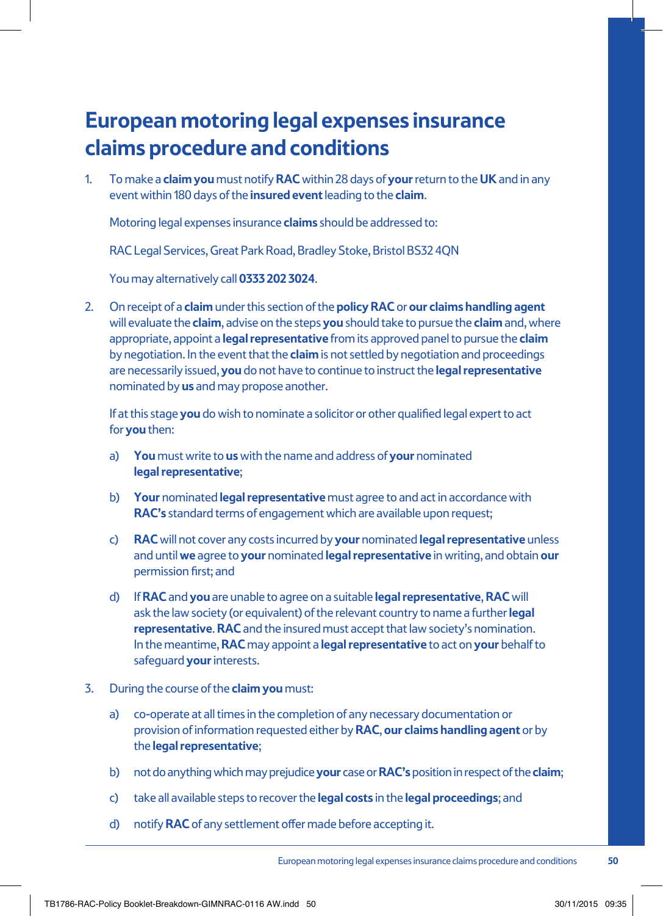# European motoring legal expenses insurance claims procedure and conditions

1. To make a **claim you** must notify **RAC** within 28 days of **your** return to the **UK** and in any event within 180 days of the **insured event** leading to the **claim**.

   Motoring legal expenses insurance **claims** should be addressed to:

   RAC Legal Services, Great Park Road, Bradley Stoke, Bristol BS32 4QN

   You may alternatively call **0333 202 3024**.

2. On receipt of a **claim** under this section of the **policy RAC** or **our claims handling agent** will evaluate the **claim**, advise on the steps **you** should take to pursue the **claim** and, where appropriate, appoint a **legal representative** from its approved panel to pursue the **claim** by negotiation. In the event that the **claim** is not settled by negotiation and proceedings are necessarily issued, **you** do not have to continue to instruct the **legal representative** nominated by **us** and may propose another.

   If at this stage **you** do wish to nominate a solicitor or other qualified legal expert to act for **you** then:

   a) **You** must write to **us** with the name and address of **your** nominated **legal representative**;

   b) **Your** nominated **legal representative** must agree to and act in accordance with **RAC's** standard terms of engagement which are available upon request;

   c) **RAC** will not cover any costs incurred by **your** nominated **legal representative** unless and until **we** agree to **your** nominated **legal representative** in writing, and obtain **our** permission first; and

   d) If **RAC** and **you** are unable to agree on a suitable **legal representative**, **RAC** will ask the law society (or equivalent) of the relevant country to name a further **legal representative**. **RAC** and the insured must accept that law society's nomination. In the meantime, **RAC** may appoint a **legal representative** to act on **your** behalf to safeguard **your** interests.

3. During the course of the **claim you** must:

   a) co-operate at all times in the completion of any necessary documentation or provision of information requested either by **RAC**, **our claims handling agent** or by the **legal representative**;

   b) not do anything which may prejudice **your** case or **RAC's** position in respect of the **claim**;

   c) take all available steps to recover the **legal costs** in the **legal proceedings**; and

   d) notify **RAC** of any settlement offer made before accepting it.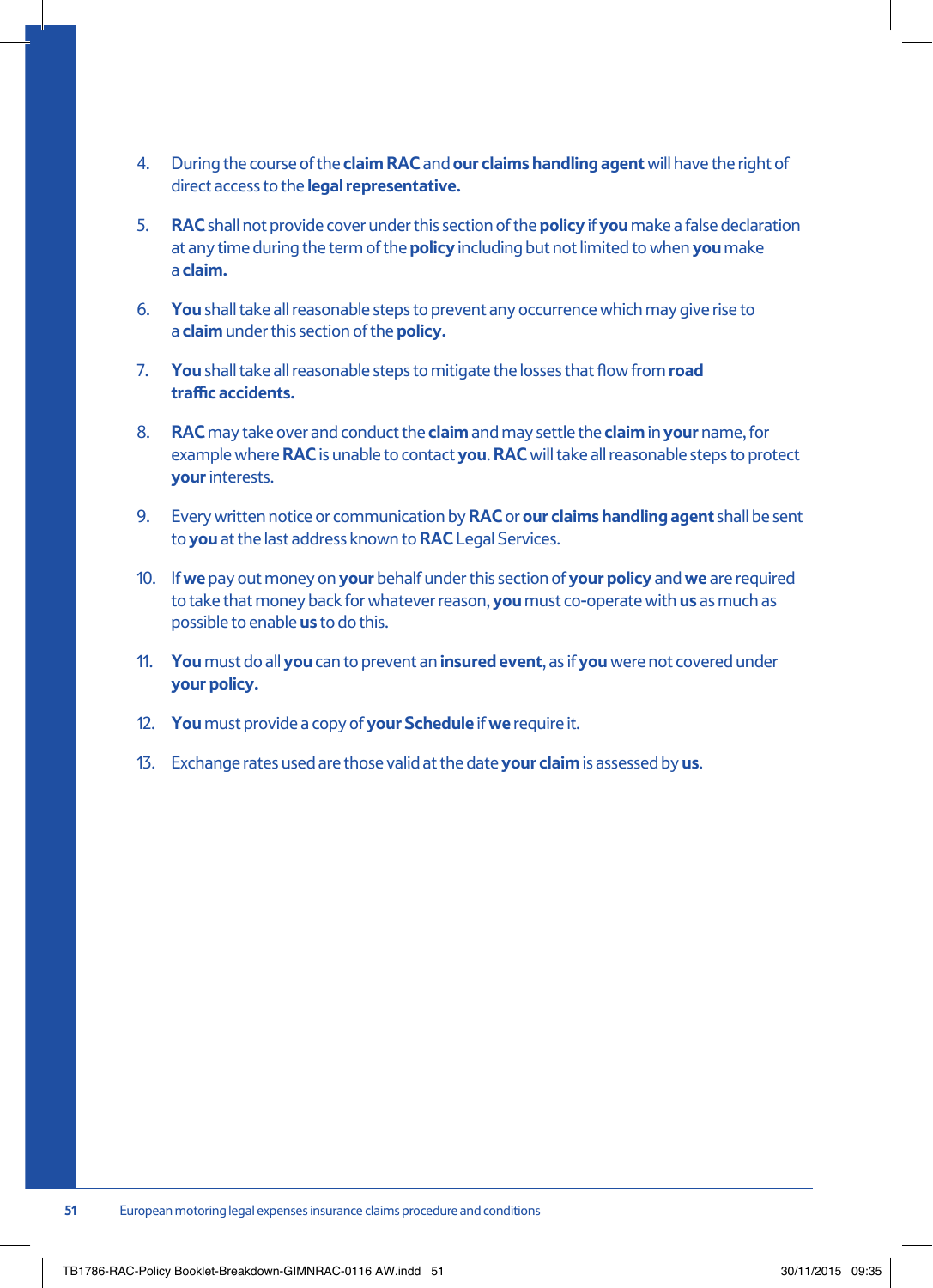4. During the course of the **claim RAC** and **our claims handling agent** will have the right of direct access to the **legal representative.**

5. **RAC** shall not provide cover under this section of the **policy** if **you** make a false declaration at any time during the term of the **policy** including but not limited to when **you** make a **claim.**

6. **You** shall take all reasonable steps to prevent any occurrence which may give rise to a **claim** under this section of the **policy.**

7. **You** shall take all reasonable steps to mitigate the losses that flow from **road traffic accidents.**

8. **RAC** may take over and conduct the **claim** and may settle the **claim** in **your** name, for example where **RAC** is unable to contact **you**. **RAC** will take all reasonable steps to protect **your** interests.

9. Every written notice or communication by **RAC** or **our claims handling agent** shall be sent to **you** at the last address known to **RAC** Legal Services.

10. If **we** pay out money on **your** behalf under this section of **your policy** and **we** are required to take that money back for whatever reason, **you** must co-operate with **us** as much as possible to enable **us** to do this.

11. **You** must do all **you** can to prevent an **insured event**, as if **you** were not covered under **your policy.**

12. **You** must provide a copy of **your Schedule** if **we** require it.

13. Exchange rates used are those valid at the date **your claim** is assessed by **us**.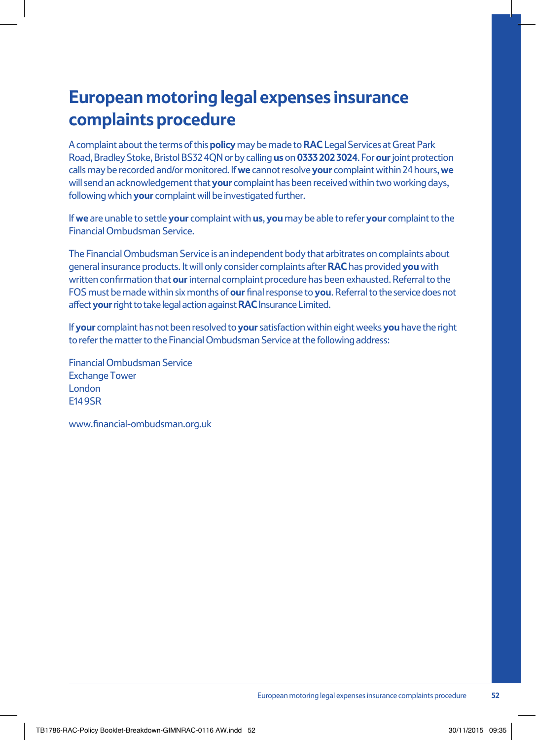# European motoring legal expenses insurance complaints procedure

A complaint about the terms of this **policy** may be made to **RAC** Legal Services at Great Park Road, Bradley Stoke, Bristol BS32 4QN or by calling **us** on **0333 202 3024**. For **our** joint protection calls may be recorded and/or monitored. If **we** cannot resolve **your** complaint within 24 hours, **we** will send an acknowledgement that **your** complaint has been received within two working days, following which **your** complaint will be investigated further.

If **we** are unable to settle **your** complaint with **us**, **you** may be able to refer **your** complaint to the Financial Ombudsman Service.

The Financial Ombudsman Service is an independent body that arbitrates on complaints about general insurance products. It will only consider complaints after **RAC** has provided **you** with written confirmation that **our** internal complaint procedure has been exhausted. Referral to the FOS must be made within six months of **our** final response to **you**. Referral to the service does not affect **your** right to take legal action against **RAC** Insurance Limited.

If **your** complaint has not been resolved to **your** satisfaction within eight weeks **you** have the right to refer the matter to the Financial Ombudsman Service at the following address:

Financial Ombudsman Service
Exchange Tower
London
E14 9SR

www.financial-ombudsman.org.uk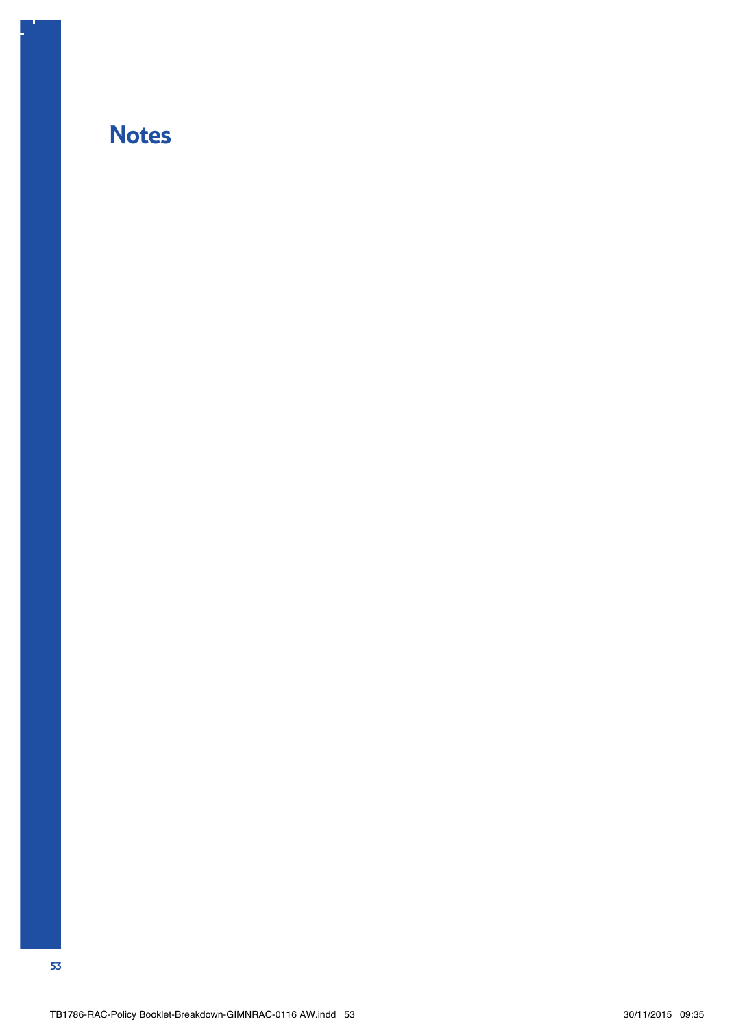# Notes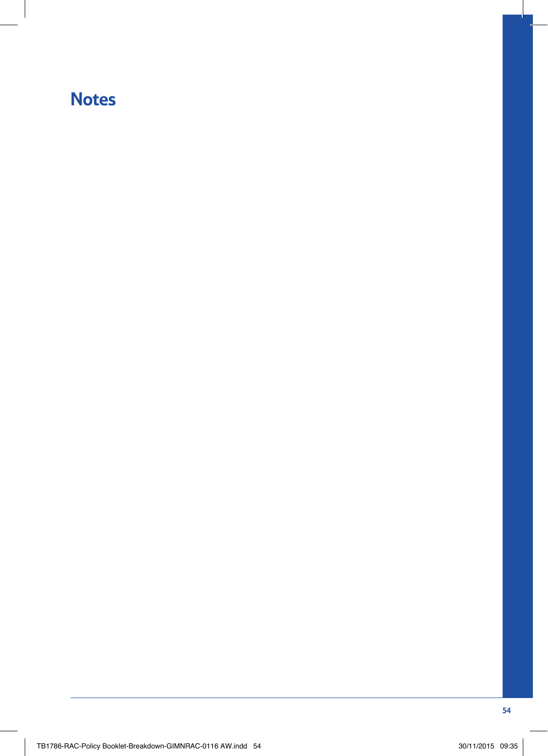# Notes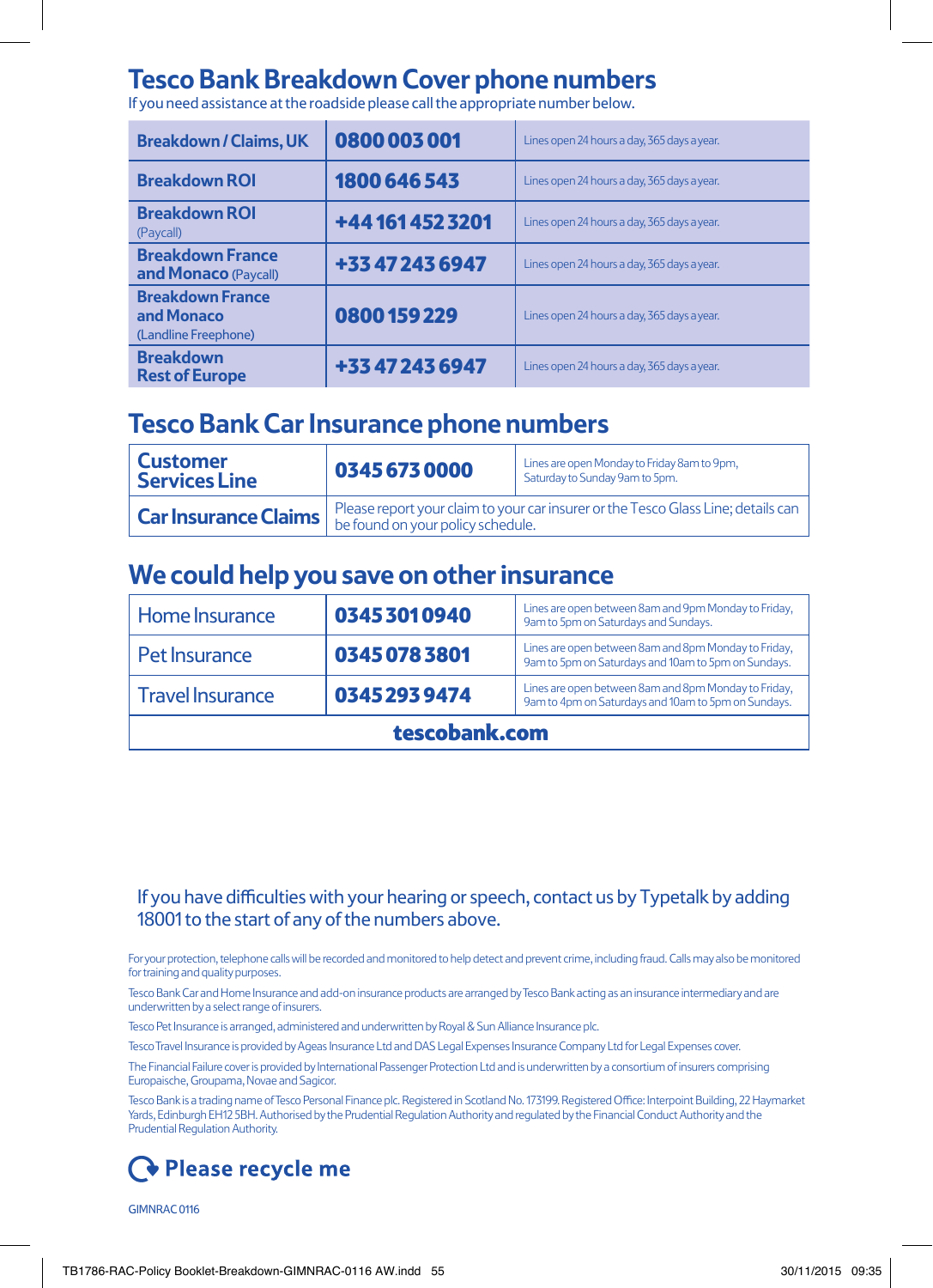# Tesco Bank Breakdown Cover phone numbers

If you need assistance at the roadside please call the appropriate number below.

| | | |
|---|---|---|
| **Breakdown / Claims, UK** | **0800 003 001** | Lines open 24 hours a day, 365 days a year. |
| **Breakdown ROI** | **1800 646 543** | Lines open 24 hours a day, 365 days a year. |
| **Breakdown ROI** (Paycall) | **+44 161 452 3201** | Lines open 24 hours a day, 365 days a year. |
| **Breakdown France and Monaco** (Paycall) | **+33 47 243 6947** | Lines open 24 hours a day, 365 days a year. |
| **Breakdown France and Monaco** (Landline Freephone) | **0800 159 229** | Lines open 24 hours a day, 365 days a year. |
| **Breakdown Rest of Europe** | **+33 47 243 6947** | Lines open 24 hours a day, 365 days a year. |

# Tesco Bank Car Insurance phone numbers

| | | |
|---|---|---|
| **Customer Services Line** | **0345 673 0000** | Lines are open Monday to Friday 8am to 9pm, Saturday to Sunday 9am to 5pm. |
| **Car Insurance Claims** | Please report your claim to your car insurer or the Tesco Glass Line; details can be found on your policy schedule. | |

# We could help you save on other insurance

| | | |
|---|---|---|
| Home Insurance | **0345 301 0940** | Lines are open between 8am and 9pm Monday to Friday, 9am to 5pm on Saturdays and Sundays. |
| Pet Insurance | **0345 078 3801** | Lines are open between 8am and 8pm Monday to Friday, 9am to 5pm on Saturdays and 10am to 5pm on Sundays. |
| Travel Insurance | **0345 293 9474** | Lines are open between 8am and 8pm Monday to Friday, 9am to 4pm on Saturdays and 10am to 5pm on Sundays. |

**tescobank.com**

If you have difficulties with your hearing or speech, contact us by Typetalk by adding 18001 to the start of any of the numbers above.

For your protection, telephone calls will be recorded and monitored to help detect and prevent crime, including fraud. Calls may also be monitored for training and quality purposes.

Tesco Bank Car and Home Insurance and add-on insurance products are arranged by Tesco Bank acting as an insurance intermediary and are underwritten by a select range of insurers.

Tesco Pet Insurance is arranged, administered and underwritten by Royal & Sun Alliance Insurance plc.

Tesco Travel Insurance is provided by Ageas Insurance Ltd and DAS Legal Expenses Insurance Company Ltd for Legal Expenses cover.

The Financial Failure cover is provided by International Passenger Protection Ltd and is underwritten by a consortium of insurers comprising Europaische, Groupama, Novae and Sagicor.

Tesco Bank is a trading name of Tesco Personal Finance plc. Registered in Scotland No. 173199. Registered Office: Interpoint Building, 22 Haymarket Yards, Edinburgh EH12 5BH. Authorised by the Prudential Regulation Authority and regulated by the Financial Conduct Authority and the Prudential Regulation Authority.

**Please recycle me**

GIMNRAC 0116